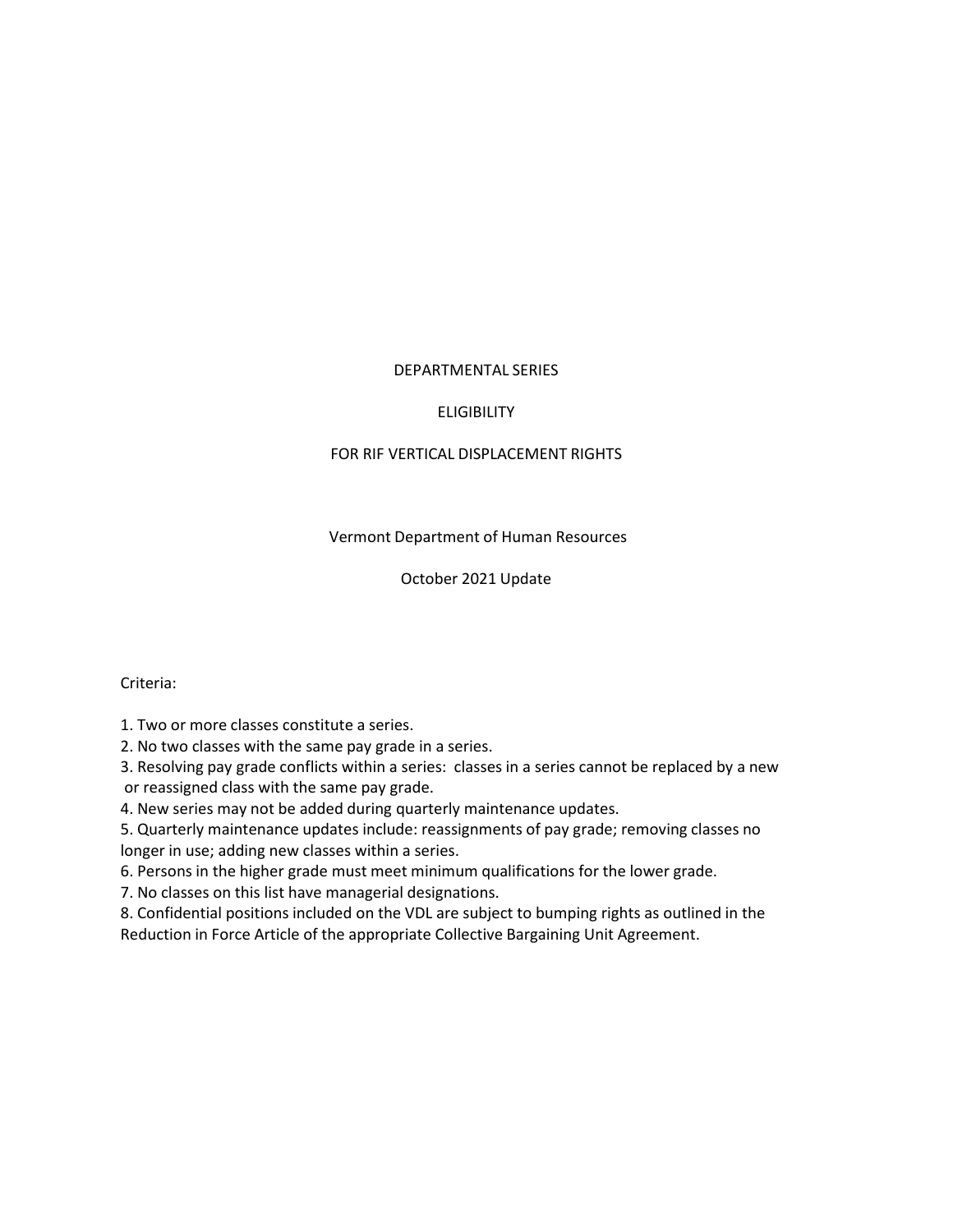# DEPARTMENTAL SERIES

# ELIGIBILITY

# FOR RIF VERTICAL DISPLACEMENT RIGHTS

Vermont Department of Human Resources

October 2021 Update

Criteria:

1. Two or more classes constitute a series.
2. No two classes with the same pay grade in a series.
3. Resolving pay grade conflicts within a series: classes in a series cannot be replaced by a new or reassigned class with the same pay grade.
4. New series may not be added during quarterly maintenance updates.
5. Quarterly maintenance updates include: reassignments of pay grade; removing classes no longer in use; adding new classes within a series.
6. Persons in the higher grade must meet minimum qualifications for the lower grade.
7. No classes on this list have managerial designations.
8. Confidential positions included on the VDL are subject to bumping rights as outlined in the Reduction in Force Article of the appropriate Collective Bargaining Unit Agreement.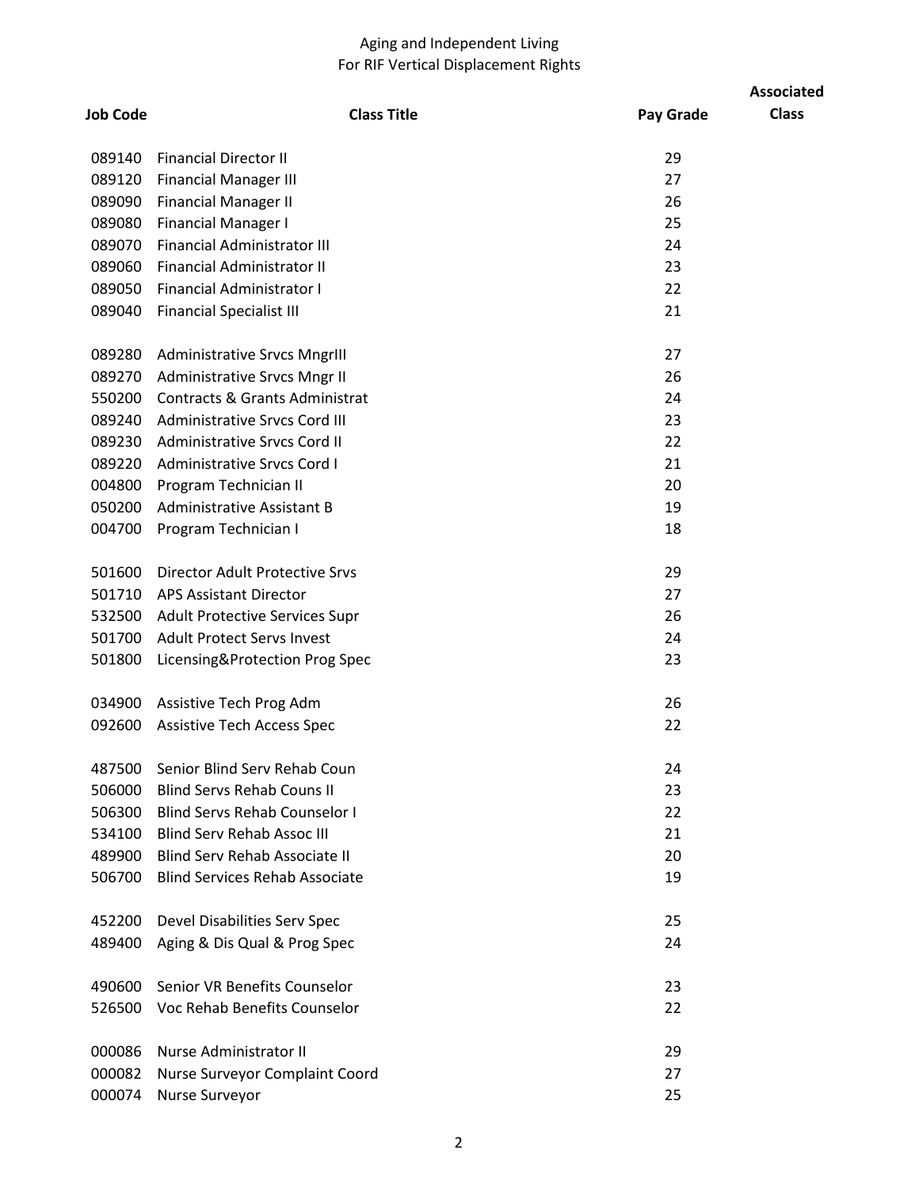Aging and Independent Living
For RIF Vertical Displacement Rights

| Job Code | Class Title | Pay Grade | Associated Class |
|---|---|---|---|
| 089140 | Financial Director II | 29 | |
| 089120 | Financial Manager III | 27 | |
| 089090 | Financial Manager II | 26 | |
| 089080 | Financial Manager I | 25 | |
| 089070 | Financial Administrator III | 24 | |
| 089060 | Financial Administrator II | 23 | |
| 089050 | Financial Administrator I | 22 | |
| 089040 | Financial Specialist III | 21 | |
| | | | |
| 089280 | Administrative Srvcs MngrIII | 27 | |
| 089270 | Administrative Srvcs Mngr II | 26 | |
| 550200 | Contracts & Grants Administrat | 24 | |
| 089240 | Administrative Srvcs Cord III | 23 | |
| 089230 | Administrative Srvcs Cord II | 22 | |
| 089220 | Administrative Srvcs Cord I | 21 | |
| 004800 | Program Technician II | 20 | |
| 050200 | Administrative Assistant B | 19 | |
| 004700 | Program Technician I | 18 | |
| | | | |
| 501600 | Director Adult Protective Srvs | 29 | |
| 501710 | APS Assistant Director | 27 | |
| 532500 | Adult Protective Services Supr | 26 | |
| 501700 | Adult Protect Servs Invest | 24 | |
| 501800 | Licensing&Protection Prog Spec | 23 | |
| | | | |
| 034900 | Assistive Tech Prog Adm | 26 | |
| 092600 | Assistive Tech Access Spec | 22 | |
| | | | |
| 487500 | Senior Blind Serv Rehab Coun | 24 | |
| 506000 | Blind Servs Rehab Couns II | 23 | |
| 506300 | Blind Servs Rehab Counselor I | 22 | |
| 534100 | Blind Serv Rehab Assoc III | 21 | |
| 489900 | Blind Serv Rehab Associate II | 20 | |
| 506700 | Blind Services Rehab Associate | 19 | |
| | | | |
| 452200 | Devel Disabilities Serv Spec | 25 | |
| 489400 | Aging & Dis Qual & Prog Spec | 24 | |
| | | | |
| 490600 | Senior VR Benefits Counselor | 23 | |
| 526500 | Voc Rehab Benefits Counselor | 22 | |
| | | | |
| 000086 | Nurse Administrator II | 29 | |
| 000082 | Nurse Surveyor Complaint Coord | 27 | |
| 000074 | Nurse Surveyor | 25 | |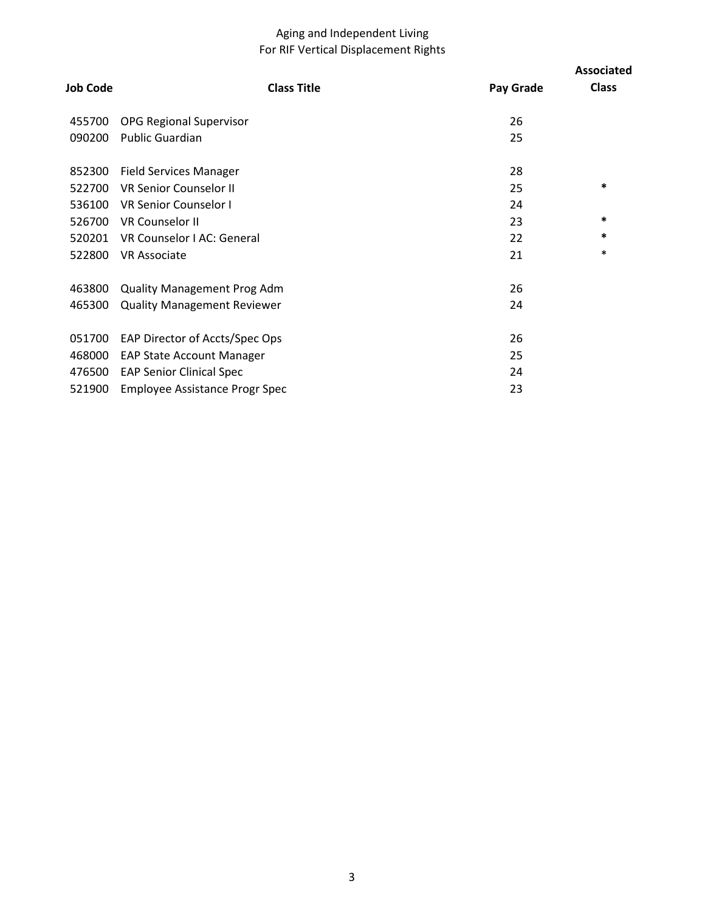Aging and Independent Living
For RIF Vertical Displacement Rights

| Job Code | Class Title | Pay Grade | Associated Class |
|---|---|---|---|
| 455700 | OPG Regional Supervisor | 26 | |
| 090200 | Public Guardian | 25 | |
| | | | |
| 852300 | Field Services Manager | 28 | |
| 522700 | VR Senior Counselor II | 25 | * |
| 536100 | VR Senior Counselor I | 24 | |
| 526700 | VR Counselor II | 23 | * |
| 520201 | VR Counselor I AC: General | 22 | * |
| 522800 | VR Associate | 21 | * |
| | | | |
| 463800 | Quality Management Prog Adm | 26 | |
| 465300 | Quality Management Reviewer | 24 | |
| | | | |
| 051700 | EAP Director of Accts/Spec Ops | 26 | |
| 468000 | EAP State Account Manager | 25 | |
| 476500 | EAP Senior Clinical Spec | 24 | |
| 521900 | Employee Assistance Progr Spec | 23 | |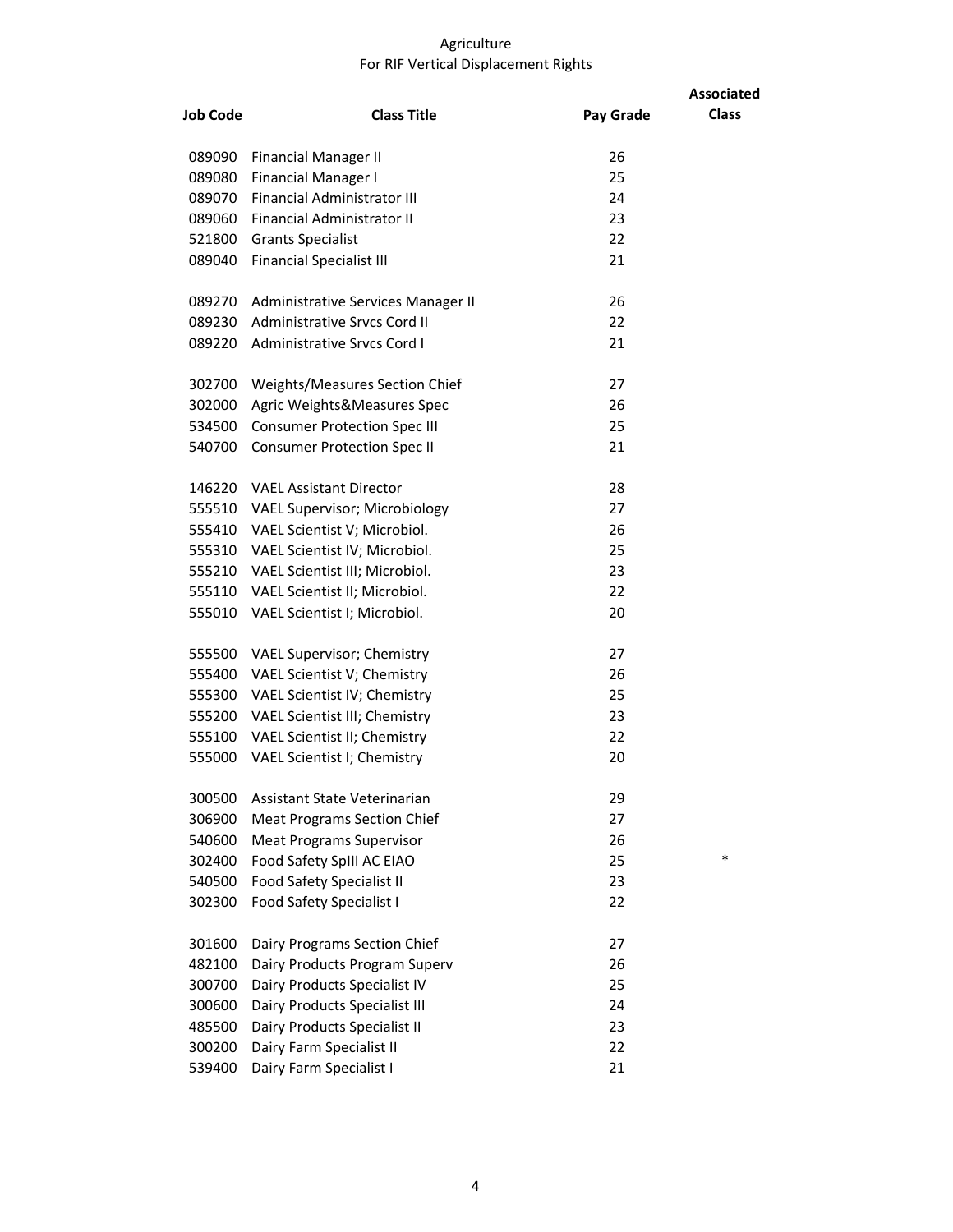# Agriculture
## For RIF Vertical Displacement Rights

| Job Code | Class Title | Pay Grade | Associated Class |
|---|---|---|---|
| 089090 | Financial Manager II | 26 | |
| 089080 | Financial Manager I | 25 | |
| 089070 | Financial Administrator III | 24 | |
| 089060 | Financial Administrator II | 23 | |
| 521800 | Grants Specialist | 22 | |
| 089040 | Financial Specialist III | 21 | |
| | | | |
| 089270 | Administrative Services Manager II | 26 | |
| 089230 | Administrative Srvcs Cord II | 22 | |
| 089220 | Administrative Srvcs Cord I | 21 | |
| | | | |
| 302700 | Weights/Measures Section Chief | 27 | |
| 302000 | Agric Weights&Measures Spec | 26 | |
| 534500 | Consumer Protection Spec III | 25 | |
| 540700 | Consumer Protection Spec II | 21 | |
| | | | |
| 146220 | VAEL Assistant Director | 28 | |
| 555510 | VAEL Supervisor; Microbiology | 27 | |
| 555410 | VAEL Scientist V; Microbiol. | 26 | |
| 555310 | VAEL Scientist IV; Microbiol. | 25 | |
| 555210 | VAEL Scientist III; Microbiol. | 23 | |
| 555110 | VAEL Scientist II; Microbiol. | 22 | |
| 555010 | VAEL Scientist I; Microbiol. | 20 | |
| | | | |
| 555500 | VAEL Supervisor; Chemistry | 27 | |
| 555400 | VAEL Scientist V; Chemistry | 26 | |
| 555300 | VAEL Scientist IV; Chemistry | 25 | |
| 555200 | VAEL Scientist III; Chemistry | 23 | |
| 555100 | VAEL Scientist II; Chemistry | 22 | |
| 555000 | VAEL Scientist I; Chemistry | 20 | |
| | | | |
| 300500 | Assistant State Veterinarian | 29 | |
| 306900 | Meat Programs Section Chief | 27 | |
| 540600 | Meat Programs Supervisor | 26 | |
| 302400 | Food Safety SpIII AC EIAO | 25 | * |
| 540500 | Food Safety Specialist II | 23 | |
| 302300 | Food Safety Specialist I | 22 | |
| | | | |
| 301600 | Dairy Programs Section Chief | 27 | |
| 482100 | Dairy Products Program Superv | 26 | |
| 300700 | Dairy Products Specialist IV | 25 | |
| 300600 | Dairy Products Specialist III | 24 | |
| 485500 | Dairy Products Specialist II | 23 | |
| 300200 | Dairy Farm Specialist II | 22 | |
| 539400 | Dairy Farm Specialist I | 21 | |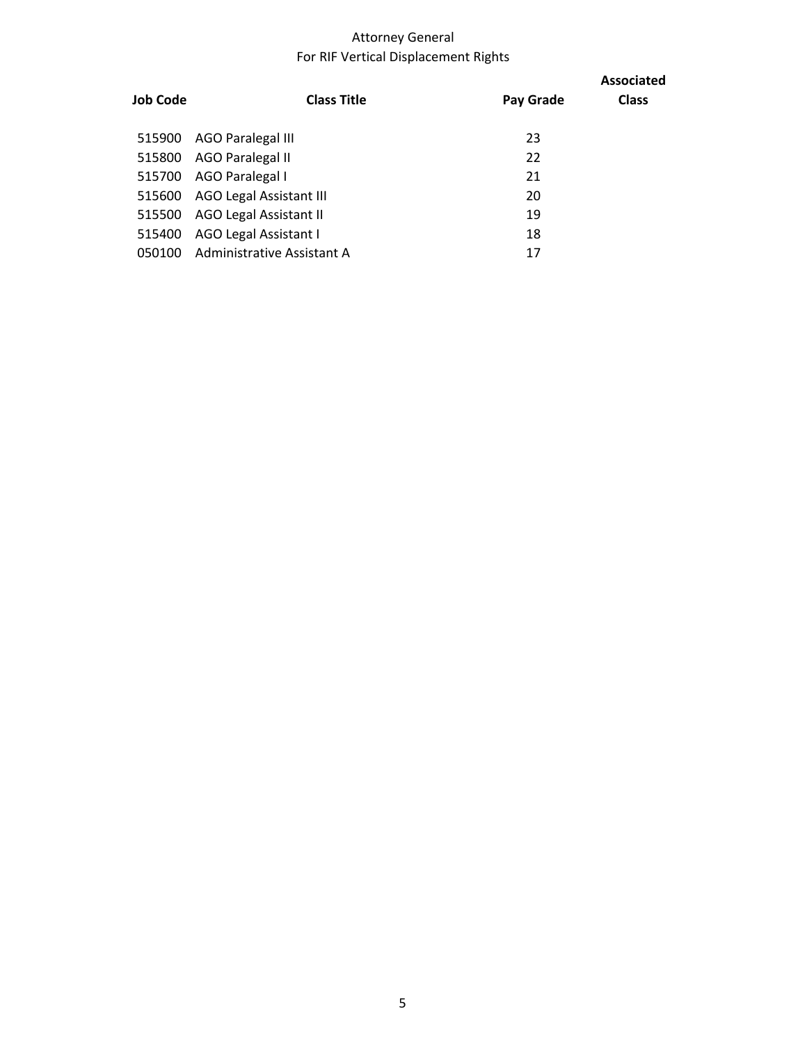# Attorney General
## For RIF Vertical Displacement Rights

| Job Code | Class Title | Pay Grade | Associated Class |
|---|---|---|---|
| 515900 | AGO Paralegal III | 23 | |
| 515800 | AGO Paralegal II | 22 | |
| 515700 | AGO Paralegal I | 21 | |
| 515600 | AGO Legal Assistant III | 20 | |
| 515500 | AGO Legal Assistant II | 19 | |
| 515400 | AGO Legal Assistant I | 18 | |
| 050100 | Administrative Assistant A | 17 | |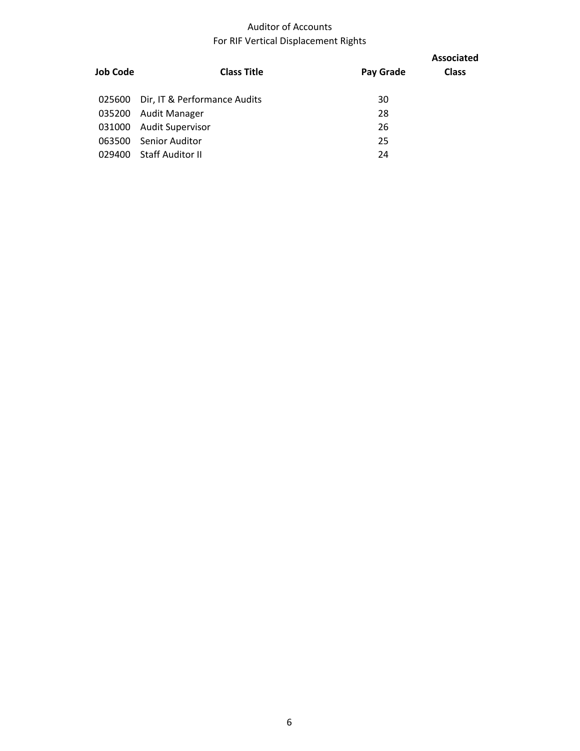# Auditor of Accounts
## For RIF Vertical Displacement Rights

| Job Code | Class Title | Pay Grade | Associated Class |
|---|---|---|---|
| 025600 | Dir, IT & Performance Audits | 30 | |
| 035200 | Audit Manager | 28 | |
| 031000 | Audit Supervisor | 26 | |
| 063500 | Senior Auditor | 25 | |
| 029400 | Staff Auditor II | 24 | |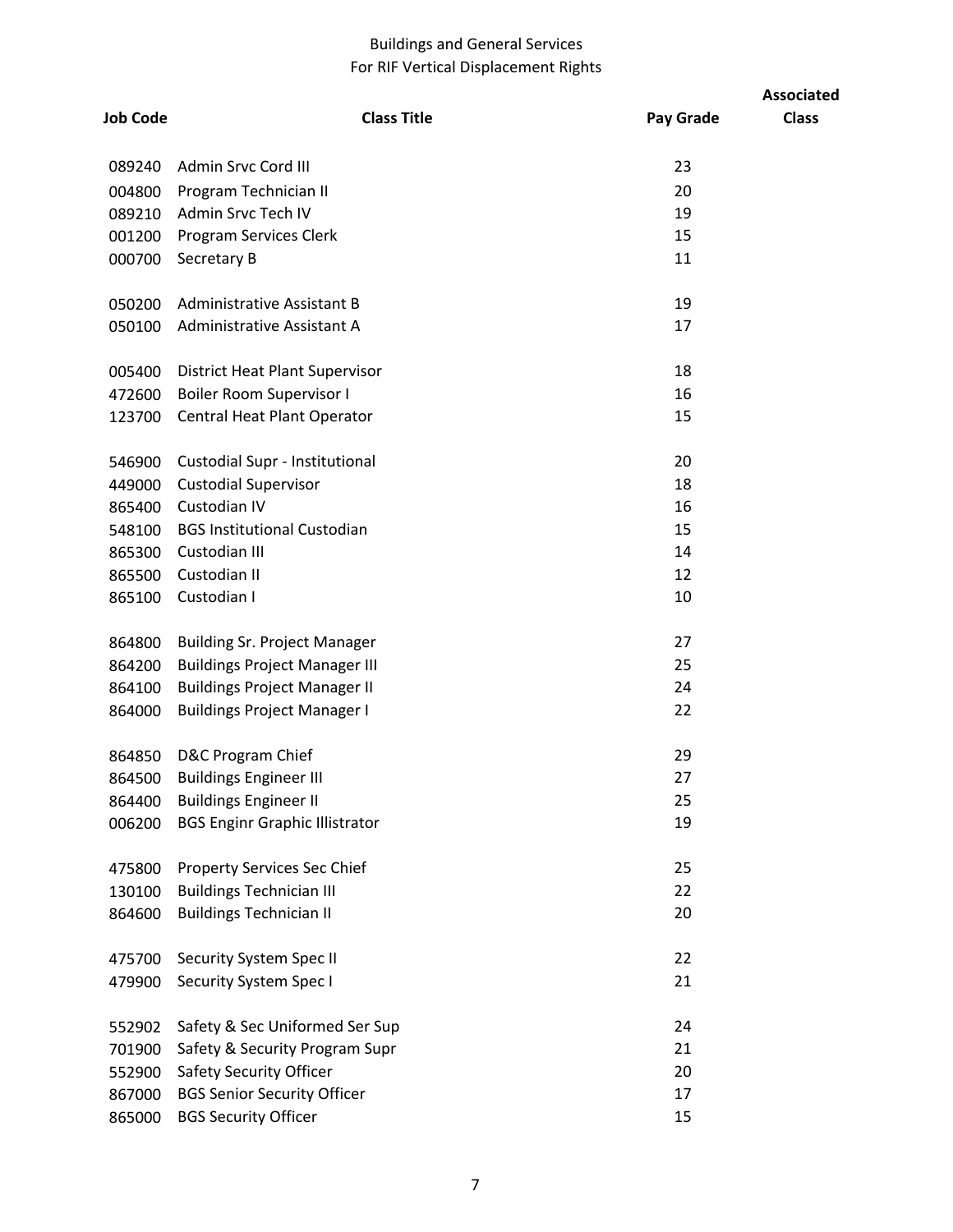## Buildings and General Services
## For RIF Vertical Displacement Rights

| Job Code | Class Title | Pay Grade | Associated Class |
|---|---|---|---|
| 089240 | Admin Srvc Cord III | 23 | |
| 004800 | Program Technician II | 20 | |
| 089210 | Admin Srvc Tech IV | 19 | |
| 001200 | Program Services Clerk | 15 | |
| 000700 | Secretary B | 11 | |
| | | | |
| 050200 | Administrative Assistant B | 19 | |
| 050100 | Administrative Assistant A | 17 | |
| | | | |
| 005400 | District Heat Plant Supervisor | 18 | |
| 472600 | Boiler Room Supervisor I | 16 | |
| 123700 | Central Heat Plant Operator | 15 | |
| | | | |
| 546900 | Custodial Supr - Institutional | 20 | |
| 449000 | Custodial Supervisor | 18 | |
| 865400 | Custodian IV | 16 | |
| 548100 | BGS Institutional Custodian | 15 | |
| 865300 | Custodian III | 14 | |
| 865500 | Custodian II | 12 | |
| 865100 | Custodian I | 10 | |
| | | | |
| 864800 | Building Sr. Project Manager | 27 | |
| 864200 | Buildings Project Manager III | 25 | |
| 864100 | Buildings Project Manager II | 24 | |
| 864000 | Buildings Project Manager I | 22 | |
| | | | |
| 864850 | D&C Program Chief | 29 | |
| 864500 | Buildings Engineer III | 27 | |
| 864400 | Buildings Engineer II | 25 | |
| 006200 | BGS Enginr Graphic Illistrator | 19 | |
| | | | |
| 475800 | Property Services Sec Chief | 25 | |
| 130100 | Buildings Technician III | 22 | |
| 864600 | Buildings Technician II | 20 | |
| | | | |
| 475700 | Security System Spec II | 22 | |
| 479900 | Security System Spec I | 21 | |
| | | | |
| 552902 | Safety & Sec Uniformed Ser Sup | 24 | |
| 701900 | Safety & Security Program Supr | 21 | |
| 552900 | Safety Security Officer | 20 | |
| 867000 | BGS Senior Security Officer | 17 | |
| 865000 | BGS Security Officer | 15 | |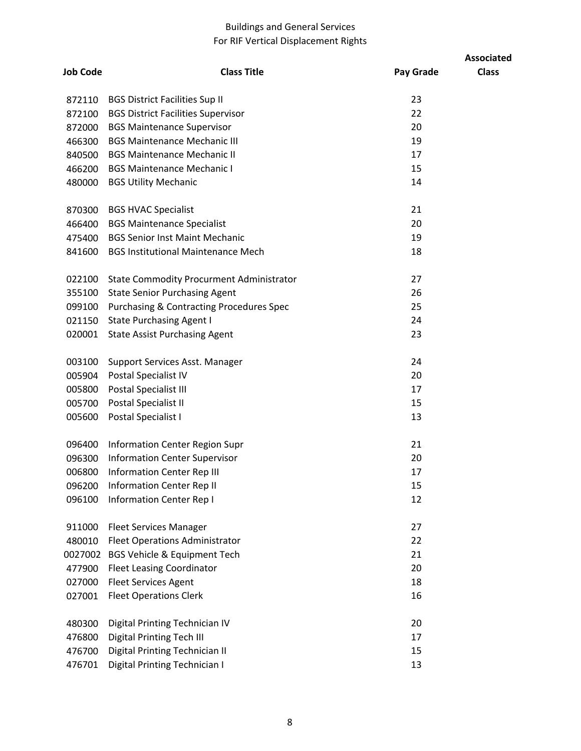# Buildings and General Services

## For RIF Vertical Displacement Rights

| Job Code | Class Title | Pay Grade | Associated Class |
|---|---|---|---|
| 872110 | BGS District Facilities Sup II | 23 | |
| 872100 | BGS District Facilities Supervisor | 22 | |
| 872000 | BGS Maintenance Supervisor | 20 | |
| 466300 | BGS Maintenance Mechanic III | 19 | |
| 840500 | BGS Maintenance Mechanic II | 17 | |
| 466200 | BGS Maintenance Mechanic I | 15 | |
| 480000 | BGS Utility Mechanic | 14 | |
| | | | |
| 870300 | BGS HVAC Specialist | 21 | |
| 466400 | BGS Maintenance Specialist | 20 | |
| 475400 | BGS Senior Inst Maint Mechanic | 19 | |
| 841600 | BGS Institutional Maintenance Mech | 18 | |
| | | | |
| 022100 | State Commodity Procurment Administrator | 27 | |
| 355100 | State Senior Purchasing Agent | 26 | |
| 099100 | Purchasing & Contracting Procedures Spec | 25 | |
| 021150 | State Purchasing Agent I | 24 | |
| 020001 | State Assist Purchasing Agent | 23 | |
| | | | |
| 003100 | Support Services Asst. Manager | 24 | |
| 005904 | Postal Specialist IV | 20 | |
| 005800 | Postal Specialist III | 17 | |
| 005700 | Postal Specialist II | 15 | |
| 005600 | Postal Specialist I | 13 | |
| | | | |
| 096400 | Information Center Region Supr | 21 | |
| 096300 | Information Center Supervisor | 20 | |
| 006800 | Information Center Rep III | 17 | |
| 096200 | Information Center Rep II | 15 | |
| 096100 | Information Center Rep I | 12 | |
| | | | |
| 911000 | Fleet Services Manager | 27 | |
| 480010 | Fleet Operations Administrator | 22 | |
| 0027002 | BGS Vehicle & Equipment Tech | 21 | |
| 477900 | Fleet Leasing Coordinator | 20 | |
| 027000 | Fleet Services Agent | 18 | |
| 027001 | Fleet Operations Clerk | 16 | |
| | | | |
| 480300 | Digital Printing Technician IV | 20 | |
| 476800 | Digital Printing Tech III | 17 | |
| 476700 | Digital Printing Technician II | 15 | |
| 476701 | Digital Printing Technician I | 13 | |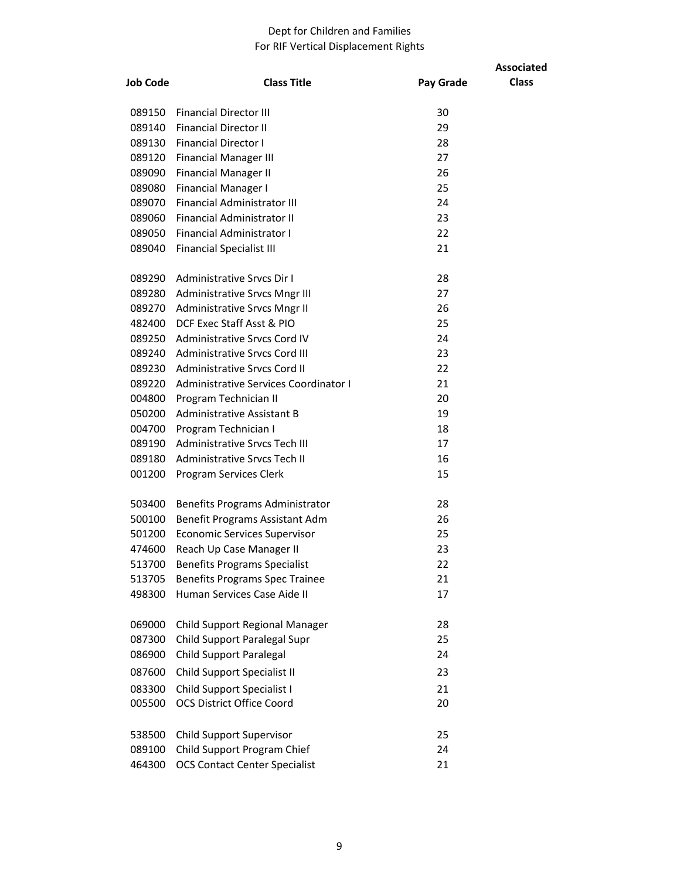Dept for Children and Families
For RIF Vertical Displacement Rights

| Job Code | Class Title | Pay Grade | Associated Class |
|---|---|---|---|
| 089150 | Financial Director III | 30 | |
| 089140 | Financial Director II | 29 | |
| 089130 | Financial Director I | 28 | |
| 089120 | Financial Manager III | 27 | |
| 089090 | Financial Manager II | 26 | |
| 089080 | Financial Manager I | 25 | |
| 089070 | Financial Administrator III | 24 | |
| 089060 | Financial Administrator II | 23 | |
| 089050 | Financial Administrator I | 22 | |
| 089040 | Financial Specialist III | 21 | |
| | | | |
| 089290 | Administrative Srvcs Dir I | 28 | |
| 089280 | Administrative Srvcs Mngr III | 27 | |
| 089270 | Administrative Srvcs Mngr II | 26 | |
| 482400 | DCF Exec Staff Asst & PIO | 25 | |
| 089250 | Administrative Srvcs Cord IV | 24 | |
| 089240 | Administrative Srvcs Cord III | 23 | |
| 089230 | Administrative Srvcs Cord II | 22 | |
| 089220 | Administrative Services Coordinator I | 21 | |
| 004800 | Program Technician II | 20 | |
| 050200 | Administrative Assistant B | 19 | |
| 004700 | Program Technician I | 18 | |
| 089190 | Administrative Srvcs Tech III | 17 | |
| 089180 | Administrative Srvcs Tech II | 16 | |
| 001200 | Program Services Clerk | 15 | |
| | | | |
| 503400 | Benefits Programs Administrator | 28 | |
| 500100 | Benefit Programs Assistant Adm | 26 | |
| 501200 | Economic Services Supervisor | 25 | |
| 474600 | Reach Up Case Manager II | 23 | |
| 513700 | Benefits Programs Specialist | 22 | |
| 513705 | Benefits Programs Spec Trainee | 21 | |
| 498300 | Human Services Case Aide II | 17 | |
| | | | |
| 069000 | Child Support Regional Manager | 28 | |
| 087300 | Child Support Paralegal Supr | 25 | |
| 086900 | Child Support Paralegal | 24 | |
| 087600 | Child Support Specialist II | 23 | |
| 083300 | Child Support Specialist I | 21 | |
| 005500 | OCS District Office Coord | 20 | |
| | | | |
| 538500 | Child Support Supervisor | 25 | |
| 089100 | Child Support Program Chief | 24 | |
| 464300 | OCS Contact Center Specialist | 21 | |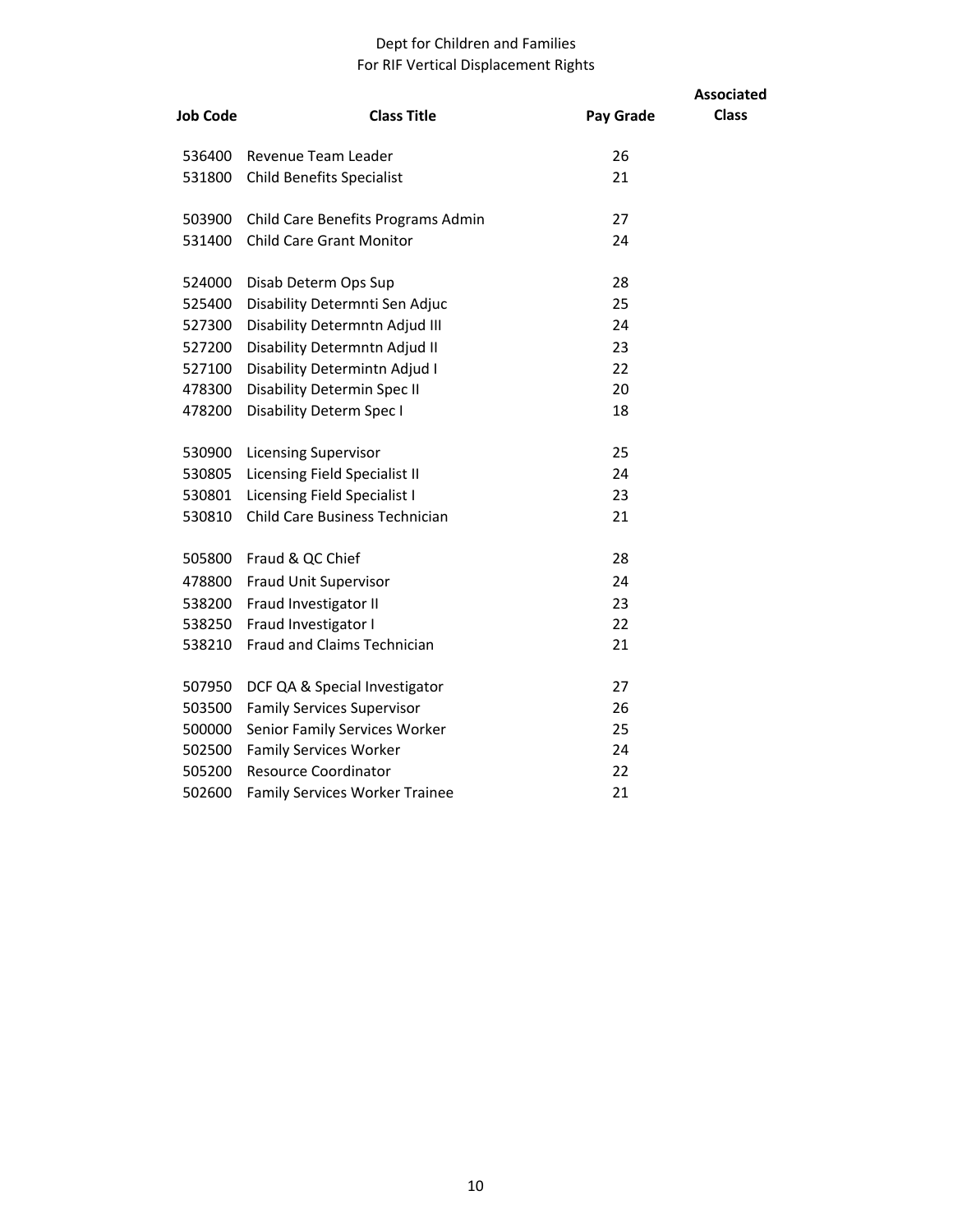Dept for Children and Families
For RIF Vertical Displacement Rights

| Job Code | Class Title | Pay Grade | Associated Class |
|---|---|---|---|
| 536400 | Revenue Team Leader | 26 | |
| 531800 | Child Benefits Specialist | 21 | |
| | | | |
| 503900 | Child Care Benefits Programs Admin | 27 | |
| 531400 | Child Care Grant Monitor | 24 | |
| | | | |
| 524000 | Disab Determ Ops Sup | 28 | |
| 525400 | Disability Determnti Sen Adjuc | 25 | |
| 527300 | Disability Determntn Adjud III | 24 | |
| 527200 | Disability Determntn Adjud II | 23 | |
| 527100 | Disability Determintn Adjud I | 22 | |
| 478300 | Disability Determin Spec II | 20 | |
| 478200 | Disability Determ Spec I | 18 | |
| | | | |
| 530900 | Licensing Supervisor | 25 | |
| 530805 | Licensing Field Specialist II | 24 | |
| 530801 | Licensing Field Specialist I | 23 | |
| 530810 | Child Care Business Technician | 21 | |
| | | | |
| 505800 | Fraud & QC Chief | 28 | |
| 478800 | Fraud Unit Supervisor | 24 | |
| 538200 | Fraud Investigator II | 23 | |
| 538250 | Fraud Investigator I | 22 | |
| 538210 | Fraud and Claims Technician | 21 | |
| | | | |
| 507950 | DCF QA & Special Investigator | 27 | |
| 503500 | Family Services Supervisor | 26 | |
| 500000 | Senior Family Services Worker | 25 | |
| 502500 | Family Services Worker | 24 | |
| 505200 | Resource Coordinator | 22 | |
| 502600 | Family Services Worker Trainee | 21 | |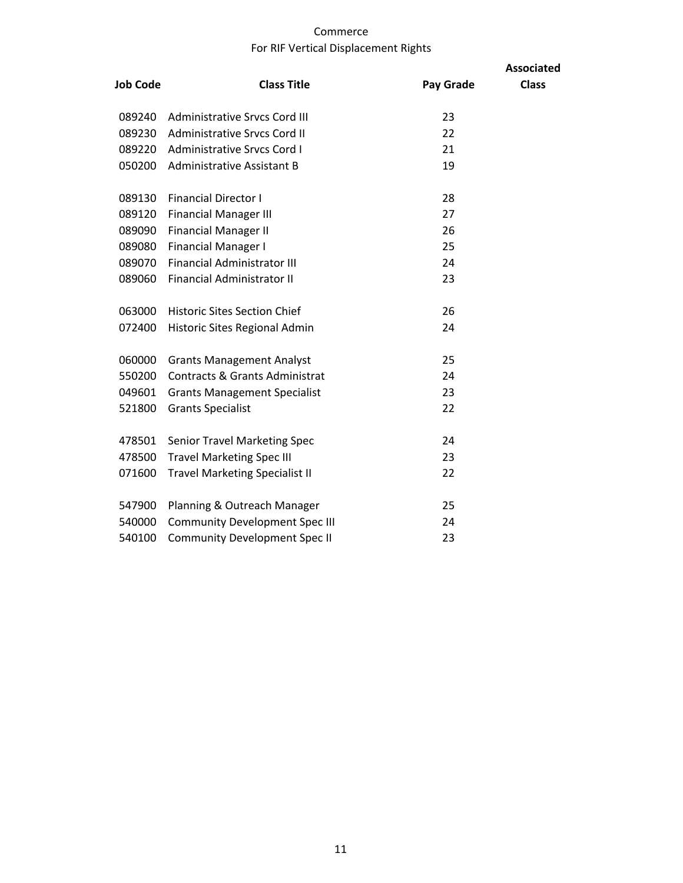Commerce

For RIF Vertical Displacement Rights

| Job Code | Class Title | Pay Grade | Associated Class |
|---|---|---|---|
| 089240 | Administrative Srvcs Cord III | 23 | |
| 089230 | Administrative Srvcs Cord II | 22 | |
| 089220 | Administrative Srvcs Cord I | 21 | |
| 050200 | Administrative Assistant B | 19 | |
| | | | |
| 089130 | Financial Director I | 28 | |
| 089120 | Financial Manager III | 27 | |
| 089090 | Financial Manager II | 26 | |
| 089080 | Financial Manager I | 25 | |
| 089070 | Financial Administrator III | 24 | |
| 089060 | Financial Administrator II | 23 | |
| | | | |
| 063000 | Historic Sites Section Chief | 26 | |
| 072400 | Historic Sites Regional Admin | 24 | |
| | | | |
| 060000 | Grants Management Analyst | 25 | |
| 550200 | Contracts & Grants Administrat | 24 | |
| 049601 | Grants Management Specialist | 23 | |
| 521800 | Grants Specialist | 22 | |
| | | | |
| 478501 | Senior Travel Marketing Spec | 24 | |
| 478500 | Travel Marketing Spec III | 23 | |
| 071600 | Travel Marketing Specialist II | 22 | |
| | | | |
| 547900 | Planning & Outreach Manager | 25 | |
| 540000 | Community Development Spec III | 24 | |
| 540100 | Community Development Spec II | 23 | |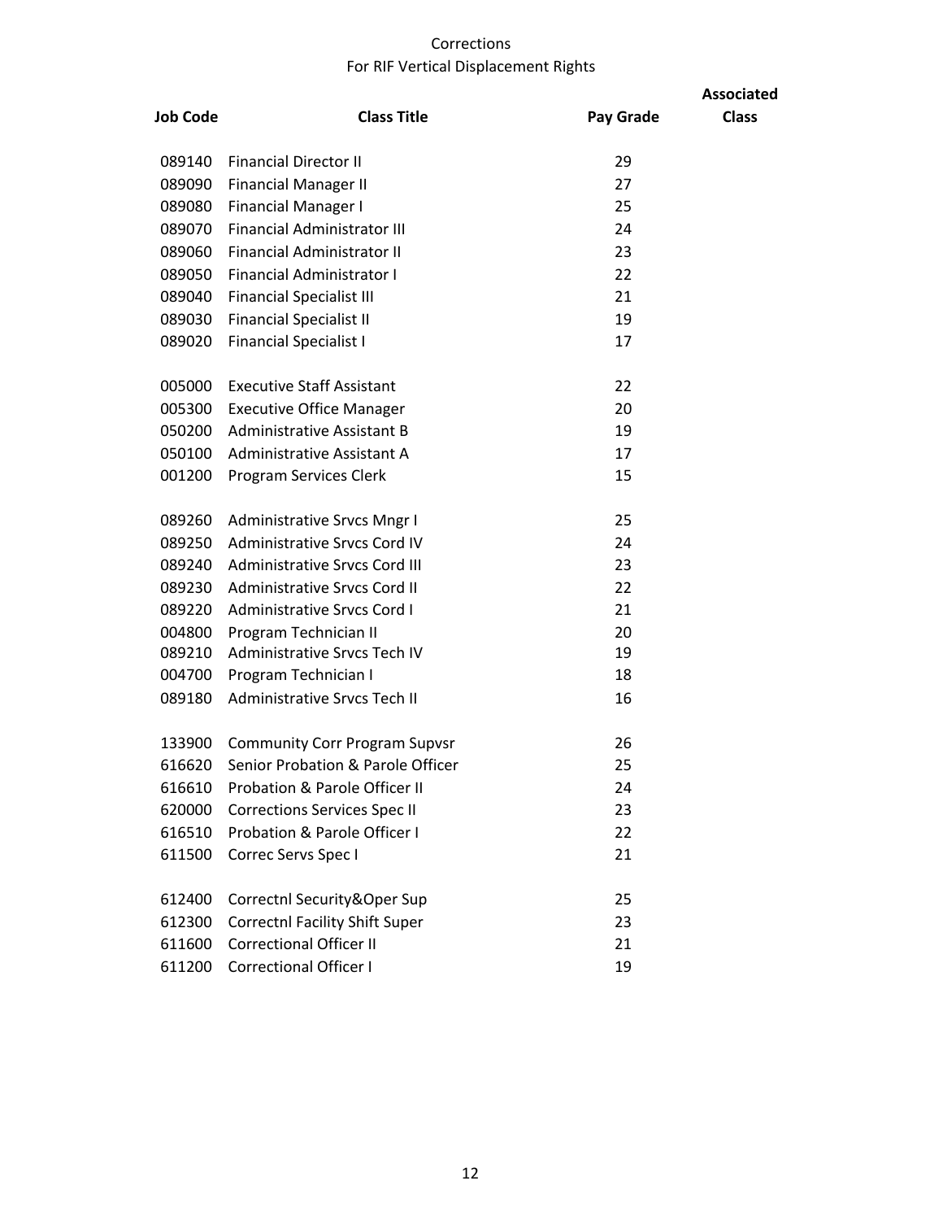# Corrections

## For RIF Vertical Displacement Rights

| Job Code | Class Title | Pay Grade | Associated Class |
|---|---|---|---|
| 089140 | Financial Director II | 29 | |
| 089090 | Financial Manager II | 27 | |
| 089080 | Financial Manager I | 25 | |
| 089070 | Financial Administrator III | 24 | |
| 089060 | Financial Administrator II | 23 | |
| 089050 | Financial Administrator I | 22 | |
| 089040 | Financial Specialist III | 21 | |
| 089030 | Financial Specialist II | 19 | |
| 089020 | Financial Specialist I | 17 | |
| | | | |
| 005000 | Executive Staff Assistant | 22 | |
| 005300 | Executive Office Manager | 20 | |
| 050200 | Administrative Assistant B | 19 | |
| 050100 | Administrative Assistant A | 17 | |
| 001200 | Program Services Clerk | 15 | |
| | | | |
| 089260 | Administrative Srvcs Mngr I | 25 | |
| 089250 | Administrative Srvcs Cord IV | 24 | |
| 089240 | Administrative Srvcs Cord III | 23 | |
| 089230 | Administrative Srvcs Cord II | 22 | |
| 089220 | Administrative Srvcs Cord I | 21 | |
| 004800 | Program Technician II | 20 | |
| 089210 | Administrative Srvcs Tech IV | 19 | |
| 004700 | Program Technician I | 18 | |
| 089180 | Administrative Srvcs Tech II | 16 | |
| | | | |
| 133900 | Community Corr Program Supvsr | 26 | |
| 616620 | Senior Probation & Parole Officer | 25 | |
| 616610 | Probation & Parole Officer II | 24 | |
| 620000 | Corrections Services Spec II | 23 | |
| 616510 | Probation & Parole Officer I | 22 | |
| 611500 | Correc Servs Spec I | 21 | |
| | | | |
| 612400 | Correctnl Security&Oper Sup | 25 | |
| 612300 | Correctnl Facility Shift Super | 23 | |
| 611600 | Correctional Officer II | 21 | |
| 611200 | Correctional Officer I | 19 | |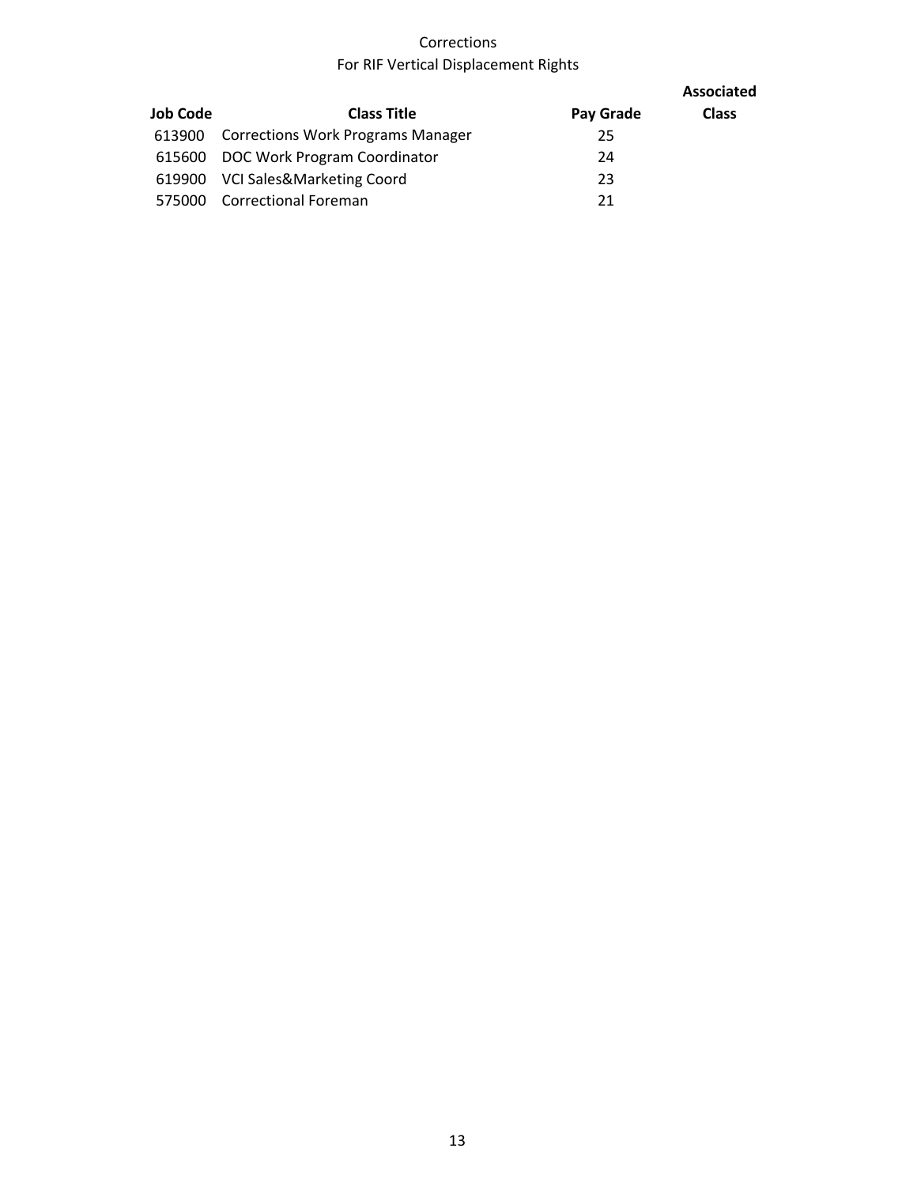Corrections

For RIF Vertical Displacement Rights

| Job Code | Class Title | Pay Grade | Associated Class |
| --- | --- | --- | --- |
| 613900 | Corrections Work Programs Manager | 25 | |
| 615600 | DOC Work Program Coordinator | 24 | |
| 619900 | VCI Sales&Marketing Coord | 23 | |
| 575000 | Correctional Foreman | 21 | |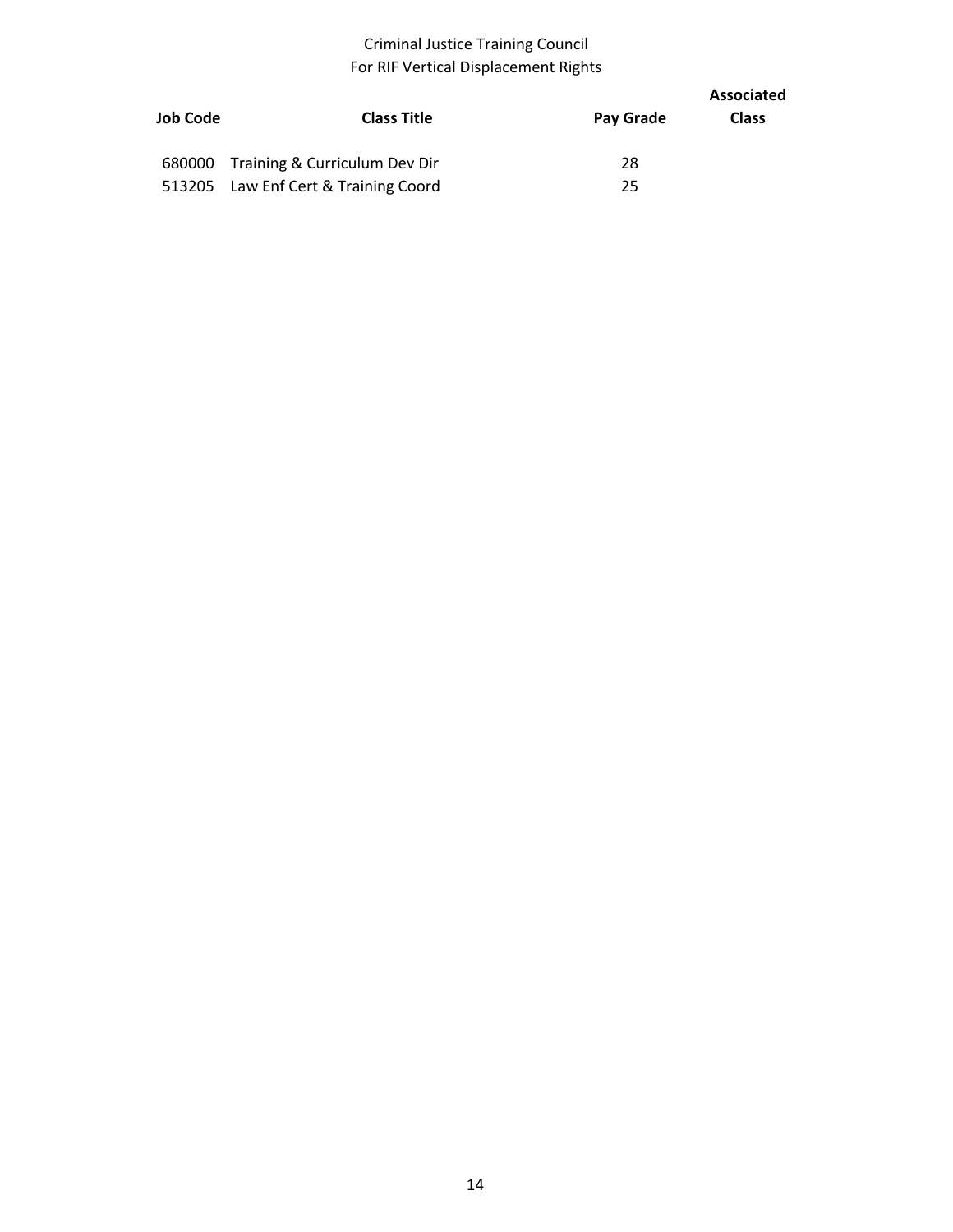Criminal Justice Training Council
For RIF Vertical Displacement Rights

| Job Code | Class Title | Pay Grade | Associated Class |
|---|---|---|---|
| 680000 | Training & Curriculum Dev Dir | 28 | |
| 513205 | Law Enf Cert & Training Coord | 25 | |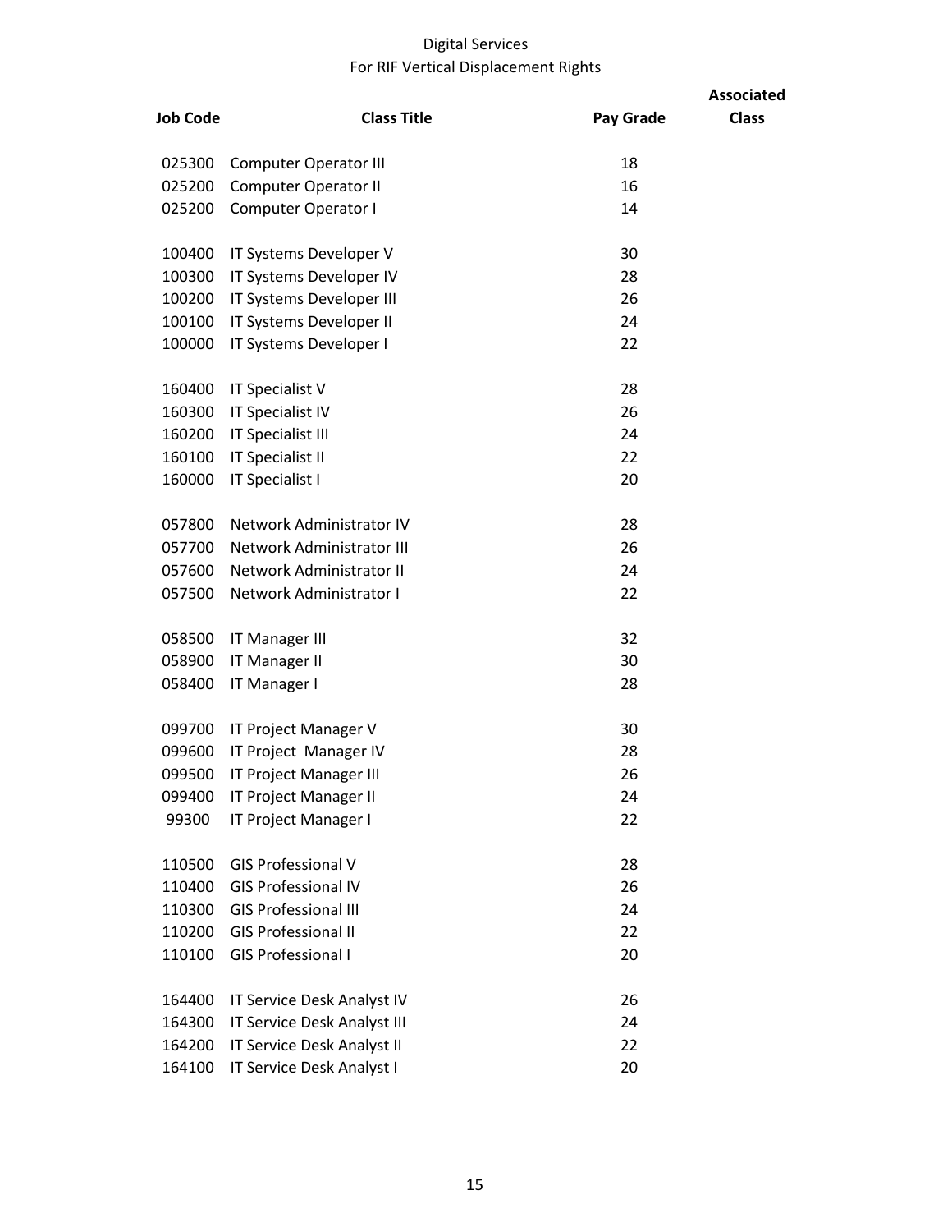# Digital Services

## For RIF Vertical Displacement Rights

| Job Code | Class Title | Pay Grade | Associated Class |
|---|---|---|---|
| 025300 | Computer Operator III | 18 | |
| 025200 | Computer Operator II | 16 | |
| 025200 | Computer Operator I | 14 | |
| | | | |
| 100400 | IT Systems Developer V | 30 | |
| 100300 | IT Systems Developer IV | 28 | |
| 100200 | IT Systems Developer III | 26 | |
| 100100 | IT Systems Developer II | 24 | |
| 100000 | IT Systems Developer I | 22 | |
| | | | |
| 160400 | IT Specialist V | 28 | |
| 160300 | IT Specialist IV | 26 | |
| 160200 | IT Specialist III | 24 | |
| 160100 | IT Specialist II | 22 | |
| 160000 | IT Specialist I | 20 | |
| | | | |
| 057800 | Network Administrator IV | 28 | |
| 057700 | Network Administrator III | 26 | |
| 057600 | Network Administrator II | 24 | |
| 057500 | Network Administrator I | 22 | |
| | | | |
| 058500 | IT Manager III | 32 | |
| 058900 | IT Manager II | 30 | |
| 058400 | IT Manager I | 28 | |
| | | | |
| 099700 | IT Project Manager V | 30 | |
| 099600 | IT Project Manager IV | 28 | |
| 099500 | IT Project Manager III | 26 | |
| 099400 | IT Project Manager II | 24 | |
| 99300 | IT Project Manager I | 22 | |
| | | | |
| 110500 | GIS Professional V | 28 | |
| 110400 | GIS Professional IV | 26 | |
| 110300 | GIS Professional III | 24 | |
| 110200 | GIS Professional II | 22 | |
| 110100 | GIS Professional I | 20 | |
| | | | |
| 164400 | IT Service Desk Analyst IV | 26 | |
| 164300 | IT Service Desk Analyst III | 24 | |
| 164200 | IT Service Desk Analyst II | 22 | |
| 164100 | IT Service Desk Analyst I | 20 | |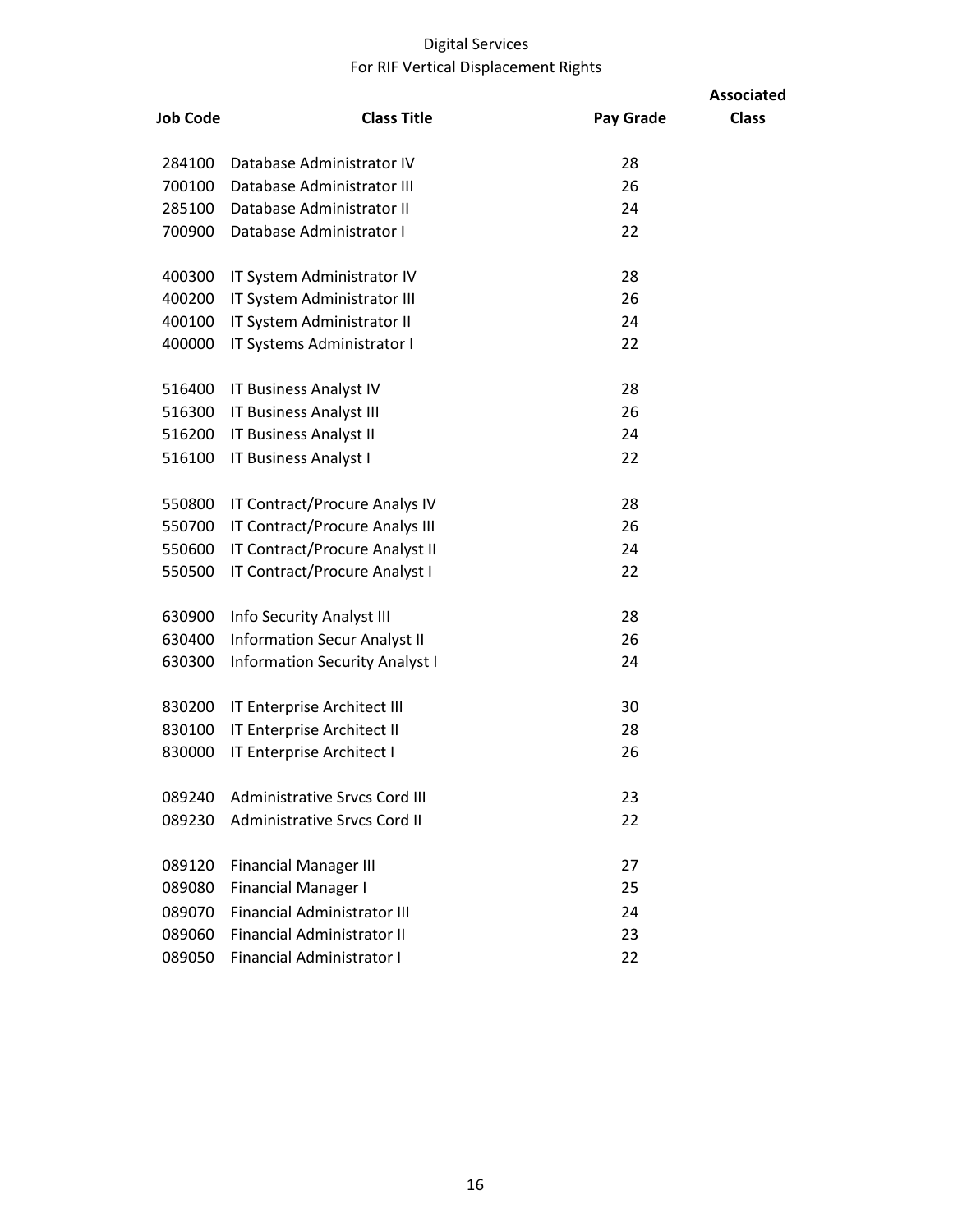# Digital Services
## For RIF Vertical Displacement Rights

| Job Code | Class Title | Pay Grade | Associated Class |
|---|---|---|---|
| 284100 | Database Administrator IV | 28 | |
| 700100 | Database Administrator III | 26 | |
| 285100 | Database Administrator II | 24 | |
| 700900 | Database Administrator I | 22 | |
| | | | |
| 400300 | IT System Administrator IV | 28 | |
| 400200 | IT System Administrator III | 26 | |
| 400100 | IT System Administrator II | 24 | |
| 400000 | IT Systems Administrator I | 22 | |
| | | | |
| 516400 | IT Business Analyst IV | 28 | |
| 516300 | IT Business Analyst III | 26 | |
| 516200 | IT Business Analyst II | 24 | |
| 516100 | IT Business Analyst I | 22 | |
| | | | |
| 550800 | IT Contract/Procure Analys IV | 28 | |
| 550700 | IT Contract/Procure Analys III | 26 | |
| 550600 | IT Contract/Procure Analyst II | 24 | |
| 550500 | IT Contract/Procure Analyst I | 22 | |
| | | | |
| 630900 | Info Security Analyst III | 28 | |
| 630400 | Information Secur Analyst II | 26 | |
| 630300 | Information Security Analyst I | 24 | |
| | | | |
| 830200 | IT Enterprise Architect III | 30 | |
| 830100 | IT Enterprise Architect II | 28 | |
| 830000 | IT Enterprise Architect I | 26 | |
| | | | |
| 089240 | Administrative Srvcs Cord III | 23 | |
| 089230 | Administrative Srvcs Cord II | 22 | |
| | | | |
| 089120 | Financial Manager III | 27 | |
| 089080 | Financial Manager I | 25 | |
| 089070 | Financial Administrator III | 24 | |
| 089060 | Financial Administrator II | 23 | |
| 089050 | Financial Administrator I | 22 | |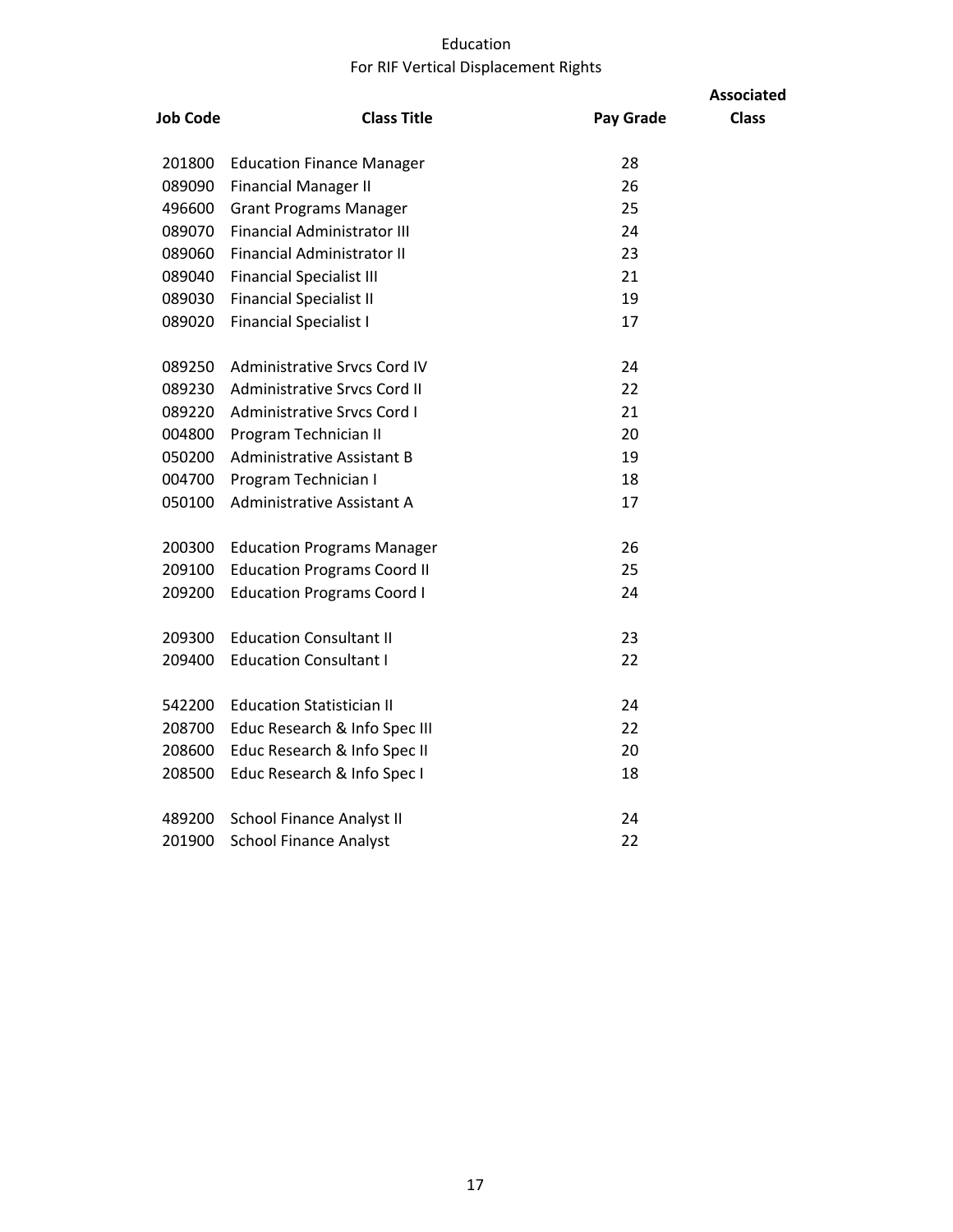# Education

## For RIF Vertical Displacement Rights

| Job Code | Class Title | Pay Grade | Associated Class |
|---|---|---|---|
| 201800 | Education Finance Manager | 28 | |
| 089090 | Financial Manager II | 26 | |
| 496600 | Grant Programs Manager | 25 | |
| 089070 | Financial Administrator III | 24 | |
| 089060 | Financial Administrator II | 23 | |
| 089040 | Financial Specialist III | 21 | |
| 089030 | Financial Specialist II | 19 | |
| 089020 | Financial Specialist I | 17 | |
| | | | |
| 089250 | Administrative Srvcs Cord IV | 24 | |
| 089230 | Administrative Srvcs Cord II | 22 | |
| 089220 | Administrative Srvcs Cord I | 21 | |
| 004800 | Program Technician II | 20 | |
| 050200 | Administrative Assistant B | 19 | |
| 004700 | Program Technician I | 18 | |
| 050100 | Administrative Assistant A | 17 | |
| | | | |
| 200300 | Education Programs Manager | 26 | |
| 209100 | Education Programs Coord II | 25 | |
| 209200 | Education Programs Coord I | 24 | |
| | | | |
| 209300 | Education Consultant II | 23 | |
| 209400 | Education Consultant I | 22 | |
| | | | |
| 542200 | Education Statistician II | 24 | |
| 208700 | Educ Research & Info Spec III | 22 | |
| 208600 | Educ Research & Info Spec II | 20 | |
| 208500 | Educ Research & Info Spec I | 18 | |
| | | | |
| 489200 | School Finance Analyst II | 24 | |
| 201900 | School Finance Analyst | 22 | |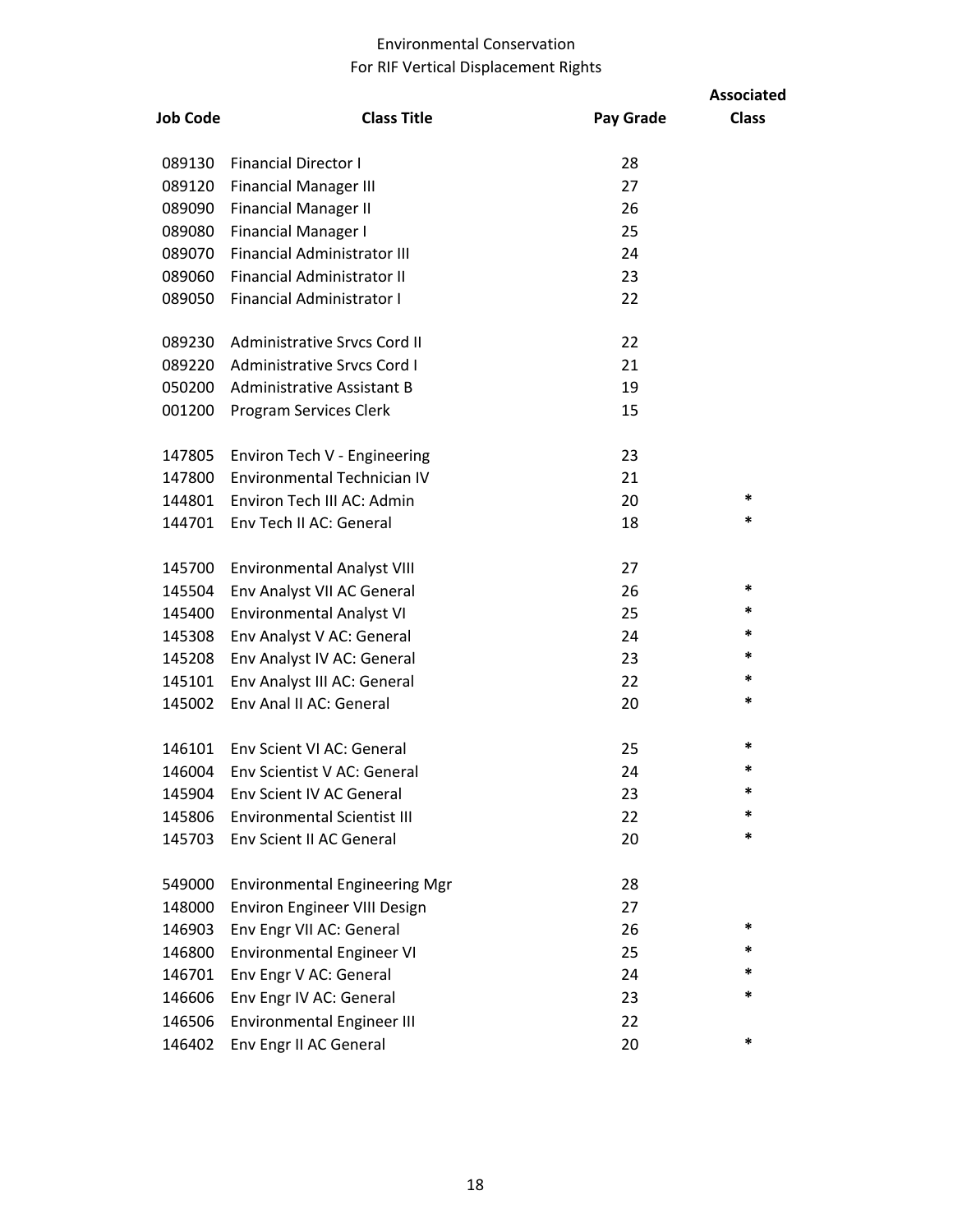# Environmental Conservation

## For RIF Vertical Displacement Rights

| Job Code | Class Title | Pay Grade | Associated Class |
|---|---|---|---|
| 089130 | Financial Director I | 28 | |
| 089120 | Financial Manager III | 27 | |
| 089090 | Financial Manager II | 26 | |
| 089080 | Financial Manager I | 25 | |
| 089070 | Financial Administrator III | 24 | |
| 089060 | Financial Administrator II | 23 | |
| 089050 | Financial Administrator I | 22 | |
| | | | |
| 089230 | Administrative Srvcs Cord II | 22 | |
| 089220 | Administrative Srvcs Cord I | 21 | |
| 050200 | Administrative Assistant B | 19 | |
| 001200 | Program Services Clerk | 15 | |
| | | | |
| 147805 | Environ Tech V - Engineering | 23 | |
| 147800 | Environmental Technician IV | 21 | |
| 144801 | Environ Tech III AC: Admin | 20 | * |
| 144701 | Env Tech II AC: General | 18 | * |
| | | | |
| 145700 | Environmental Analyst VIII | 27 | |
| 145504 | Env Analyst VII AC General | 26 | * |
| 145400 | Environmental Analyst VI | 25 | * |
| 145308 | Env Analyst V AC: General | 24 | * |
| 145208 | Env Analyst IV AC: General | 23 | * |
| 145101 | Env Analyst III AC: General | 22 | * |
| 145002 | Env Anal II AC: General | 20 | * |
| | | | |
| 146101 | Env Scient VI AC: General | 25 | * |
| 146004 | Env Scientist V AC: General | 24 | * |
| 145904 | Env Scient IV AC General | 23 | * |
| 145806 | Environmental Scientist III | 22 | * |
| 145703 | Env Scient II AC General | 20 | * |
| | | | |
| 549000 | Environmental Engineering Mgr | 28 | |
| 148000 | Environ Engineer VIII Design | 27 | |
| 146903 | Env Engr VII AC: General | 26 | * |
| 146800 | Environmental Engineer VI | 25 | * |
| 146701 | Env Engr V AC: General | 24 | * |
| 146606 | Env Engr IV AC: General | 23 | * |
| 146506 | Environmental Engineer III | 22 | |
| 146402 | Env Engr II AC General | 20 | * |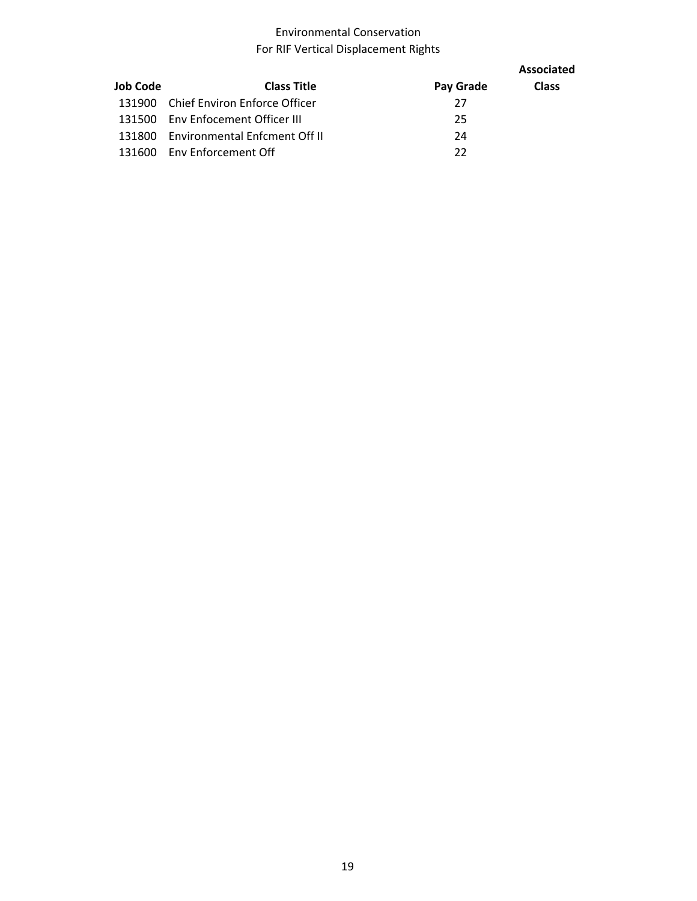Environmental Conservation
For RIF Vertical Displacement Rights

| Job Code | Class Title | Pay Grade | Associated Class |
|---|---|---|---|
| 131900 | Chief Environ Enforce Officer | 27 | |
| 131500 | Env Enfocement Officer III | 25 | |
| 131800 | Environmental Enfcment Off II | 24 | |
| 131600 | Env Enforcement Off | 22 | |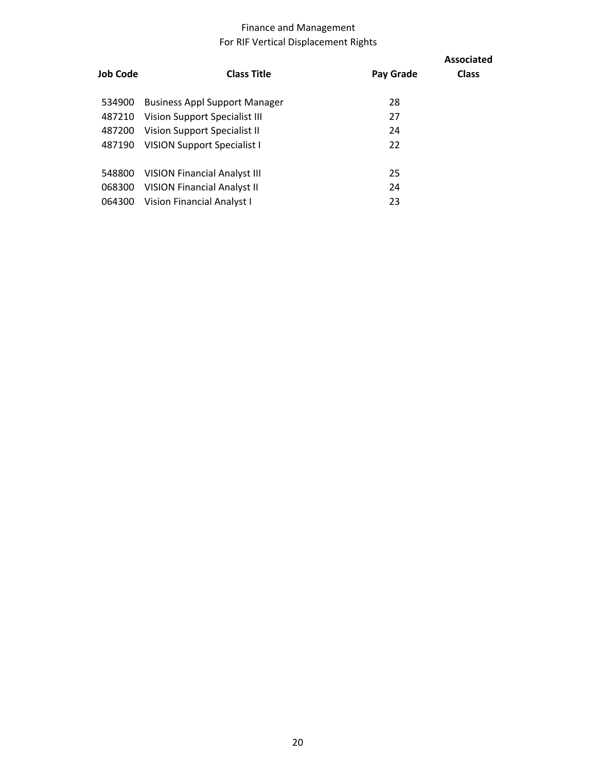Finance and Management
For RIF Vertical Displacement Rights

| Job Code | Class Title | Pay Grade | Associated Class |
|---|---|---|---|
| 534900 | Business Appl Support Manager | 28 | |
| 487210 | Vision Support Specialist III | 27 | |
| 487200 | Vision Support Specialist II | 24 | |
| 487190 | VISION Support Specialist I | 22 | |
| | | | |
| 548800 | VISION Financial Analyst III | 25 | |
| 068300 | VISION Financial Analyst II | 24 | |
| 064300 | Vision Financial Analyst I | 23 | |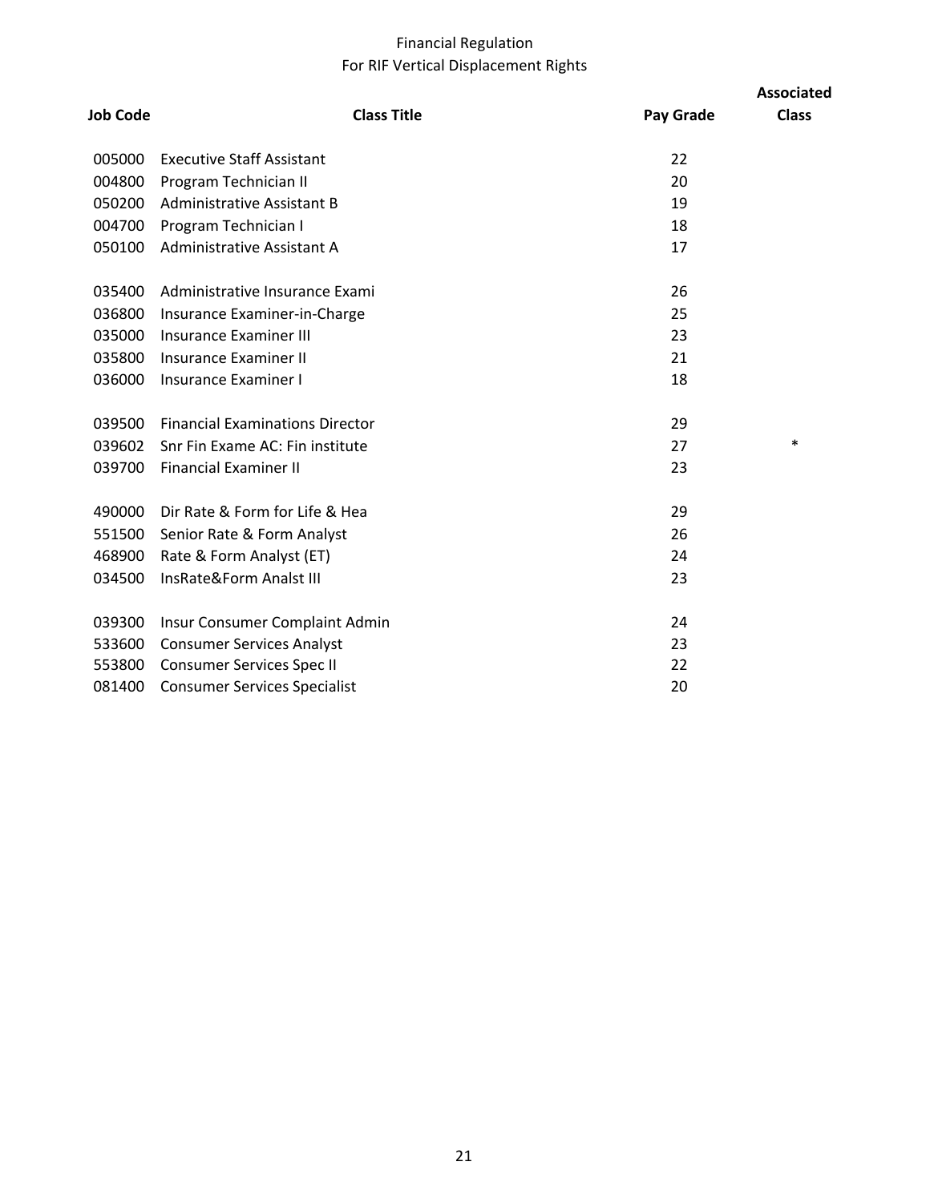# Financial Regulation

## For RIF Vertical Displacement Rights

| Job Code | Class Title | Pay Grade | Associated Class |
|---|---|---|---|
| 005000 | Executive Staff Assistant | 22 | |
| 004800 | Program Technician II | 20 | |
| 050200 | Administrative Assistant B | 19 | |
| 004700 | Program Technician I | 18 | |
| 050100 | Administrative Assistant A | 17 | |
| | | | |
| 035400 | Administrative Insurance Exami | 26 | |
| 036800 | Insurance Examiner-in-Charge | 25 | |
| 035000 | Insurance Examiner III | 23 | |
| 035800 | Insurance Examiner II | 21 | |
| 036000 | Insurance Examiner I | 18 | |
| | | | |
| 039500 | Financial Examinations Director | 29 | |
| 039602 | Snr Fin Exame AC: Fin institute | 27 | * |
| 039700 | Financial Examiner II | 23 | |
| | | | |
| 490000 | Dir Rate & Form for Life & Hea | 29 | |
| 551500 | Senior Rate & Form Analyst | 26 | |
| 468900 | Rate & Form Analyst (ET) | 24 | |
| 034500 | InsRate&Form Analst III | 23 | |
| | | | |
| 039300 | Insur Consumer Complaint Admin | 24 | |
| 533600 | Consumer Services Analyst | 23 | |
| 553800 | Consumer Services Spec II | 22 | |
| 081400 | Consumer Services Specialist | 20 | |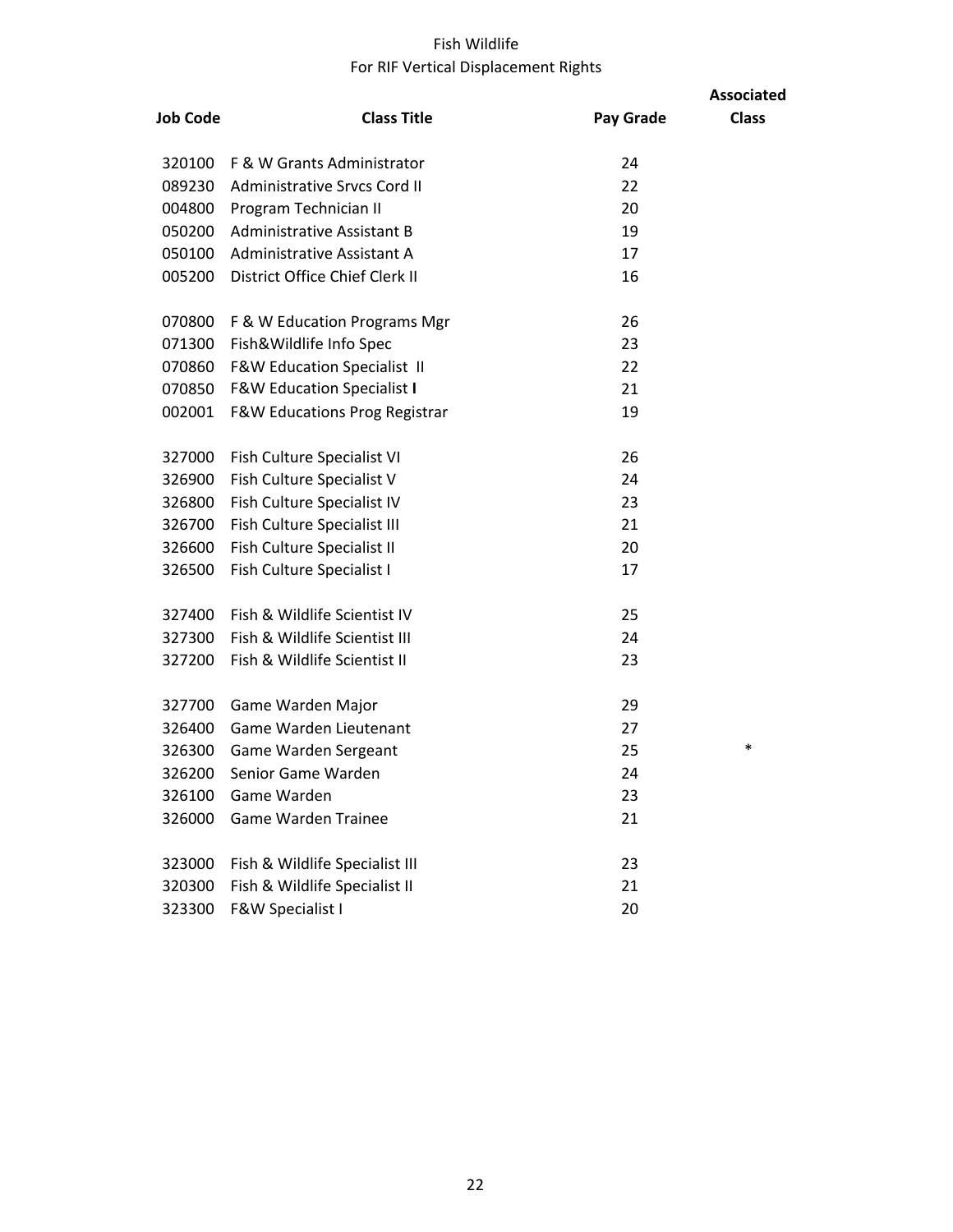# Fish Wildlife

## For RIF Vertical Displacement Rights

| Job Code | Class Title | Pay Grade | Associated Class |
|---|---|---|---|
| 320100 | F & W Grants Administrator | 24 | |
| 089230 | Administrative Srvcs Cord II | 22 | |
| 004800 | Program Technician II | 20 | |
| 050200 | Administrative Assistant B | 19 | |
| 050100 | Administrative Assistant A | 17 | |
| 005200 | District Office Chief Clerk II | 16 | |
| | | | |
| 070800 | F & W Education Programs Mgr | 26 | |
| 071300 | Fish&Wildlife Info Spec | 23 | |
| 070860 | F&W Education Specialist II | 22 | |
| 070850 | F&W Education Specialist I | 21 | |
| 002001 | F&W Educations Prog Registrar | 19 | |
| | | | |
| 327000 | Fish Culture Specialist VI | 26 | |
| 326900 | Fish Culture Specialist V | 24 | |
| 326800 | Fish Culture Specialist IV | 23 | |
| 326700 | Fish Culture Specialist III | 21 | |
| 326600 | Fish Culture Specialist II | 20 | |
| 326500 | Fish Culture Specialist I | 17 | |
| | | | |
| 327400 | Fish & Wildlife Scientist IV | 25 | |
| 327300 | Fish & Wildlife Scientist III | 24 | |
| 327200 | Fish & Wildlife Scientist II | 23 | |
| | | | |
| 327700 | Game Warden Major | 29 | |
| 326400 | Game Warden Lieutenant | 27 | |
| 326300 | Game Warden Sergeant | 25 | * |
| 326200 | Senior Game Warden | 24 | |
| 326100 | Game Warden | 23 | |
| 326000 | Game Warden Trainee | 21 | |
| | | | |
| 323000 | Fish & Wildlife Specialist III | 23 | |
| 320300 | Fish & Wildlife Specialist II | 21 | |
| 323300 | F&W Specialist I | 20 | |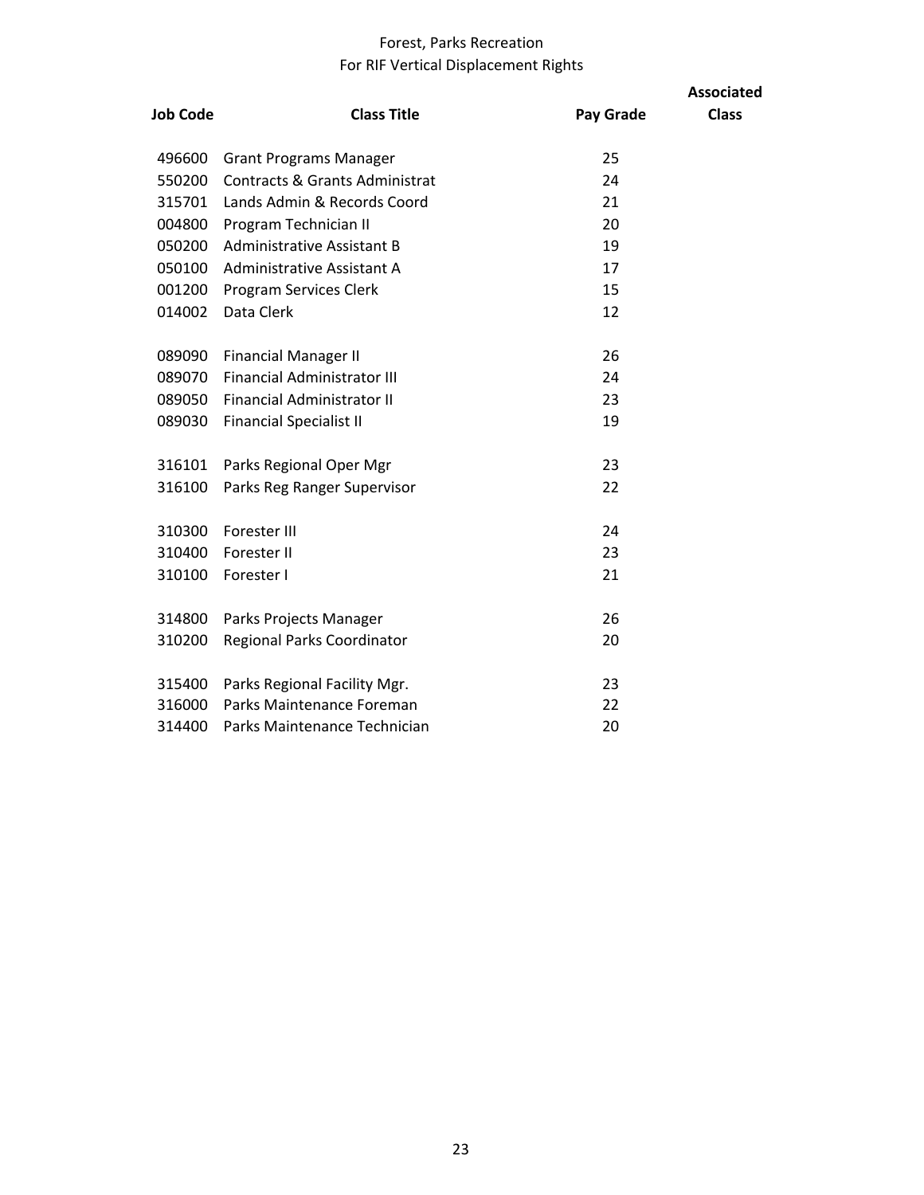# Forest, Parks Recreation
## For RIF Vertical Displacement Rights

| Job Code | Class Title | Pay Grade | Associated Class |
|---|---|---|---|
| 496600 | Grant Programs Manager | 25 | |
| 550200 | Contracts & Grants Administrat | 24 | |
| 315701 | Lands Admin & Records Coord | 21 | |
| 004800 | Program Technician II | 20 | |
| 050200 | Administrative Assistant B | 19 | |
| 050100 | Administrative Assistant A | 17 | |
| 001200 | Program Services Clerk | 15 | |
| 014002 | Data Clerk | 12 | |
| | | | |
| 089090 | Financial Manager II | 26 | |
| 089070 | Financial Administrator III | 24 | |
| 089050 | Financial Administrator II | 23 | |
| 089030 | Financial Specialist II | 19 | |
| | | | |
| 316101 | Parks Regional Oper Mgr | 23 | |
| 316100 | Parks Reg Ranger Supervisor | 22 | |
| | | | |
| 310300 | Forester III | 24 | |
| 310400 | Forester II | 23 | |
| 310100 | Forester I | 21 | |
| | | | |
| 314800 | Parks Projects Manager | 26 | |
| 310200 | Regional Parks Coordinator | 20 | |
| | | | |
| 315400 | Parks Regional Facility Mgr. | 23 | |
| 316000 | Parks Maintenance Foreman | 22 | |
| 314400 | Parks Maintenance Technician | 20 | |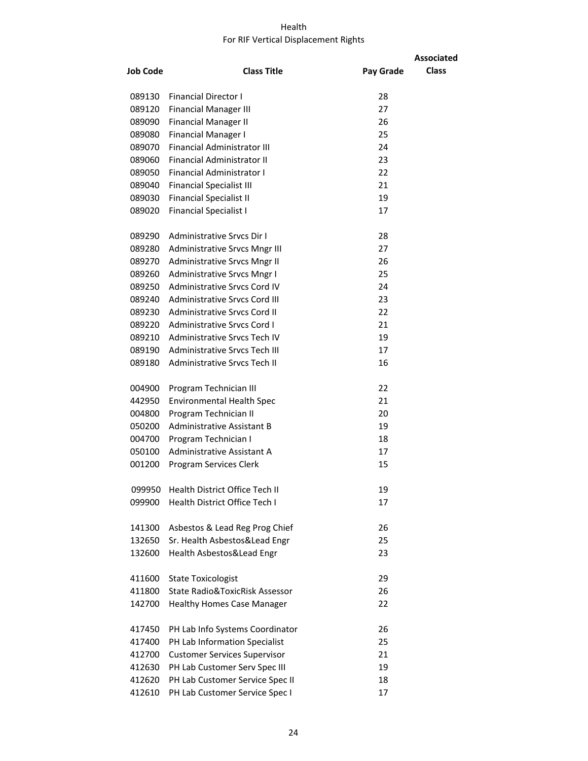# Health

## For RIF Vertical Displacement Rights

| Job Code | Class Title | Pay Grade | Associated Class |
|---|---|---|---|
| 089130 | Financial Director I | 28 | |
| 089120 | Financial Manager III | 27 | |
| 089090 | Financial Manager II | 26 | |
| 089080 | Financial Manager I | 25 | |
| 089070 | Financial Administrator III | 24 | |
| 089060 | Financial Administrator II | 23 | |
| 089050 | Financial Administrator I | 22 | |
| 089040 | Financial Specialist III | 21 | |
| 089030 | Financial Specialist II | 19 | |
| 089020 | Financial Specialist I | 17 | |
| | | | |
| 089290 | Administrative Srvcs Dir I | 28 | |
| 089280 | Administrative Srvcs Mngr III | 27 | |
| 089270 | Administrative Srvcs Mngr II | 26 | |
| 089260 | Administrative Srvcs Mngr I | 25 | |
| 089250 | Administrative Srvcs Cord IV | 24 | |
| 089240 | Administrative Srvcs Cord III | 23 | |
| 089230 | Administrative Srvcs Cord II | 22 | |
| 089220 | Administrative Srvcs Cord I | 21 | |
| 089210 | Administrative Srvcs Tech IV | 19 | |
| 089190 | Administrative Srvcs Tech III | 17 | |
| 089180 | Administrative Srvcs Tech II | 16 | |
| | | | |
| 004900 | Program Technician III | 22 | |
| 442950 | Environmental Health Spec | 21 | |
| 004800 | Program Technician II | 20 | |
| 050200 | Administrative Assistant B | 19 | |
| 004700 | Program Technician I | 18 | |
| 050100 | Administrative Assistant A | 17 | |
| 001200 | Program Services Clerk | 15 | |
| | | | |
| 099950 | Health District Office Tech II | 19 | |
| 099900 | Health District Office Tech I | 17 | |
| | | | |
| 141300 | Asbestos & Lead Reg Prog Chief | 26 | |
| 132650 | Sr. Health Asbestos&Lead Engr | 25 | |
| 132600 | Health Asbestos&Lead Engr | 23 | |
| | | | |
| 411600 | State Toxicologist | 29 | |
| 411800 | State Radio&ToxicRisk Assessor | 26 | |
| 142700 | Healthy Homes Case Manager | 22 | |
| | | | |
| 417450 | PH Lab Info Systems Coordinator | 26 | |
| 417400 | PH Lab Information Specialist | 25 | |
| 412700 | Customer Services Supervisor | 21 | |
| 412630 | PH Lab Customer Serv Spec III | 19 | |
| 412620 | PH Lab Customer Service Spec II | 18 | |
| 412610 | PH Lab Customer Service Spec I | 17 | |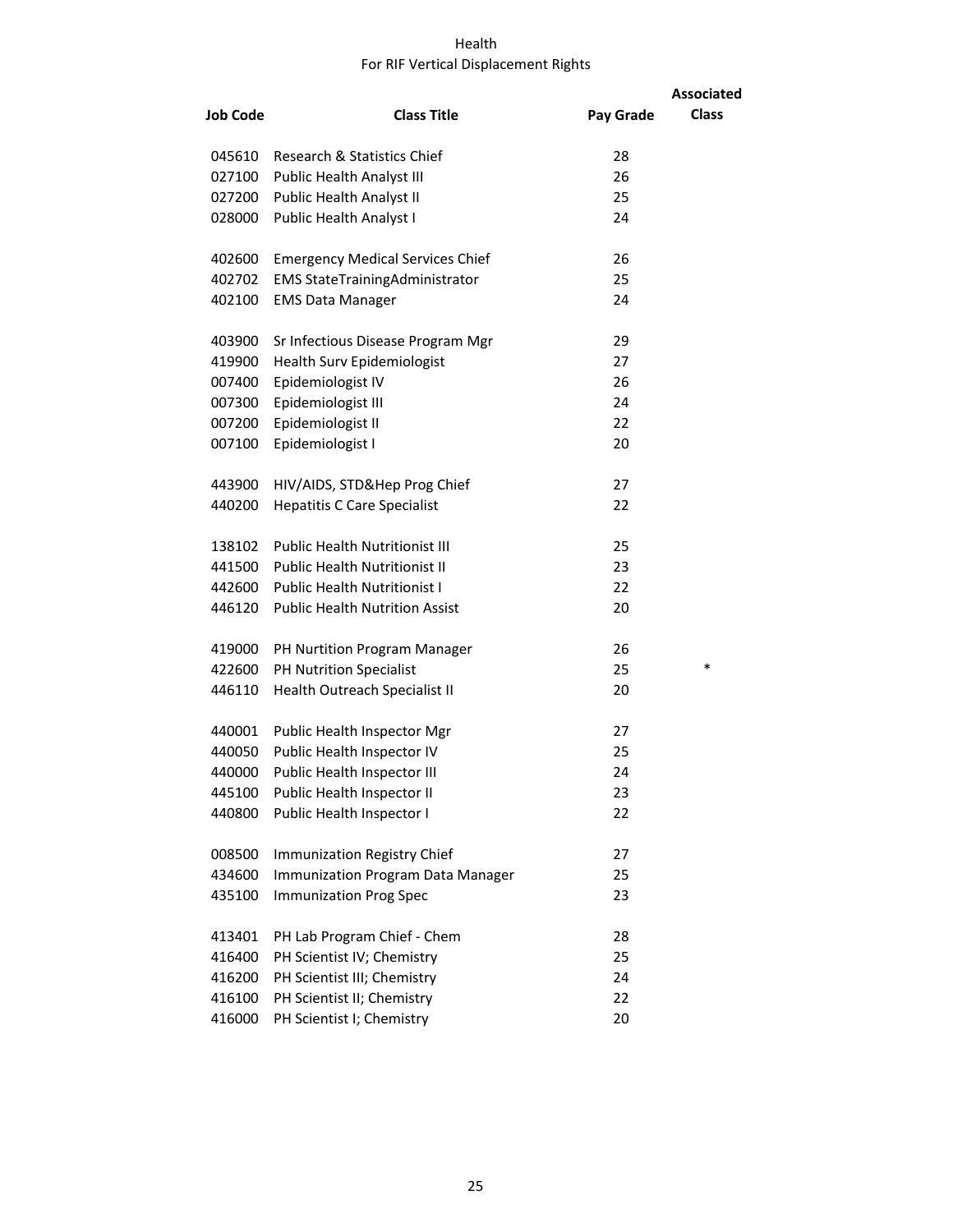# Health
## For RIF Vertical Displacement Rights

| Job Code | Class Title | Pay Grade | Associated Class |
|---|---|---|---|
| 045610 | Research & Statistics Chief | 28 | |
| 027100 | Public Health Analyst III | 26 | |
| 027200 | Public Health Analyst II | 25 | |
| 028000 | Public Health Analyst I | 24 | |
| | | | |
| 402600 | Emergency Medical Services Chief | 26 | |
| 402702 | EMS StateTrainingAdministrator | 25 | |
| 402100 | EMS Data Manager | 24 | |
| | | | |
| 403900 | Sr Infectious Disease Program Mgr | 29 | |
| 419900 | Health Surv Epidemiologist | 27 | |
| 007400 | Epidemiologist IV | 26 | |
| 007300 | Epidemiologist III | 24 | |
| 007200 | Epidemiologist II | 22 | |
| 007100 | Epidemiologist I | 20 | |
| | | | |
| 443900 | HIV/AIDS, STD&Hep Prog Chief | 27 | |
| 440200 | Hepatitis C Care Specialist | 22 | |
| | | | |
| 138102 | Public Health Nutritionist III | 25 | |
| 441500 | Public Health Nutritionist II | 23 | |
| 442600 | Public Health Nutritionist I | 22 | |
| 446120 | Public Health Nutrition Assist | 20 | |
| | | | |
| 419000 | PH Nurtition Program Manager | 26 | |
| 422600 | PH Nutrition Specialist | 25 | * |
| 446110 | Health Outreach Specialist II | 20 | |
| | | | |
| 440001 | Public Health Inspector Mgr | 27 | |
| 440050 | Public Health Inspector IV | 25 | |
| 440000 | Public Health Inspector III | 24 | |
| 445100 | Public Health Inspector II | 23 | |
| 440800 | Public Health Inspector I | 22 | |
| | | | |
| 008500 | Immunization Registry Chief | 27 | |
| 434600 | Immunization Program Data Manager | 25 | |
| 435100 | Immunization Prog Spec | 23 | |
| | | | |
| 413401 | PH Lab Program Chief - Chem | 28 | |
| 416400 | PH Scientist IV; Chemistry | 25 | |
| 416200 | PH Scientist III; Chemistry | 24 | |
| 416100 | PH Scientist II; Chemistry | 22 | |
| 416000 | PH Scientist I; Chemistry | 20 | |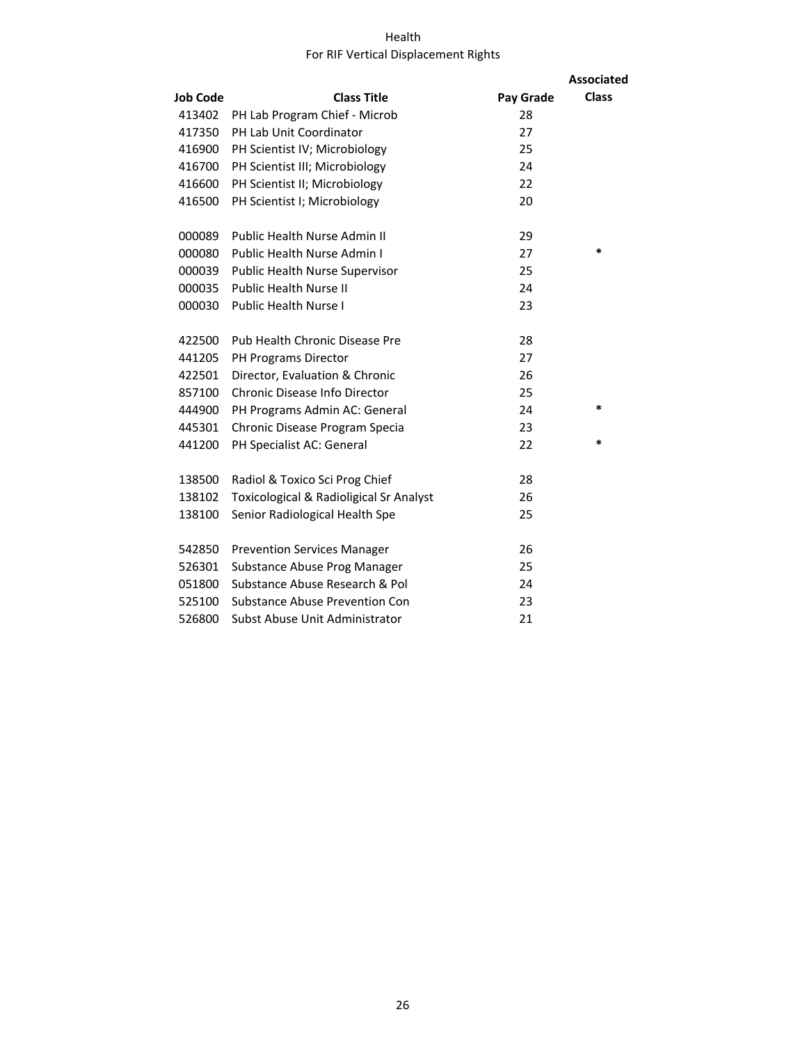# Health

## For RIF Vertical Displacement Rights

| Job Code | Class Title | Pay Grade | Associated Class |
|---|---|---|---|
| 413402 | PH Lab Program Chief - Microb | 28 | |
| 417350 | PH Lab Unit Coordinator | 27 | |
| 416900 | PH Scientist IV; Microbiology | 25 | |
| 416700 | PH Scientist III; Microbiology | 24 | |
| 416600 | PH Scientist II; Microbiology | 22 | |
| 416500 | PH Scientist I; Microbiology | 20 | |
| | | | |
| 000089 | Public Health Nurse Admin II | 29 | |
| 000080 | Public Health Nurse Admin I | 27 | * |
| 000039 | Public Health Nurse Supervisor | 25 | |
| 000035 | Public Health Nurse II | 24 | |
| 000030 | Public Health Nurse I | 23 | |
| | | | |
| 422500 | Pub Health Chronic Disease Pre | 28 | |
| 441205 | PH Programs Director | 27 | |
| 422501 | Director, Evaluation & Chronic | 26 | |
| 857100 | Chronic Disease Info Director | 25 | |
| 444900 | PH Programs Admin AC: General | 24 | * |
| 445301 | Chronic Disease Program Specia | 23 | |
| 441200 | PH Specialist AC: General | 22 | * |
| | | | |
| 138500 | Radiol & Toxico Sci Prog Chief | 28 | |
| 138102 | Toxicological & Radioligical Sr Analyst | 26 | |
| 138100 | Senior Radiological Health Spe | 25 | |
| | | | |
| 542850 | Prevention Services Manager | 26 | |
| 526301 | Substance Abuse Prog Manager | 25 | |
| 051800 | Substance Abuse Research & Pol | 24 | |
| 525100 | Substance Abuse Prevention Con | 23 | |
| 526800 | Subst Abuse Unit Administrator | 21 | |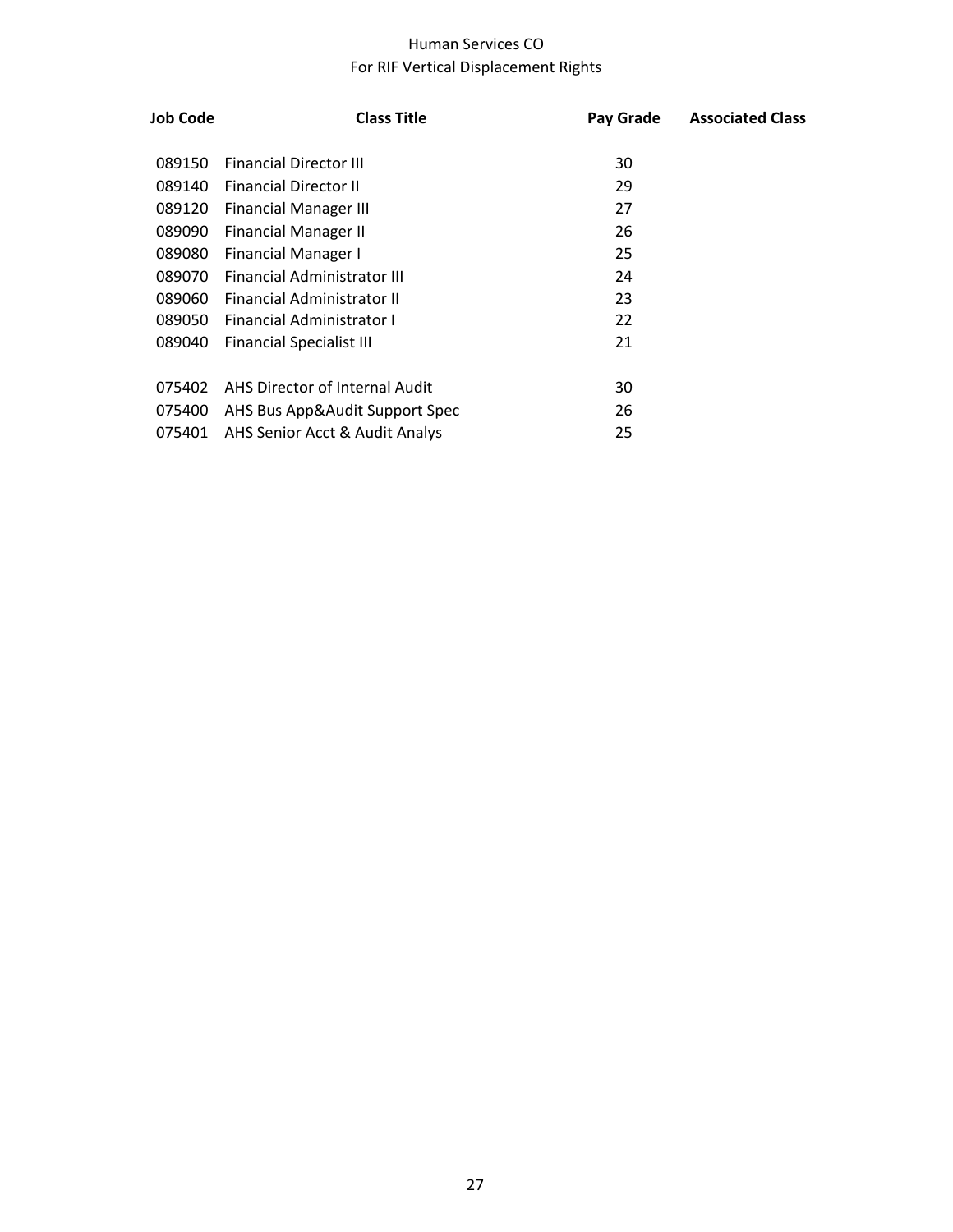# Human Services CO

## For RIF Vertical Displacement Rights

| Job Code | Class Title | Pay Grade | Associated Class |
| --- | --- | --- | --- |
| 089150 | Financial Director III | 30 | |
| 089140 | Financial Director II | 29 | |
| 089120 | Financial Manager III | 27 | |
| 089090 | Financial Manager II | 26 | |
| 089080 | Financial Manager I | 25 | |
| 089070 | Financial Administrator III | 24 | |
| 089060 | Financial Administrator II | 23 | |
| 089050 | Financial Administrator I | 22 | |
| 089040 | Financial Specialist III | 21 | |
| | | | |
| 075402 | AHS Director of Internal Audit | 30 | |
| 075400 | AHS Bus App&Audit Support Spec | 26 | |
| 075401 | AHS Senior Acct & Audit Analys | 25 | |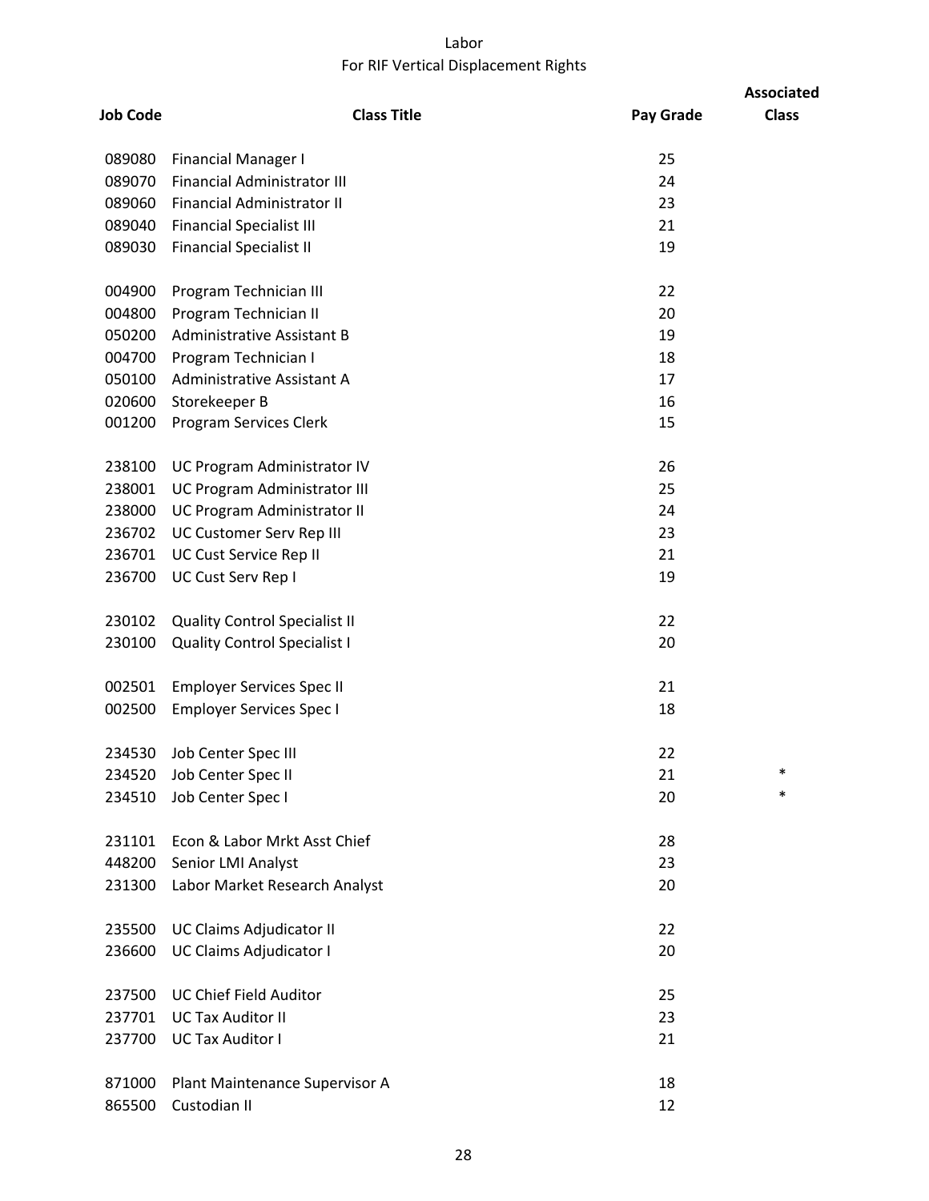Labor

For RIF Vertical Displacement Rights

| Job Code | Class Title | Pay Grade | Associated Class |
|---|---|---|---|
| 089080 | Financial Manager I | 25 | |
| 089070 | Financial Administrator III | 24 | |
| 089060 | Financial Administrator II | 23 | |
| 089040 | Financial Specialist III | 21 | |
| 089030 | Financial Specialist II | 19 | |
| | | | |
| 004900 | Program Technician III | 22 | |
| 004800 | Program Technician II | 20 | |
| 050200 | Administrative Assistant B | 19 | |
| 004700 | Program Technician I | 18 | |
| 050100 | Administrative Assistant A | 17 | |
| 020600 | Storekeeper B | 16 | |
| 001200 | Program Services Clerk | 15 | |
| | | | |
| 238100 | UC Program Administrator IV | 26 | |
| 238001 | UC Program Administrator III | 25 | |
| 238000 | UC Program Administrator II | 24 | |
| 236702 | UC Customer Serv Rep III | 23 | |
| 236701 | UC Cust Service Rep II | 21 | |
| 236700 | UC Cust Serv Rep I | 19 | |
| | | | |
| 230102 | Quality Control Specialist II | 22 | |
| 230100 | Quality Control Specialist I | 20 | |
| | | | |
| 002501 | Employer Services Spec II | 21 | |
| 002500 | Employer Services Spec I | 18 | |
| | | | |
| 234530 | Job Center Spec III | 22 | |
| 234520 | Job Center Spec II | 21 | * |
| 234510 | Job Center Spec I | 20 | * |
| | | | |
| 231101 | Econ & Labor Mrkt Asst Chief | 28 | |
| 448200 | Senior LMI Analyst | 23 | |
| 231300 | Labor Market Research Analyst | 20 | |
| | | | |
| 235500 | UC Claims Adjudicator II | 22 | |
| 236600 | UC Claims Adjudicator I | 20 | |
| | | | |
| 237500 | UC Chief Field Auditor | 25 | |
| 237701 | UC Tax Auditor II | 23 | |
| 237700 | UC Tax Auditor I | 21 | |
| | | | |
| 871000 | Plant Maintenance Supervisor A | 18 | |
| 865500 | Custodian II | 12 | |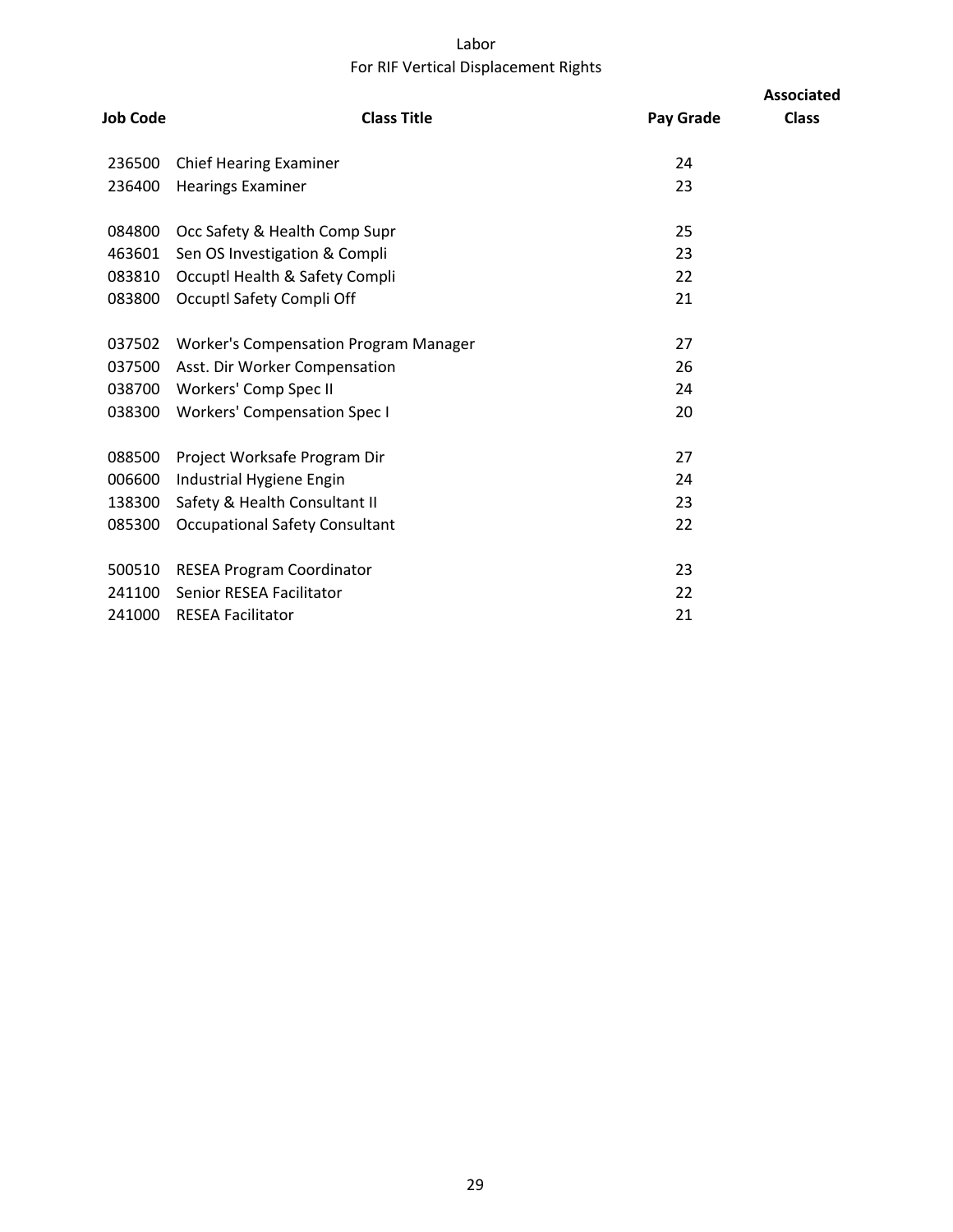# Labor

## For RIF Vertical Displacement Rights

| Job Code | Class Title | Pay Grade | Associated Class |
|---|---|---|---|
| 236500 | Chief Hearing Examiner | 24 | |
| 236400 | Hearings Examiner | 23 | |
| | | | |
| 084800 | Occ Safety & Health Comp Supr | 25 | |
| 463601 | Sen OS Investigation & Compli | 23 | |
| 083810 | Occuptl Health & Safety Compli | 22 | |
| 083800 | Occuptl Safety Compli Off | 21 | |
| | | | |
| 037502 | Worker's Compensation Program Manager | 27 | |
| 037500 | Asst. Dir Worker Compensation | 26 | |
| 038700 | Workers' Comp Spec II | 24 | |
| 038300 | Workers' Compensation Spec I | 20 | |
| | | | |
| 088500 | Project Worksafe Program Dir | 27 | |
| 006600 | Industrial Hygiene Engin | 24 | |
| 138300 | Safety & Health Consultant II | 23 | |
| 085300 | Occupational Safety Consultant | 22 | |
| | | | |
| 500510 | RESEA Program Coordinator | 23 | |
| 241100 | Senior RESEA Facilitator | 22 | |
| 241000 | RESEA Facilitator | 21 | |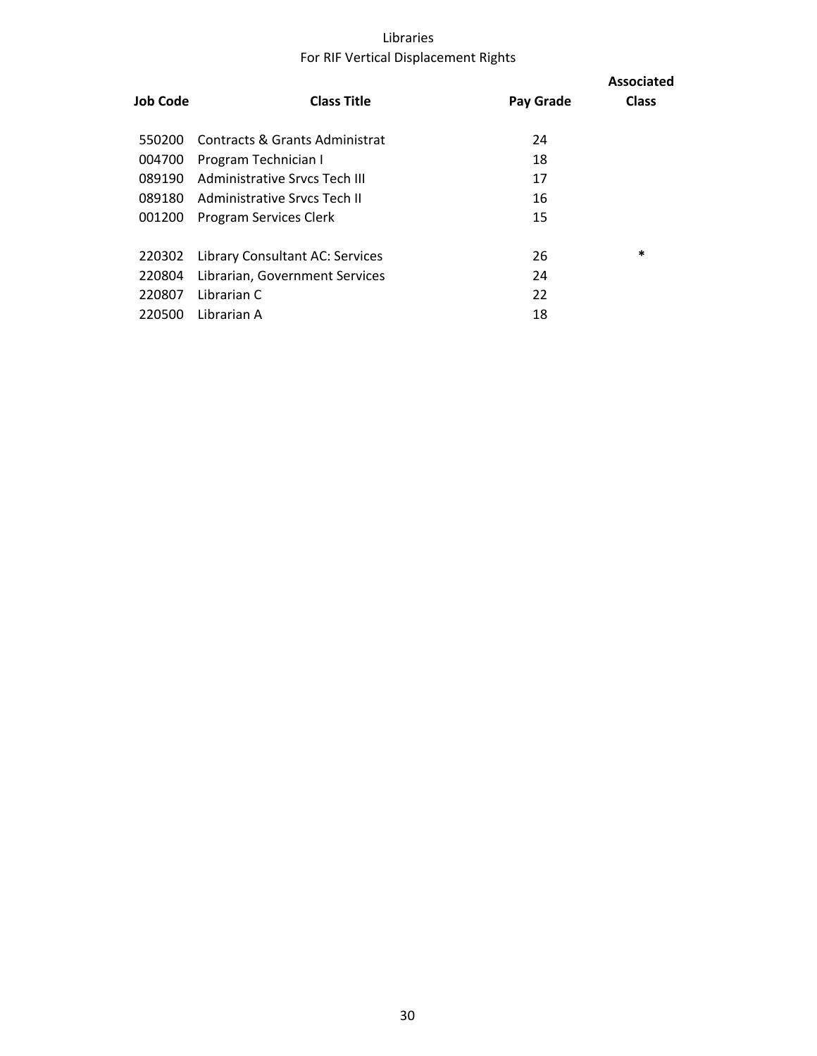# Libraries

## For RIF Vertical Displacement Rights

| Job Code | Class Title | Pay Grade | Associated Class |
|---|---|---|---|
| 550200 | Contracts & Grants Administrat | 24 | |
| 004700 | Program Technician I | 18 | |
| 089190 | Administrative Srvcs Tech III | 17 | |
| 089180 | Administrative Srvcs Tech II | 16 | |
| 001200 | Program Services Clerk | 15 | |
| | | | |
| 220302 | Library Consultant AC: Services | 26 | * |
| 220804 | Librarian, Government Services | 24 | |
| 220807 | Librarian C | 22 | |
| 220500 | Librarian A | 18 | |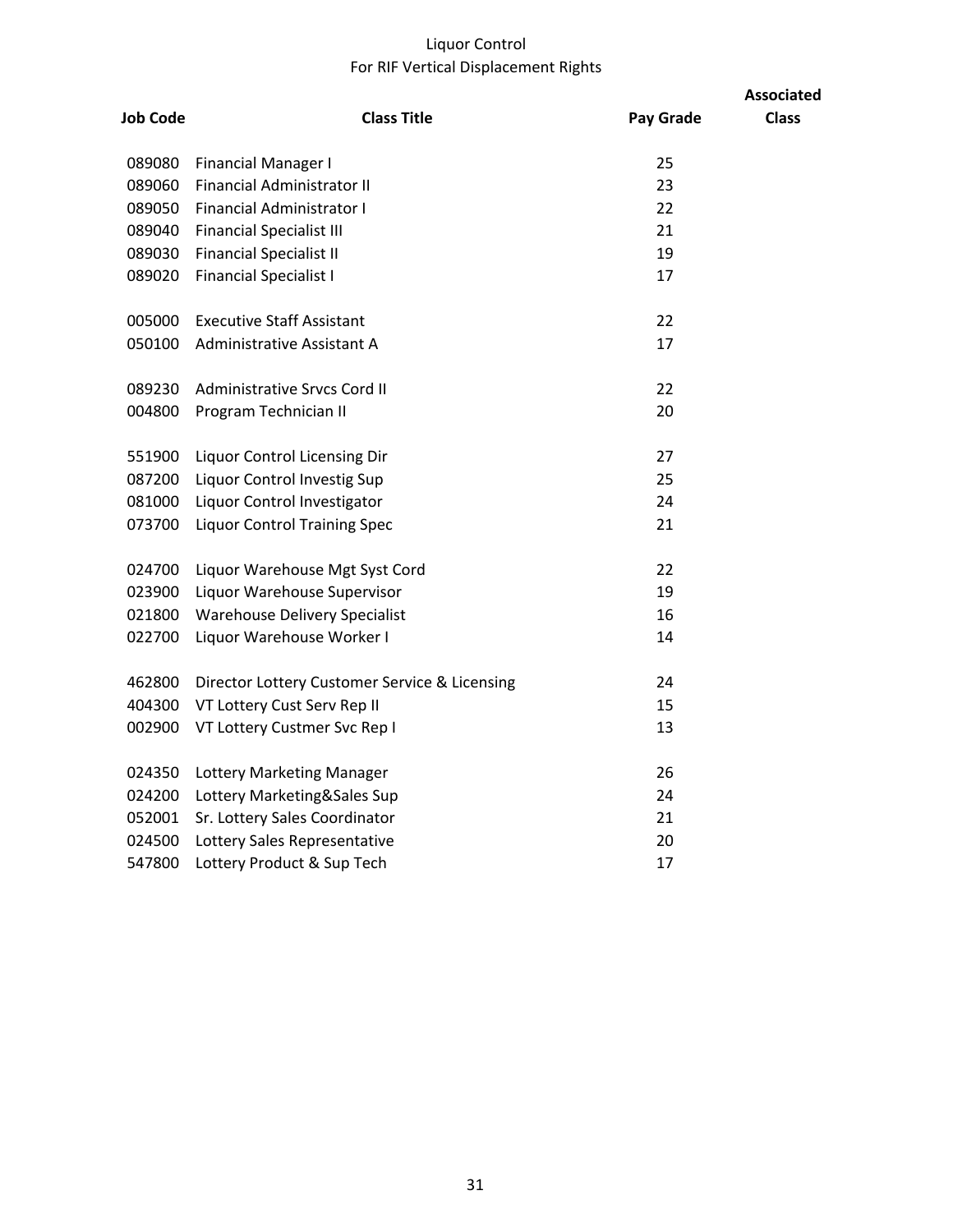Liquor Control
For RIF Vertical Displacement Rights

| Job Code | Class Title | Pay Grade | Associated Class |
|---|---|---|---|
| 089080 | Financial Manager I | 25 | |
| 089060 | Financial Administrator II | 23 | |
| 089050 | Financial Administrator I | 22 | |
| 089040 | Financial Specialist III | 21 | |
| 089030 | Financial Specialist II | 19 | |
| 089020 | Financial Specialist I | 17 | |
| | | | |
| 005000 | Executive Staff Assistant | 22 | |
| 050100 | Administrative Assistant A | 17 | |
| | | | |
| 089230 | Administrative Srvcs Cord II | 22 | |
| 004800 | Program Technician II | 20 | |
| | | | |
| 551900 | Liquor Control Licensing Dir | 27 | |
| 087200 | Liquor Control Investig Sup | 25 | |
| 081000 | Liquor Control Investigator | 24 | |
| 073700 | Liquor Control Training Spec | 21 | |
| | | | |
| 024700 | Liquor Warehouse Mgt Syst Cord | 22 | |
| 023900 | Liquor Warehouse Supervisor | 19 | |
| 021800 | Warehouse Delivery Specialist | 16 | |
| 022700 | Liquor Warehouse Worker I | 14 | |
| | | | |
| 462800 | Director Lottery Customer Service & Licensing | 24 | |
| 404300 | VT Lottery Cust Serv Rep II | 15 | |
| 002900 | VT Lottery Custmer Svc Rep I | 13 | |
| | | | |
| 024350 | Lottery Marketing Manager | 26 | |
| 024200 | Lottery Marketing&Sales Sup | 24 | |
| 052001 | Sr. Lottery Sales Coordinator | 21 | |
| 024500 | Lottery Sales Representative | 20 | |
| 547800 | Lottery Product & Sup Tech | 17 | |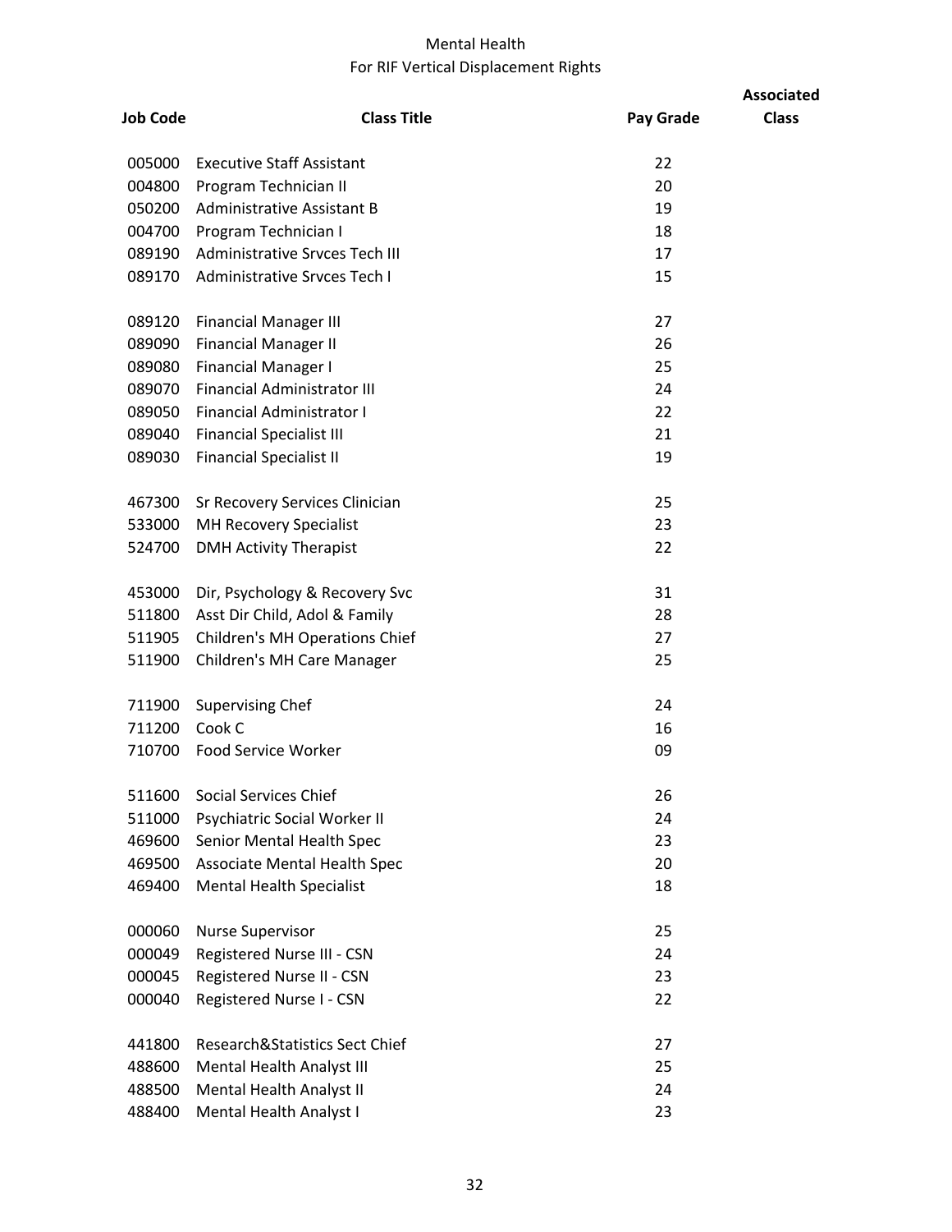# Mental Health
## For RIF Vertical Displacement Rights

| Job Code | Class Title | Pay Grade | Associated Class |
|---|---|---|---|
| 005000 | Executive Staff Assistant | 22 | |
| 004800 | Program Technician II | 20 | |
| 050200 | Administrative Assistant B | 19 | |
| 004700 | Program Technician I | 18 | |
| 089190 | Administrative Srvces Tech III | 17 | |
| 089170 | Administrative Srvces Tech I | 15 | |
| | | | |
| 089120 | Financial Manager III | 27 | |
| 089090 | Financial Manager II | 26 | |
| 089080 | Financial Manager I | 25 | |
| 089070 | Financial Administrator III | 24 | |
| 089050 | Financial Administrator I | 22 | |
| 089040 | Financial Specialist III | 21 | |
| 089030 | Financial Specialist II | 19 | |
| | | | |
| 467300 | Sr Recovery Services Clinician | 25 | |
| 533000 | MH Recovery Specialist | 23 | |
| 524700 | DMH Activity Therapist | 22 | |
| | | | |
| 453000 | Dir, Psychology & Recovery Svc | 31 | |
| 511800 | Asst Dir Child, Adol & Family | 28 | |
| 511905 | Children's MH Operations Chief | 27 | |
| 511900 | Children's MH Care Manager | 25 | |
| | | | |
| 711900 | Supervising Chef | 24 | |
| 711200 | Cook C | 16 | |
| 710700 | Food Service Worker | 09 | |
| | | | |
| 511600 | Social Services Chief | 26 | |
| 511000 | Psychiatric Social Worker II | 24 | |
| 469600 | Senior Mental Health Spec | 23 | |
| 469500 | Associate Mental Health Spec | 20 | |
| 469400 | Mental Health Specialist | 18 | |
| | | | |
| 000060 | Nurse Supervisor | 25 | |
| 000049 | Registered Nurse III - CSN | 24 | |
| 000045 | Registered Nurse II - CSN | 23 | |
| 000040 | Registered Nurse I - CSN | 22 | |
| | | | |
| 441800 | Research&Statistics Sect Chief | 27 | |
| 488600 | Mental Health Analyst III | 25 | |
| 488500 | Mental Health Analyst II | 24 | |
| 488400 | Mental Health Analyst I | 23 | |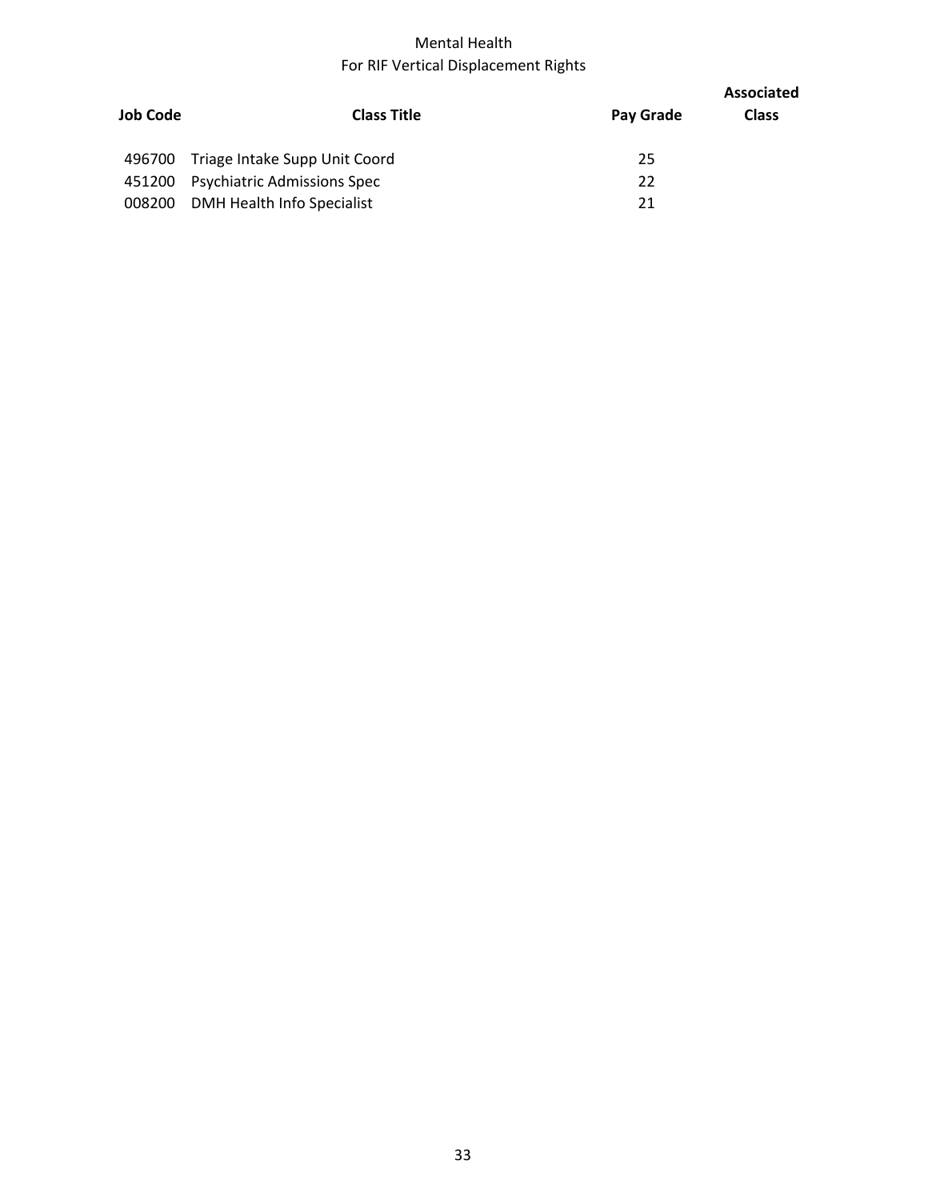# Mental Health
## For RIF Vertical Displacement Rights

| Job Code | Class Title | Pay Grade | Associated Class |
|---|---|---|---|
| 496700 | Triage Intake Supp Unit Coord | 25 | |
| 451200 | Psychiatric Admissions Spec | 22 | |
| 008200 | DMH Health Info Specialist | 21 | |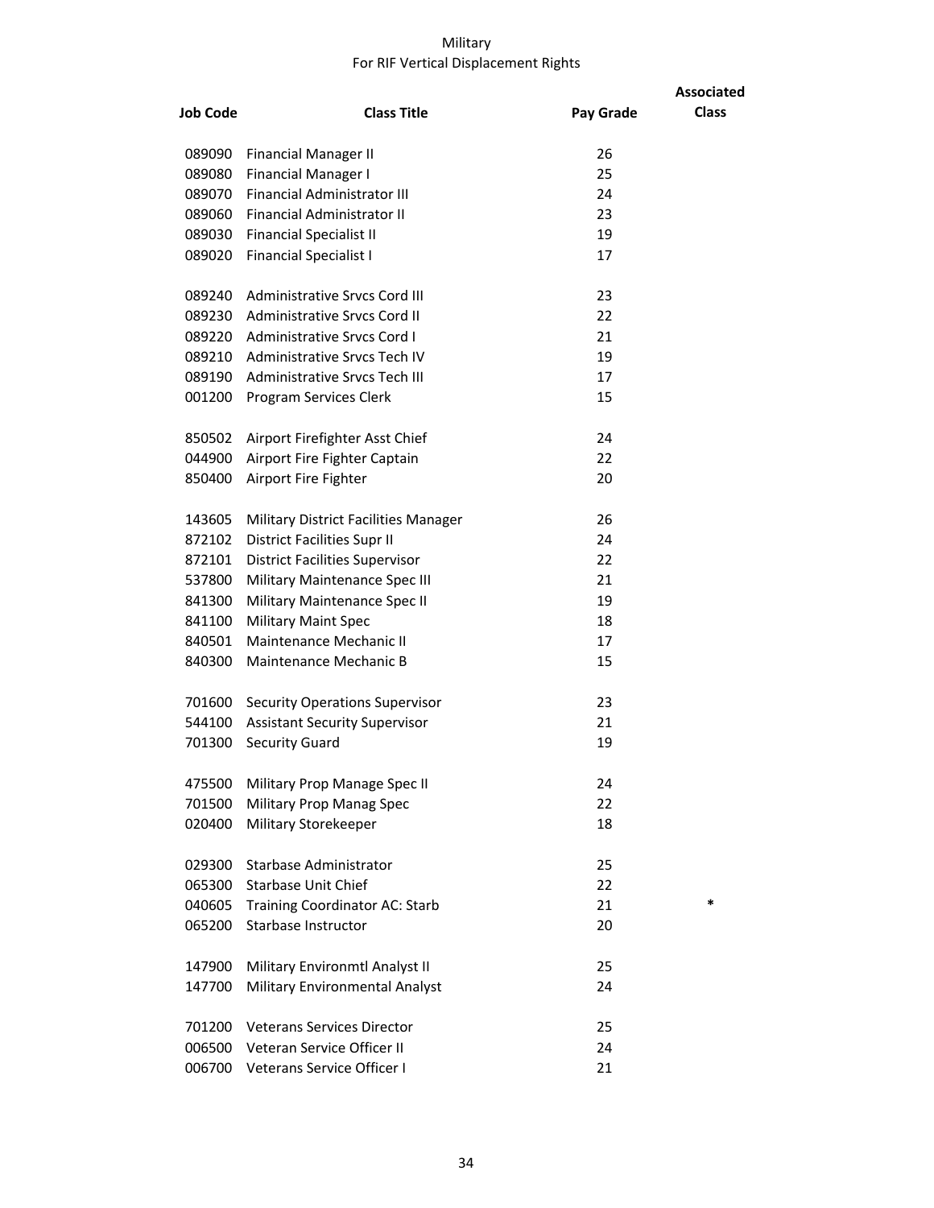# Military
## For RIF Vertical Displacement Rights

| Job Code | Class Title | Pay Grade | Associated Class |
|---|---|---|---|
| 089090 | Financial Manager II | 26 | |
| 089080 | Financial Manager I | 25 | |
| 089070 | Financial Administrator III | 24 | |
| 089060 | Financial Administrator II | 23 | |
| 089030 | Financial Specialist II | 19 | |
| 089020 | Financial Specialist I | 17 | |
| | | | |
| 089240 | Administrative Srvcs Cord III | 23 | |
| 089230 | Administrative Srvcs Cord II | 22 | |
| 089220 | Administrative Srvcs Cord I | 21 | |
| 089210 | Administrative Srvcs Tech IV | 19 | |
| 089190 | Administrative Srvcs Tech III | 17 | |
| 001200 | Program Services Clerk | 15 | |
| | | | |
| 850502 | Airport Firefighter Asst Chief | 24 | |
| 044900 | Airport Fire Fighter Captain | 22 | |
| 850400 | Airport Fire Fighter | 20 | |
| | | | |
| 143605 | Military District Facilities Manager | 26 | |
| 872102 | District Facilities Supr II | 24 | |
| 872101 | District Facilities Supervisor | 22 | |
| 537800 | Military Maintenance Spec III | 21 | |
| 841300 | Military Maintenance Spec II | 19 | |
| 841100 | Military Maint Spec | 18 | |
| 840501 | Maintenance Mechanic II | 17 | |
| 840300 | Maintenance Mechanic B | 15 | |
| | | | |
| 701600 | Security Operations Supervisor | 23 | |
| 544100 | Assistant Security Supervisor | 21 | |
| 701300 | Security Guard | 19 | |
| | | | |
| 475500 | Military Prop Manage Spec II | 24 | |
| 701500 | Military Prop Manag Spec | 22 | |
| 020400 | Military Storekeeper | 18 | |
| | | | |
| 029300 | Starbase Administrator | 25 | |
| 065300 | Starbase Unit Chief | 22 | |
| 040605 | Training Coordinator AC: Starb | 21 | * |
| 065200 | Starbase Instructor | 20 | |
| | | | |
| 147900 | Military Environmtl Analyst II | 25 | |
| 147700 | Military Environmental Analyst | 24 | |
| | | | |
| 701200 | Veterans Services Director | 25 | |
| 006500 | Veteran Service Officer II | 24 | |
| 006700 | Veterans Service Officer I | 21 | |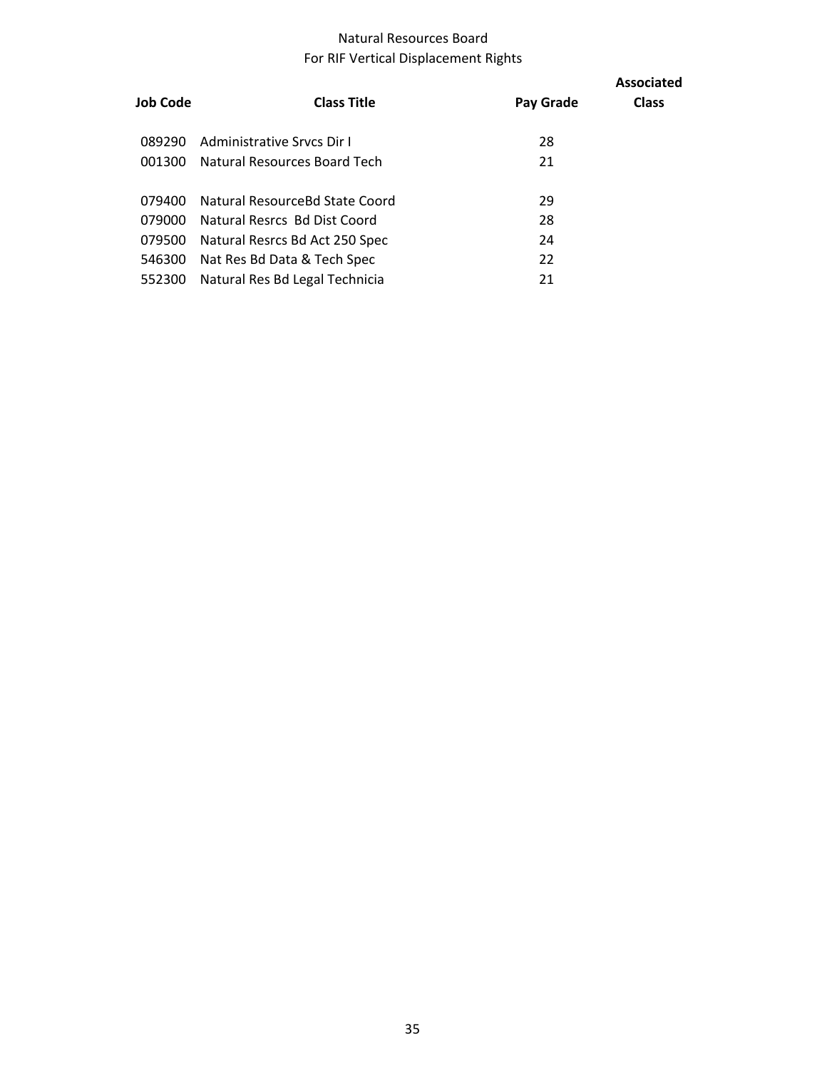# Natural Resources Board
## For RIF Vertical Displacement Rights

| Job Code | Class Title | Pay Grade | Associated Class |
|---|---|---|---|
| 089290 | Administrative Srvcs Dir I | 28 | |
| 001300 | Natural Resources Board Tech | 21 | |
| | | | |
| 079400 | Natural ResourceBd State Coord | 29 | |
| 079000 | Natural Resrcs  Bd Dist Coord | 28 | |
| 079500 | Natural Resrcs Bd Act 250 Spec | 24 | |
| 546300 | Nat Res Bd Data & Tech Spec | 22 | |
| 552300 | Natural Res Bd Legal Technicia | 21 | |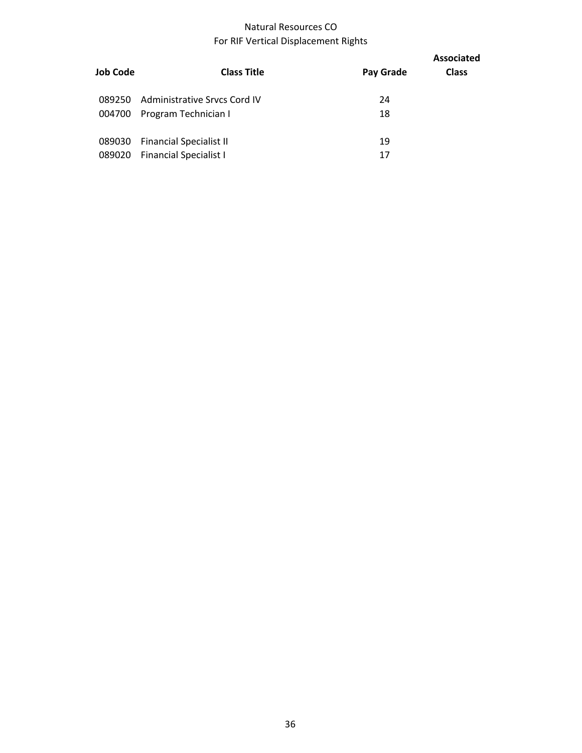Natural Resources CO
For RIF Vertical Displacement Rights

| Job Code | Class Title | Pay Grade | Associated Class |
|---|---|---|---|
| 089250 | Administrative Srvcs Cord IV | 24 | |
| 004700 | Program Technician I | 18 | |
| | | | |
| 089030 | Financial Specialist II | 19 | |
| 089020 | Financial Specialist I | 17 | |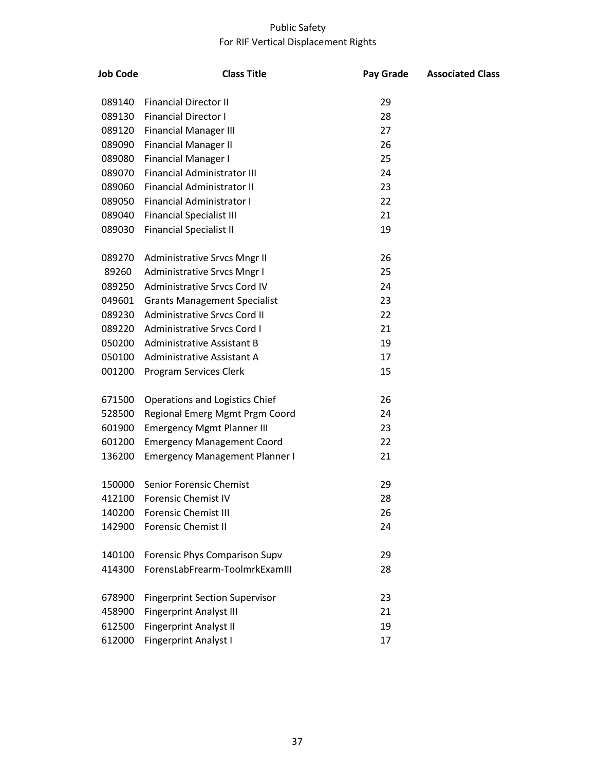# Public Safety

## For RIF Vertical Displacement Rights

| Job Code | Class Title | Pay Grade | Associated Class |
|---|---|---|---|
| 089140 | Financial Director II | 29 | |
| 089130 | Financial Director I | 28 | |
| 089120 | Financial Manager III | 27 | |
| 089090 | Financial Manager II | 26 | |
| 089080 | Financial Manager I | 25 | |
| 089070 | Financial Administrator III | 24 | |
| 089060 | Financial Administrator II | 23 | |
| 089050 | Financial Administrator I | 22 | |
| 089040 | Financial Specialist III | 21 | |
| 089030 | Financial Specialist II | 19 | |
| | | | |
| 089270 | Administrative Srvcs Mngr II | 26 | |
| 89260 | Administrative Srvcs Mngr I | 25 | |
| 089250 | Administrative Srvcs Cord IV | 24 | |
| 049601 | Grants Management Specialist | 23 | |
| 089230 | Administrative Srvcs Cord II | 22 | |
| 089220 | Administrative Srvcs Cord I | 21 | |
| 050200 | Administrative Assistant B | 19 | |
| 050100 | Administrative Assistant A | 17 | |
| 001200 | Program Services Clerk | 15 | |
| | | | |
| 671500 | Operations and Logistics Chief | 26 | |
| 528500 | Regional Emerg Mgmt Prgm Coord | 24 | |
| 601900 | Emergency Mgmt Planner III | 23 | |
| 601200 | Emergency Management Coord | 22 | |
| 136200 | Emergency Management Planner I | 21 | |
| | | | |
| 150000 | Senior Forensic Chemist | 29 | |
| 412100 | Forensic Chemist IV | 28 | |
| 140200 | Forensic Chemist III | 26 | |
| 142900 | Forensic Chemist II | 24 | |
| | | | |
| 140100 | Forensic Phys Comparison Supv | 29 | |
| 414300 | ForensLabFrearm-ToolmrkExamIII | 28 | |
| | | | |
| 678900 | Fingerprint Section Supervisor | 23 | |
| 458900 | Fingerprint Analyst III | 21 | |
| 612500 | Fingerprint Analyst II | 19 | |
| 612000 | Fingerprint Analyst I | 17 | |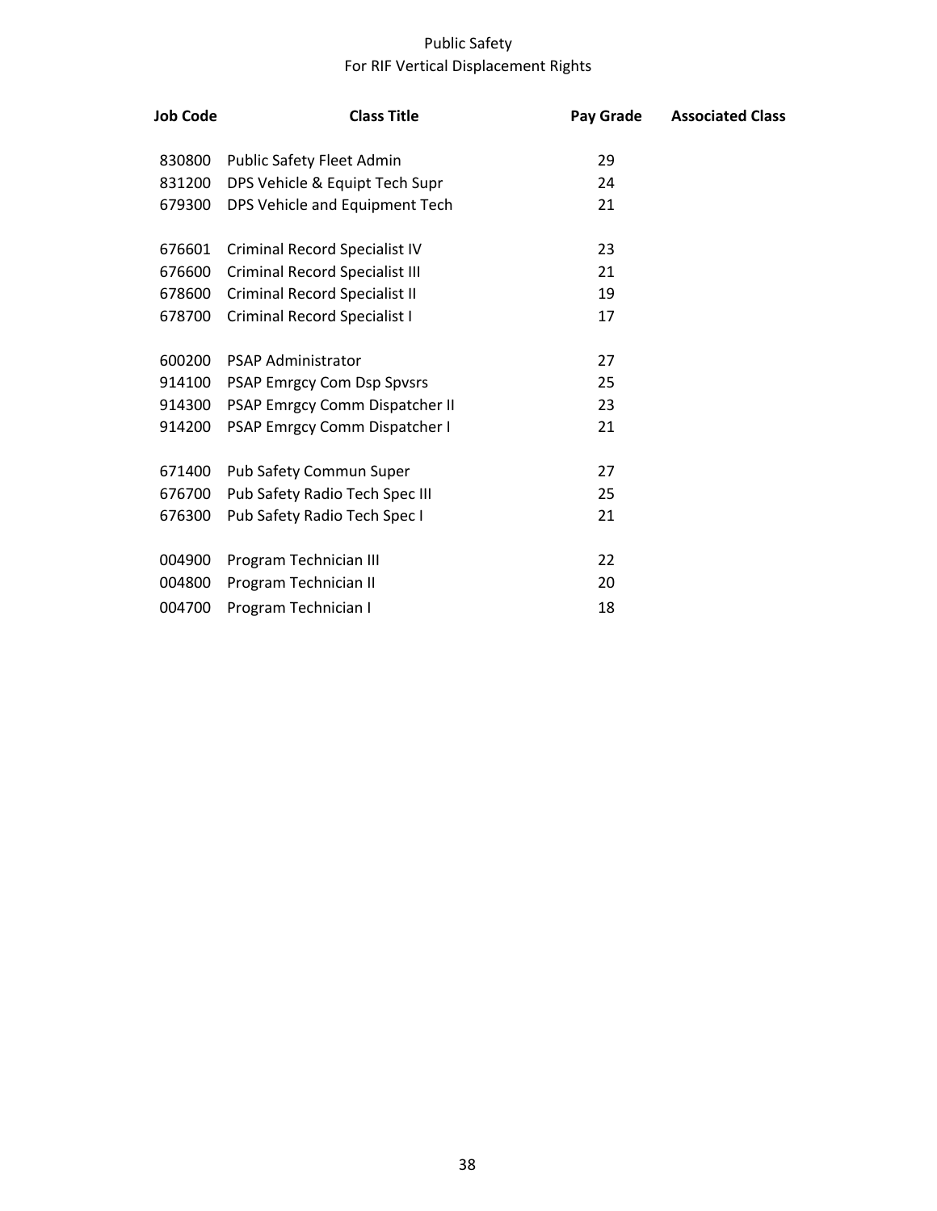# Public Safety
## For RIF Vertical Displacement Rights

| Job Code | Class Title | Pay Grade | Associated Class |
|---|---|---|---|
| 830800 | Public Safety Fleet Admin | 29 | |
| 831200 | DPS Vehicle & Equipt Tech Supr | 24 | |
| 679300 | DPS Vehicle and Equipment Tech | 21 | |
| | | | |
| 676601 | Criminal Record Specialist IV | 23 | |
| 676600 | Criminal Record Specialist III | 21 | |
| 678600 | Criminal Record Specialist II | 19 | |
| 678700 | Criminal Record Specialist I | 17 | |
| | | | |
| 600200 | PSAP Administrator | 27 | |
| 914100 | PSAP Emrgcy Com Dsp Spvsrs | 25 | |
| 914300 | PSAP Emrgcy Comm Dispatcher II | 23 | |
| 914200 | PSAP Emrgcy Comm Dispatcher I | 21 | |
| | | | |
| 671400 | Pub Safety Commun Super | 27 | |
| 676700 | Pub Safety Radio Tech Spec III | 25 | |
| 676300 | Pub Safety Radio Tech Spec I | 21 | |
| | | | |
| 004900 | Program Technician III | 22 | |
| 004800 | Program Technician II | 20 | |
| 004700 | Program Technician I | 18 | |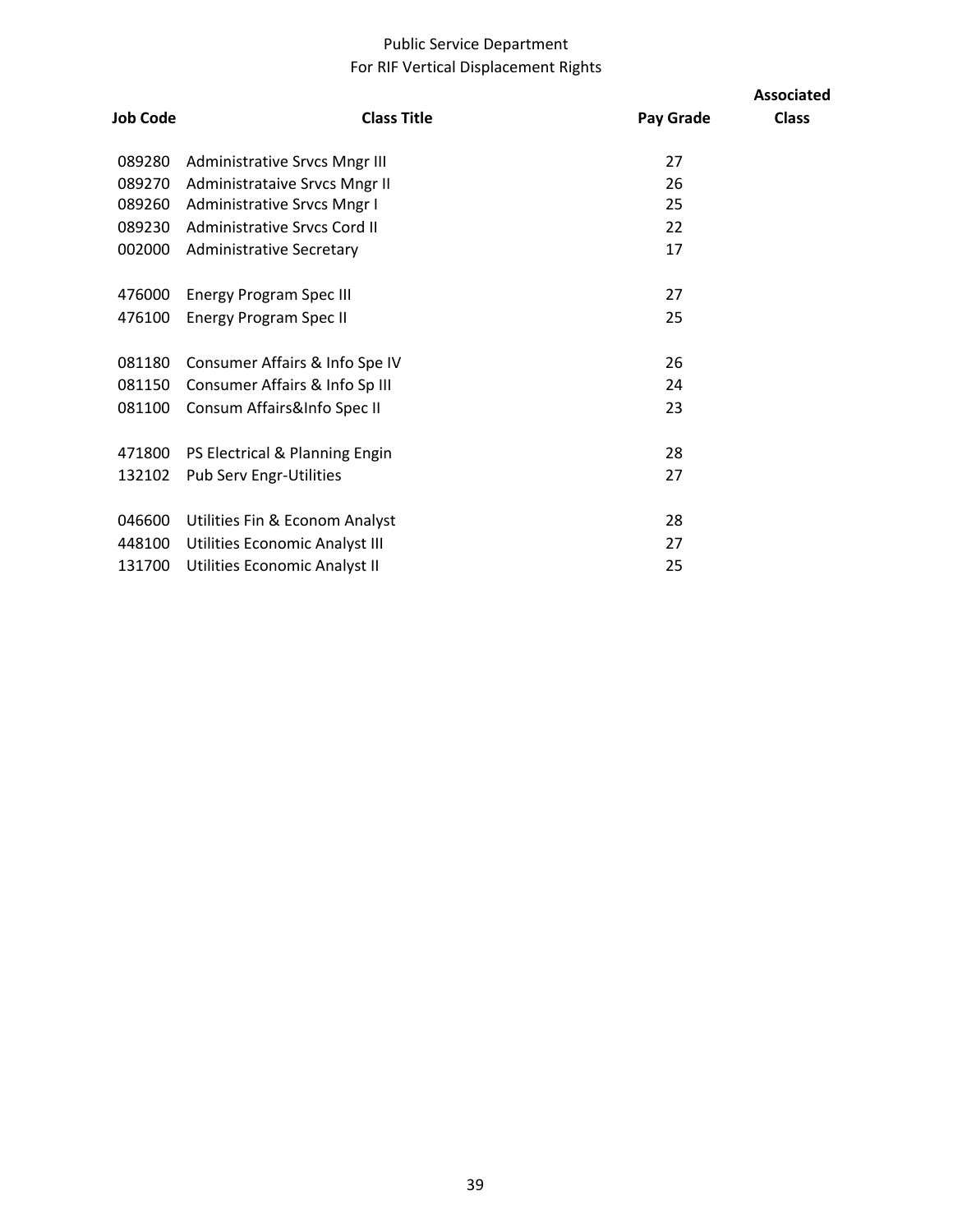Public Service Department
For RIF Vertical Displacement Rights

| Job Code | Class Title | Pay Grade | Associated Class |
|---|---|---|---|
| 089280 | Administrative Srvcs Mngr III | 27 | |
| 089270 | Administrataive Srvcs Mngr II | 26 | |
| 089260 | Administrative Srvcs Mngr I | 25 | |
| 089230 | Administrative Srvcs Cord II | 22 | |
| 002000 | Administrative Secretary | 17 | |
| | | | |
| 476000 | Energy Program Spec III | 27 | |
| 476100 | Energy Program Spec II | 25 | |
| | | | |
| 081180 | Consumer Affairs & Info Spe IV | 26 | |
| 081150 | Consumer Affairs & Info Sp III | 24 | |
| 081100 | Consum Affairs&Info Spec II | 23 | |
| | | | |
| 471800 | PS Electrical & Planning Engin | 28 | |
| 132102 | Pub Serv Engr-Utilities | 27 | |
| | | | |
| 046600 | Utilities Fin & Econom Analyst | 28 | |
| 448100 | Utilities Economic Analyst III | 27 | |
| 131700 | Utilities Economic Analyst II | 25 | |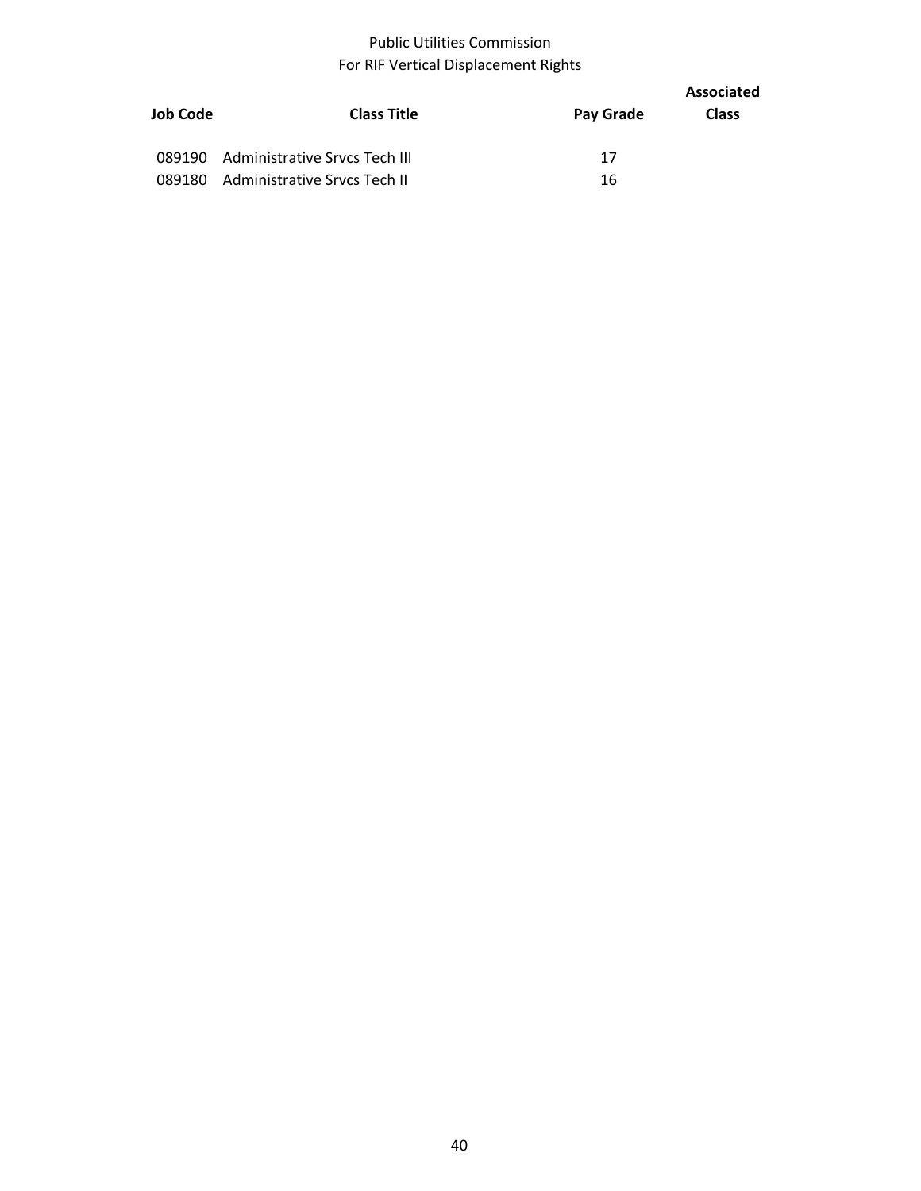Public Utilities Commission
For RIF Vertical Displacement Rights

| Job Code | Class Title | Pay Grade | Associated Class |
|---|---|---|---|
| 089190 | Administrative Srvcs Tech III | 17 | |
| 089180 | Administrative Srvcs Tech II | 16 | |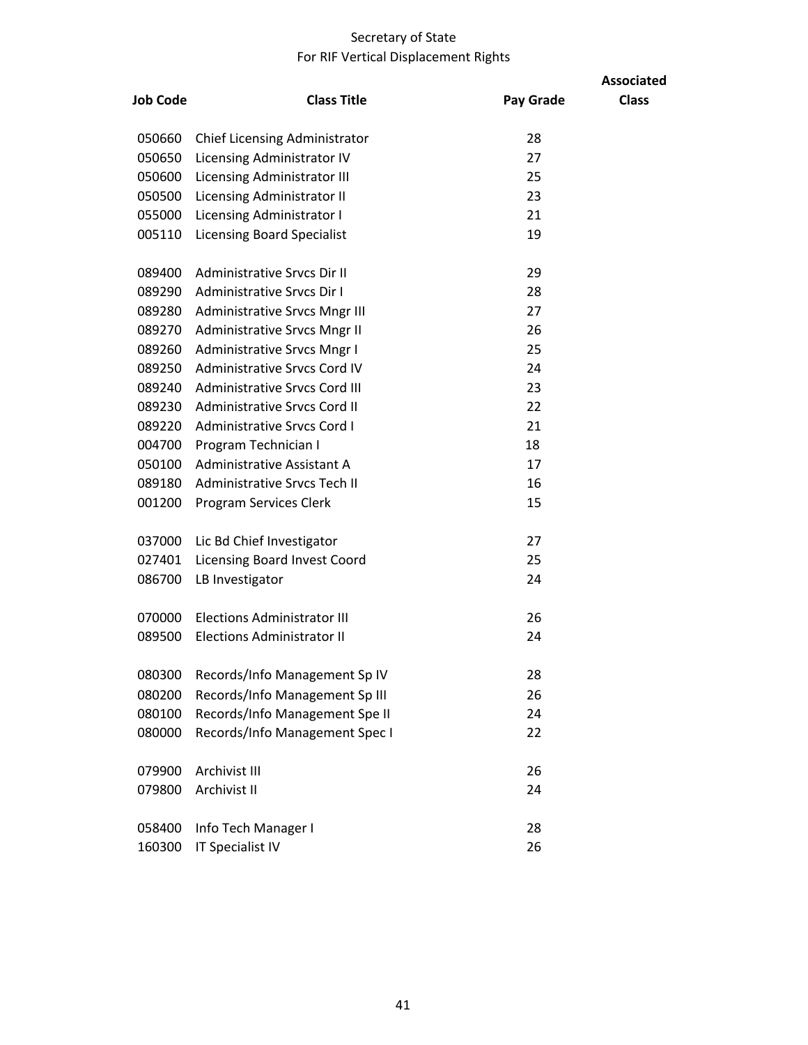Secretary of State
For RIF Vertical Displacement Rights

| Job Code | Class Title | Pay Grade | Associated Class |
|---|---|---|---|
| 050660 | Chief Licensing Administrator | 28 | |
| 050650 | Licensing Administrator IV | 27 | |
| 050600 | Licensing Administrator III | 25 | |
| 050500 | Licensing Administrator II | 23 | |
| 055000 | Licensing Administrator I | 21 | |
| 005110 | Licensing Board Specialist | 19 | |
| | | | |
| 089400 | Administrative Srvcs Dir II | 29 | |
| 089290 | Administrative Srvcs Dir I | 28 | |
| 089280 | Administrative Srvcs Mngr III | 27 | |
| 089270 | Administrative Srvcs Mngr II | 26 | |
| 089260 | Administrative Srvcs Mngr I | 25 | |
| 089250 | Administrative Srvcs Cord IV | 24 | |
| 089240 | Administrative Srvcs Cord III | 23 | |
| 089230 | Administrative Srvcs Cord II | 22 | |
| 089220 | Administrative Srvcs Cord I | 21 | |
| 004700 | Program Technician I | 18 | |
| 050100 | Administrative Assistant A | 17 | |
| 089180 | Administrative Srvcs Tech II | 16 | |
| 001200 | Program Services Clerk | 15 | |
| | | | |
| 037000 | Lic Bd Chief Investigator | 27 | |
| 027401 | Licensing Board Invest Coord | 25 | |
| 086700 | LB Investigator | 24 | |
| | | | |
| 070000 | Elections Administrator III | 26 | |
| 089500 | Elections Administrator II | 24 | |
| | | | |
| 080300 | Records/Info Management Sp IV | 28 | |
| 080200 | Records/Info Management Sp III | 26 | |
| 080100 | Records/Info Management Spe II | 24 | |
| 080000 | Records/Info Management Spec I | 22 | |
| | | | |
| 079900 | Archivist III | 26 | |
| 079800 | Archivist II | 24 | |
| | | | |
| 058400 | Info Tech Manager I | 28 | |
| 160300 | IT Specialist IV | 26 | |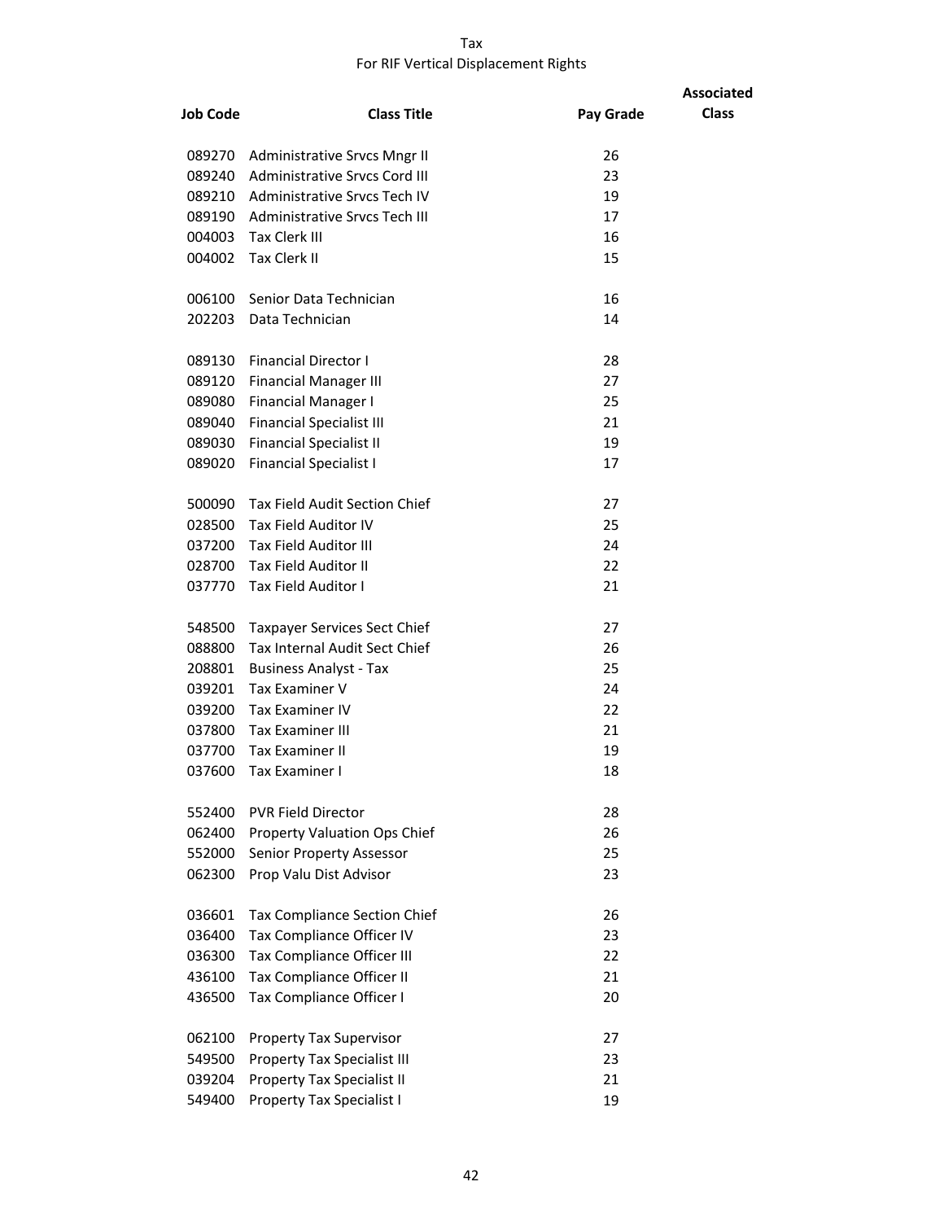# Tax
## For RIF Vertical Displacement Rights

| Job Code | Class Title | Pay Grade | Associated Class |
|---|---|---|---|
| 089270 | Administrative Srvcs Mngr II | 26 | |
| 089240 | Administrative Srvcs Cord III | 23 | |
| 089210 | Administrative Srvcs Tech IV | 19 | |
| 089190 | Administrative Srvcs Tech III | 17 | |
| 004003 | Tax Clerk III | 16 | |
| 004002 | Tax Clerk II | 15 | |
| | | | |
| 006100 | Senior Data Technician | 16 | |
| 202203 | Data Technician | 14 | |
| | | | |
| 089130 | Financial Director I | 28 | |
| 089120 | Financial Manager III | 27 | |
| 089080 | Financial Manager I | 25 | |
| 089040 | Financial Specialist III | 21 | |
| 089030 | Financial Specialist II | 19 | |
| 089020 | Financial Specialist I | 17 | |
| | | | |
| 500090 | Tax Field Audit Section Chief | 27 | |
| 028500 | Tax Field Auditor IV | 25 | |
| 037200 | Tax Field Auditor III | 24 | |
| 028700 | Tax Field Auditor II | 22 | |
| 037770 | Tax Field Auditor I | 21 | |
| | | | |
| 548500 | Taxpayer Services Sect Chief | 27 | |
| 088800 | Tax Internal Audit Sect Chief | 26 | |
| 208801 | Business Analyst - Tax | 25 | |
| 039201 | Tax Examiner V | 24 | |
| 039200 | Tax Examiner IV | 22 | |
| 037800 | Tax Examiner III | 21 | |
| 037700 | Tax Examiner II | 19 | |
| 037600 | Tax Examiner I | 18 | |
| | | | |
| 552400 | PVR Field Director | 28 | |
| 062400 | Property Valuation Ops Chief | 26 | |
| 552000 | Senior Property Assessor | 25 | |
| 062300 | Prop Valu Dist Advisor | 23 | |
| | | | |
| 036601 | Tax Compliance Section Chief | 26 | |
| 036400 | Tax Compliance Officer IV | 23 | |
| 036300 | Tax Compliance Officer III | 22 | |
| 436100 | Tax Compliance Officer II | 21 | |
| 436500 | Tax Compliance Officer I | 20 | |
| | | | |
| 062100 | Property Tax Supervisor | 27 | |
| 549500 | Property Tax Specialist III | 23 | |
| 039204 | Property Tax Specialist II | 21 | |
| 549400 | Property Tax Specialist I | 19 | |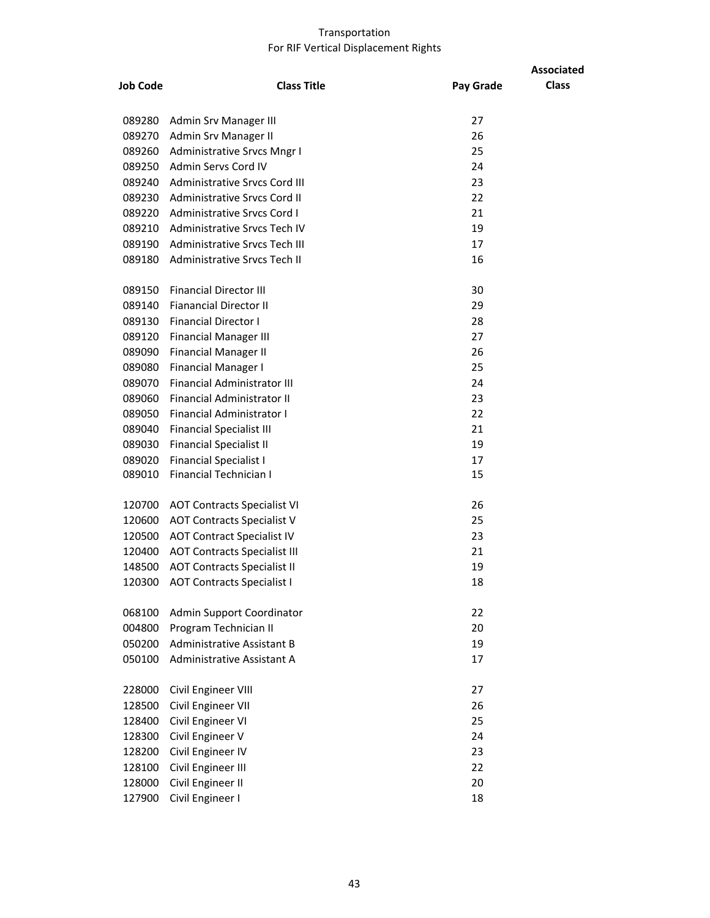# Transportation
## For RIF Vertical Displacement Rights

| Job Code | Class Title | Pay Grade | Associated Class |
|---|---|---|---|
| 089280 | Admin Srv Manager III | 27 | |
| 089270 | Admin Srv Manager II | 26 | |
| 089260 | Administrative Srvcs Mngr I | 25 | |
| 089250 | Admin Servs Cord IV | 24 | |
| 089240 | Administrative Srvcs Cord III | 23 | |
| 089230 | Administrative Srvcs Cord II | 22 | |
| 089220 | Administrative Srvcs Cord I | 21 | |
| 089210 | Administrative Srvcs Tech IV | 19 | |
| 089190 | Administrative Srvcs Tech III | 17 | |
| 089180 | Administrative Srvcs Tech II | 16 | |
| | | | |
| 089150 | Financial Director III | 30 | |
| 089140 | Fianancial Director II | 29 | |
| 089130 | Financial Director I | 28 | |
| 089120 | Financial Manager III | 27 | |
| 089090 | Financial Manager II | 26 | |
| 089080 | Financial Manager I | 25 | |
| 089070 | Financial Administrator III | 24 | |
| 089060 | Financial Administrator II | 23 | |
| 089050 | Financial Administrator I | 22 | |
| 089040 | Financial Specialist III | 21 | |
| 089030 | Financial Specialist II | 19 | |
| 089020 | Financial Specialist I | 17 | |
| 089010 | Financial Technician I | 15 | |
| | | | |
| 120700 | AOT Contracts Specialist VI | 26 | |
| 120600 | AOT Contracts Specialist V | 25 | |
| 120500 | AOT Contract Specialist IV | 23 | |
| 120400 | AOT Contracts Specialist III | 21 | |
| 148500 | AOT Contracts Specialist II | 19 | |
| 120300 | AOT Contracts Specialist I | 18 | |
| | | | |
| 068100 | Admin Support Coordinator | 22 | |
| 004800 | Program Technician II | 20 | |
| 050200 | Administrative Assistant B | 19 | |
| 050100 | Administrative Assistant A | 17 | |
| | | | |
| 228000 | Civil Engineer VIII | 27 | |
| 128500 | Civil Engineer VII | 26 | |
| 128400 | Civil Engineer VI | 25 | |
| 128300 | Civil Engineer V | 24 | |
| 128200 | Civil Engineer IV | 23 | |
| 128100 | Civil Engineer III | 22 | |
| 128000 | Civil Engineer II | 20 | |
| 127900 | Civil Engineer I | 18 | |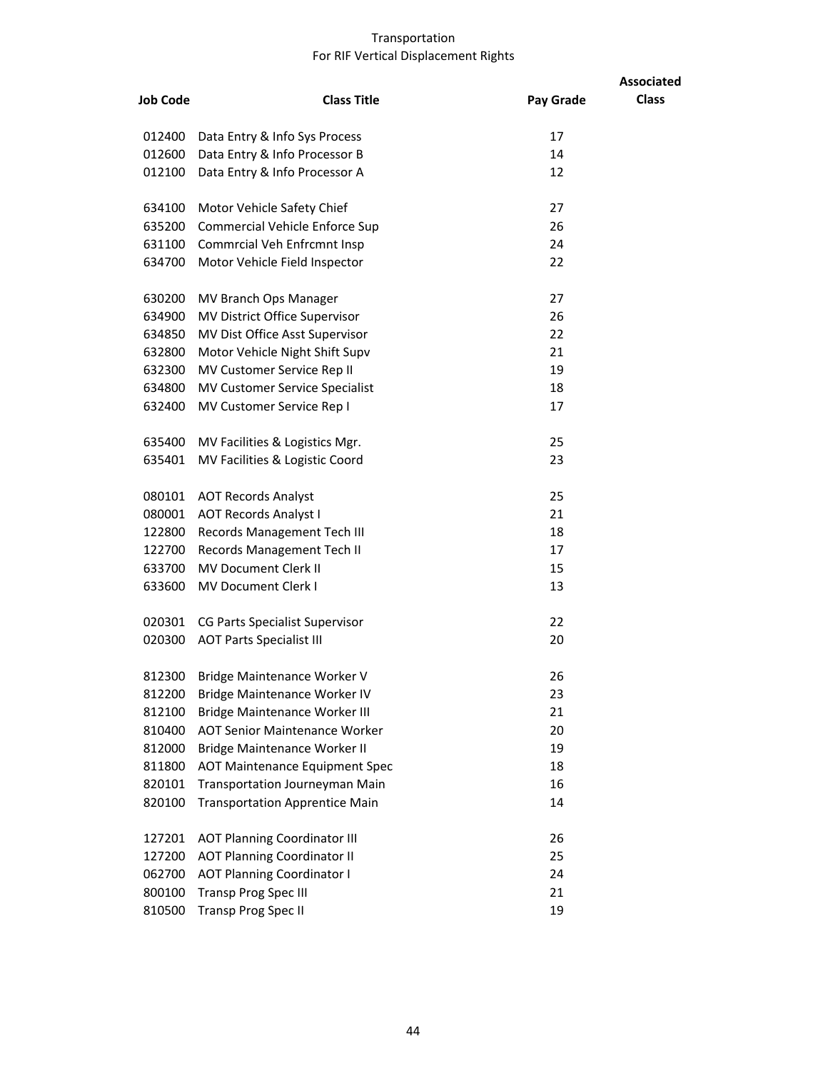Transportation
For RIF Vertical Displacement Rights

| Job Code | Class Title | Pay Grade | Associated Class |
|---|---|---|---|
| 012400 | Data Entry & Info Sys Process | 17 | |
| 012600 | Data Entry & Info Processor B | 14 | |
| 012100 | Data Entry & Info Processor A | 12 | |
| | | | |
| 634100 | Motor Vehicle Safety Chief | 27 | |
| 635200 | Commercial Vehicle Enforce Sup | 26 | |
| 631100 | Commrcial Veh Enfrcmnt Insp | 24 | |
| 634700 | Motor Vehicle Field Inspector | 22 | |
| | | | |
| 630200 | MV Branch Ops Manager | 27 | |
| 634900 | MV District Office Supervisor | 26 | |
| 634850 | MV Dist Office Asst Supervisor | 22 | |
| 632800 | Motor Vehicle Night Shift Supv | 21 | |
| 632300 | MV Customer Service Rep II | 19 | |
| 634800 | MV Customer Service Specialist | 18 | |
| 632400 | MV Customer Service Rep I | 17 | |
| | | | |
| 635400 | MV Facilities & Logistics Mgr. | 25 | |
| 635401 | MV Facilities & Logistic Coord | 23 | |
| | | | |
| 080101 | AOT Records Analyst | 25 | |
| 080001 | AOT Records Analyst I | 21 | |
| 122800 | Records Management Tech III | 18 | |
| 122700 | Records Management Tech II | 17 | |
| 633700 | MV Document Clerk II | 15 | |
| 633600 | MV Document Clerk I | 13 | |
| | | | |
| 020301 | CG Parts Specialist Supervisor | 22 | |
| 020300 | AOT Parts Specialist III | 20 | |
| | | | |
| 812300 | Bridge Maintenance Worker V | 26 | |
| 812200 | Bridge Maintenance Worker IV | 23 | |
| 812100 | Bridge Maintenance Worker III | 21 | |
| 810400 | AOT Senior Maintenance Worker | 20 | |
| 812000 | Bridge Maintenance Worker II | 19 | |
| 811800 | AOT Maintenance Equipment Spec | 18 | |
| 820101 | Transportation Journeyman Main | 16 | |
| 820100 | Transportation Apprentice Main | 14 | |
| | | | |
| 127201 | AOT Planning Coordinator III | 26 | |
| 127200 | AOT Planning Coordinator II | 25 | |
| 062700 | AOT Planning Coordinator I | 24 | |
| 800100 | Transp Prog Spec III | 21 | |
| 810500 | Transp Prog Spec II | 19 | |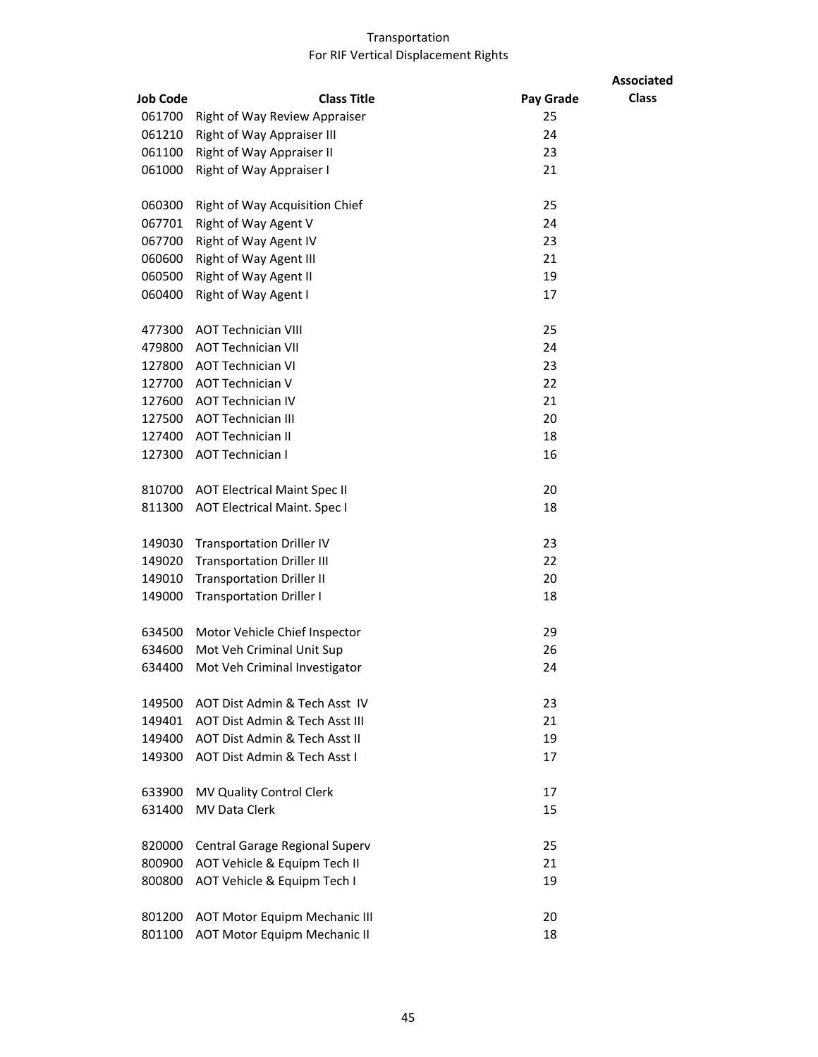Transportation
For RIF Vertical Displacement Rights

| Job Code | Class Title | Pay Grade | Associated Class |
|---|---|---|---|
| 061700 | Right of Way Review Appraiser | 25 | |
| 061210 | Right of Way Appraiser III | 24 | |
| 061100 | Right of Way Appraiser II | 23 | |
| 061000 | Right of Way Appraiser I | 21 | |
| | | | |
| 060300 | Right of Way Acquisition Chief | 25 | |
| 067701 | Right of Way Agent V | 24 | |
| 067700 | Right of Way Agent IV | 23 | |
| 060600 | Right of Way Agent III | 21 | |
| 060500 | Right of Way Agent II | 19 | |
| 060400 | Right of Way Agent I | 17 | |
| | | | |
| 477300 | AOT Technician VIII | 25 | |
| 479800 | AOT Technician VII | 24 | |
| 127800 | AOT Technician VI | 23 | |
| 127700 | AOT Technician V | 22 | |
| 127600 | AOT Technician IV | 21 | |
| 127500 | AOT Technician III | 20 | |
| 127400 | AOT Technician II | 18 | |
| 127300 | AOT Technician I | 16 | |
| | | | |
| 810700 | AOT Electrical Maint Spec II | 20 | |
| 811300 | AOT Electrical Maint. Spec I | 18 | |
| | | | |
| 149030 | Transportation Driller IV | 23 | |
| 149020 | Transportation Driller III | 22 | |
| 149010 | Transportation Driller II | 20 | |
| 149000 | Transportation Driller I | 18 | |
| | | | |
| 634500 | Motor Vehicle Chief Inspector | 29 | |
| 634600 | Mot Veh Criminal Unit Sup | 26 | |
| 634400 | Mot Veh Criminal Investigator | 24 | |
| | | | |
| 149500 | AOT Dist Admin & Tech Asst IV | 23 | |
| 149401 | AOT Dist Admin & Tech Asst III | 21 | |
| 149400 | AOT Dist Admin & Tech Asst II | 19 | |
| 149300 | AOT Dist Admin & Tech Asst I | 17 | |
| | | | |
| 633900 | MV Quality Control Clerk | 17 | |
| 631400 | MV Data Clerk | 15 | |
| | | | |
| 820000 | Central Garage Regional Superv | 25 | |
| 800900 | AOT Vehicle & Equipm Tech II | 21 | |
| 800800 | AOT Vehicle & Equipm Tech I | 19 | |
| | | | |
| 801200 | AOT Motor Equipm Mechanic III | 20 | |
| 801100 | AOT Motor Equipm Mechanic II | 18 | |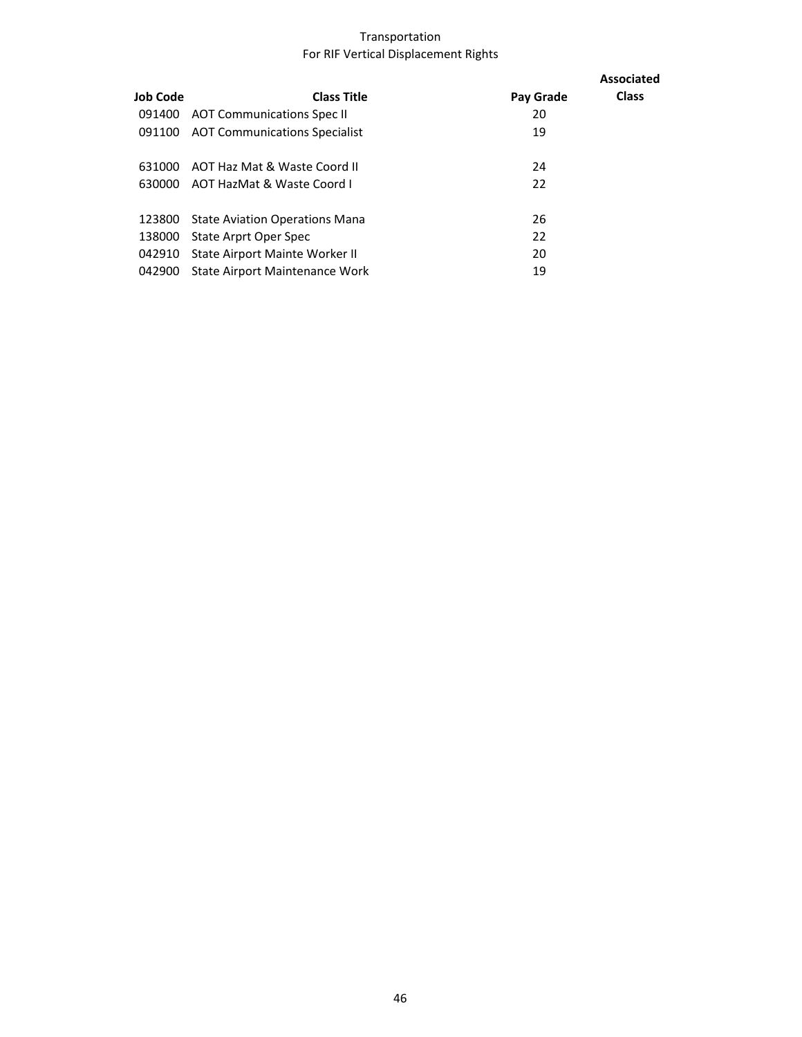Transportation

For RIF Vertical Displacement Rights

| Job Code | Class Title | Pay Grade | Associated Class |
|---|---|---|---|
| 091400 | AOT Communications Spec II | 20 | |
| 091100 | AOT Communications Specialist | 19 | |
| | | | |
| 631000 | AOT Haz Mat & Waste Coord II | 24 | |
| 630000 | AOT HazMat & Waste Coord I | 22 | |
| | | | |
| 123800 | State Aviation Operations Mana | 26 | |
| 138000 | State Arprt Oper Spec | 22 | |
| 042910 | State Airport Mainte Worker II | 20 | |
| 042900 | State Airport Maintenance Work | 19 | |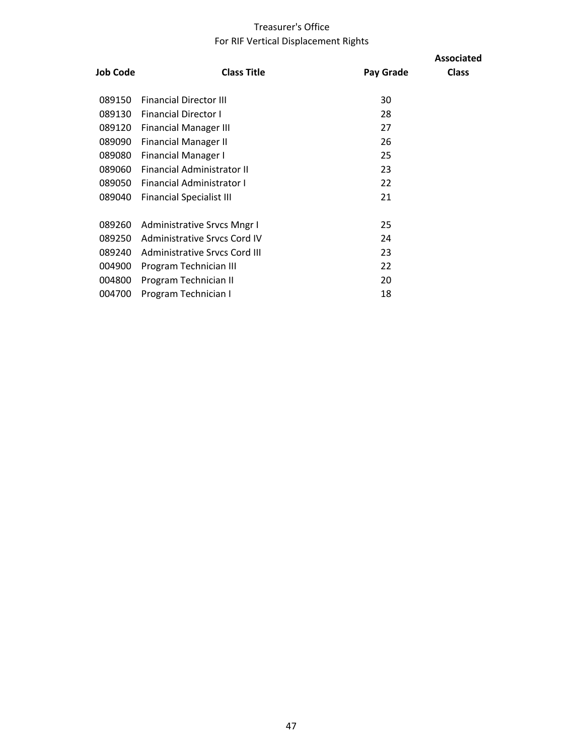Treasurer's Office
For RIF Vertical Displacement Rights

| Job Code | Class Title | Pay Grade | Associated Class |
|---|---|---|---|
| 089150 | Financial Director III | 30 | |
| 089130 | Financial Director I | 28 | |
| 089120 | Financial Manager III | 27 | |
| 089090 | Financial Manager II | 26 | |
| 089080 | Financial Manager I | 25 | |
| 089060 | Financial Administrator II | 23 | |
| 089050 | Financial Administrator I | 22 | |
| 089040 | Financial Specialist III | 21 | |
| | | | |
| 089260 | Administrative Srvcs Mngr I | 25 | |
| 089250 | Administrative Srvcs Cord IV | 24 | |
| 089240 | Administrative Srvcs Cord III | 23 | |
| 004900 | Program Technician III | 22 | |
| 004800 | Program Technician II | 20 | |
| 004700 | Program Technician I | 18 | |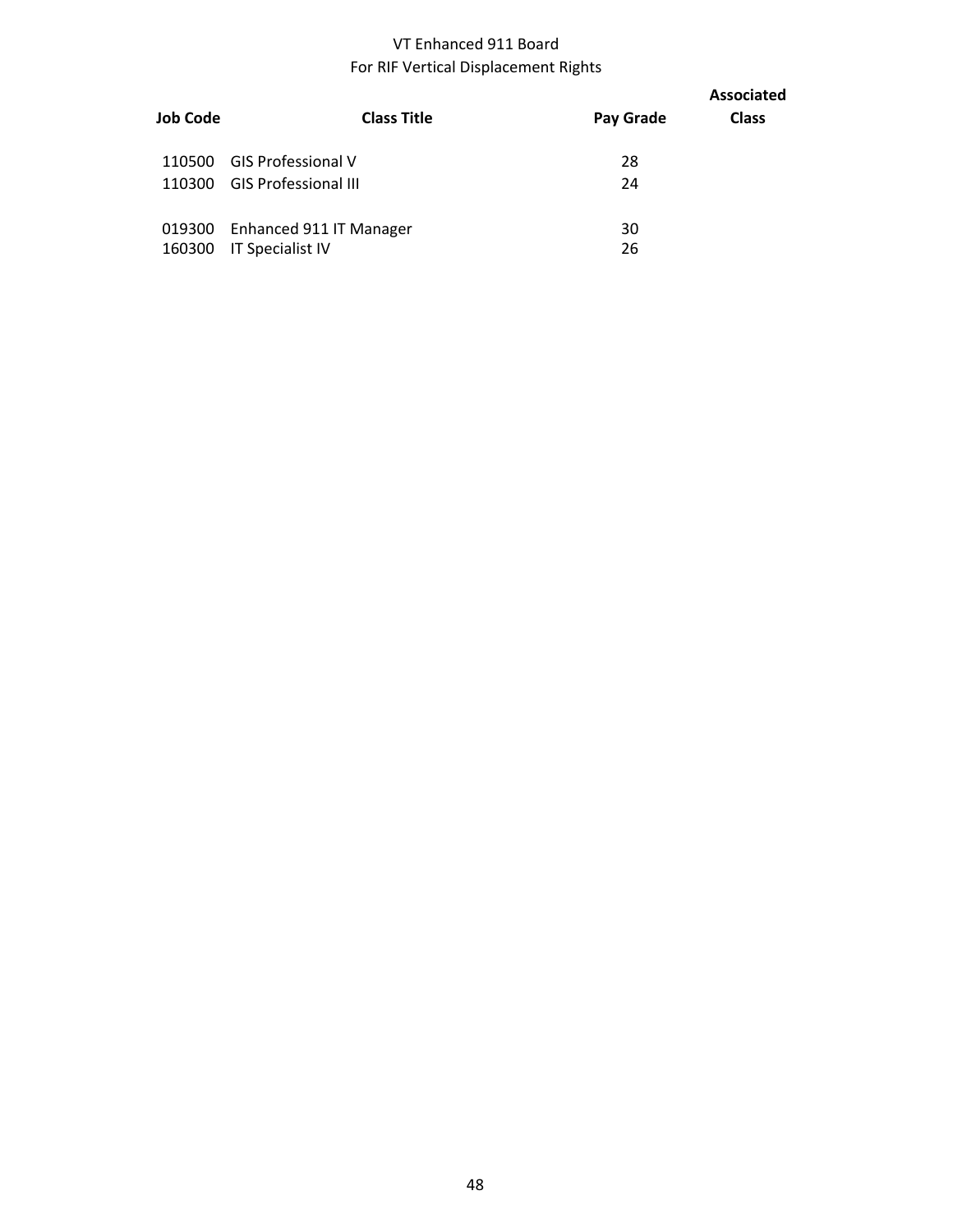# VT Enhanced 911 Board
## For RIF Vertical Displacement Rights

| Job Code | Class Title | Pay Grade | Associated Class |
|---|---|---|---|
| 110500 | GIS Professional V | 28 | |
| 110300 | GIS Professional III | 24 | |
| | | | |
| 019300 | Enhanced 911 IT Manager | 30 | |
| 160300 | IT Specialist IV | 26 | |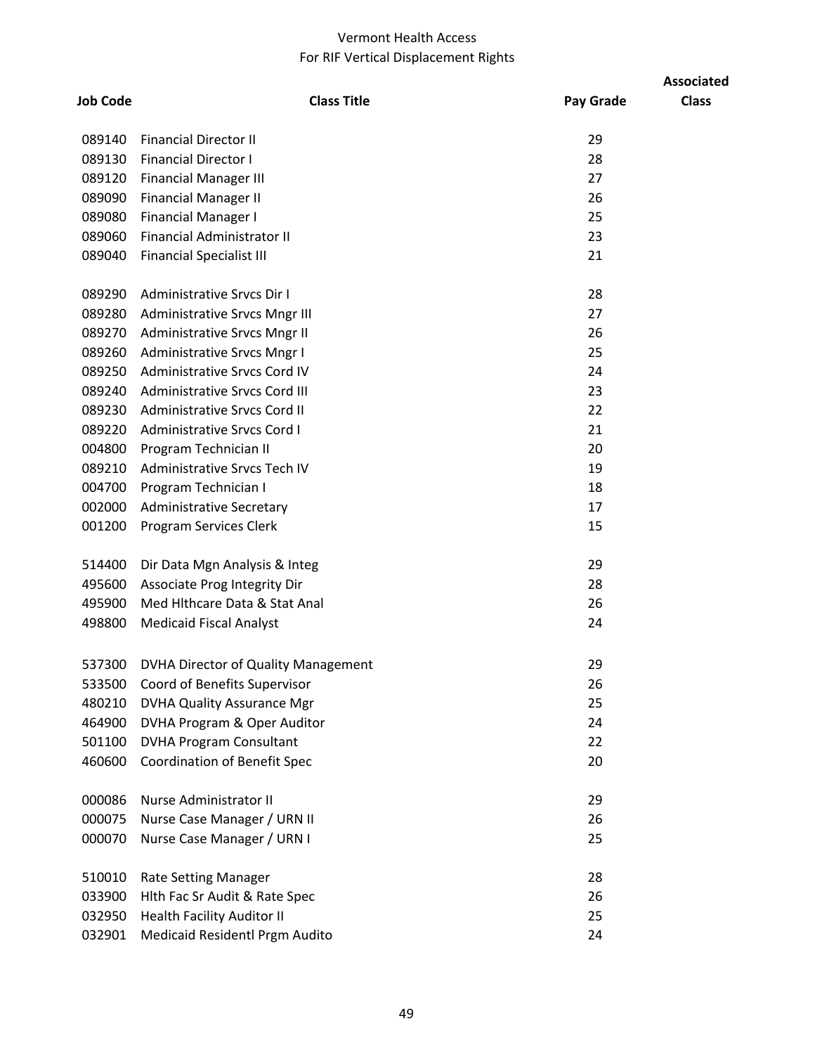Vermont Health Access
For RIF Vertical Displacement Rights

| Job Code | Class Title | Pay Grade | Associated Class |
|---|---|---|---|
| 089140 | Financial Director II | 29 | |
| 089130 | Financial Director I | 28 | |
| 089120 | Financial Manager III | 27 | |
| 089090 | Financial Manager II | 26 | |
| 089080 | Financial Manager I | 25 | |
| 089060 | Financial Administrator II | 23 | |
| 089040 | Financial Specialist III | 21 | |
| | | | |
| 089290 | Administrative Srvcs Dir I | 28 | |
| 089280 | Administrative Srvcs Mngr III | 27 | |
| 089270 | Administrative Srvcs Mngr II | 26 | |
| 089260 | Administrative Srvcs Mngr I | 25 | |
| 089250 | Administrative Srvcs Cord IV | 24 | |
| 089240 | Administrative Srvcs Cord III | 23 | |
| 089230 | Administrative Srvcs Cord II | 22 | |
| 089220 | Administrative Srvcs Cord I | 21 | |
| 004800 | Program Technician II | 20 | |
| 089210 | Administrative Srvcs Tech IV | 19 | |
| 004700 | Program Technician I | 18 | |
| 002000 | Administrative Secretary | 17 | |
| 001200 | Program Services Clerk | 15 | |
| | | | |
| 514400 | Dir Data Mgn Analysis & Integ | 29 | |
| 495600 | Associate Prog Integrity Dir | 28 | |
| 495900 | Med Hlthcare Data & Stat Anal | 26 | |
| 498800 | Medicaid Fiscal Analyst | 24 | |
| | | | |
| 537300 | DVHA Director of Quality Management | 29 | |
| 533500 | Coord of Benefits Supervisor | 26 | |
| 480210 | DVHA Quality Assurance Mgr | 25 | |
| 464900 | DVHA Program & Oper Auditor | 24 | |
| 501100 | DVHA Program Consultant | 22 | |
| 460600 | Coordination of Benefit Spec | 20 | |
| | | | |
| 000086 | Nurse Administrator II | 29 | |
| 000075 | Nurse Case Manager / URN II | 26 | |
| 000070 | Nurse Case Manager / URN I | 25 | |
| | | | |
| 510010 | Rate Setting Manager | 28 | |
| 033900 | Hlth Fac Sr Audit & Rate Spec | 26 | |
| 032950 | Health Facility Auditor II | 25 | |
| 032901 | Medicaid Residentl Prgm Audito | 24 | |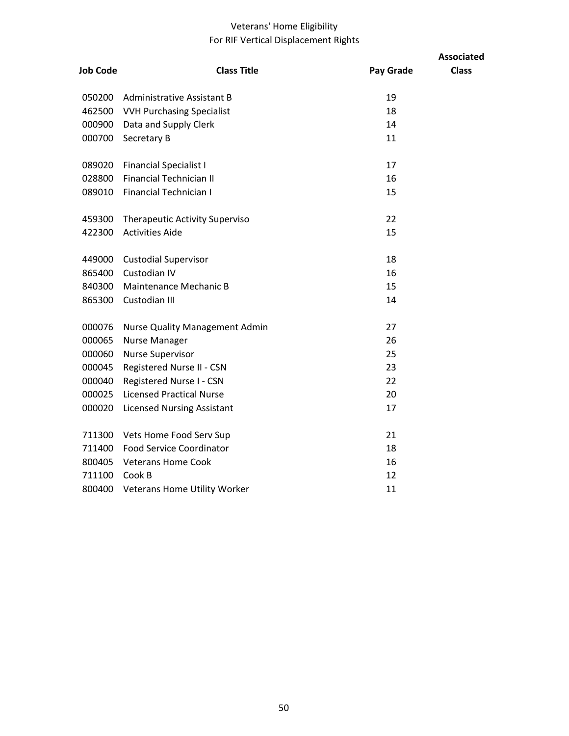# Veterans' Home Eligibility
## For RIF Vertical Displacement Rights

| Job Code | Class Title | Pay Grade | Associated Class |
|---|---|---|---|
| 050200 | Administrative Assistant B | 19 | |
| 462500 | VVH Purchasing Specialist | 18 | |
| 000900 | Data and Supply Clerk | 14 | |
| 000700 | Secretary B | 11 | |
| | | | |
| 089020 | Financial Specialist I | 17 | |
| 028800 | Financial Technician II | 16 | |
| 089010 | Financial Technician I | 15 | |
| | | | |
| 459300 | Therapeutic Activity Superviso | 22 | |
| 422300 | Activities Aide | 15 | |
| | | | |
| 449000 | Custodial Supervisor | 18 | |
| 865400 | Custodian IV | 16 | |
| 840300 | Maintenance Mechanic B | 15 | |
| 865300 | Custodian III | 14 | |
| | | | |
| 000076 | Nurse Quality Management Admin | 27 | |
| 000065 | Nurse Manager | 26 | |
| 000060 | Nurse Supervisor | 25 | |
| 000045 | Registered Nurse II - CSN | 23 | |
| 000040 | Registered Nurse I - CSN | 22 | |
| 000025 | Licensed Practical Nurse | 20 | |
| 000020 | Licensed Nursing Assistant | 17 | |
| | | | |
| 711300 | Vets Home Food Serv Sup | 21 | |
| 711400 | Food Service Coordinator | 18 | |
| 800405 | Veterans Home Cook | 16 | |
| 711100 | Cook B | 12 | |
| 800400 | Veterans Home Utility Worker | 11 | |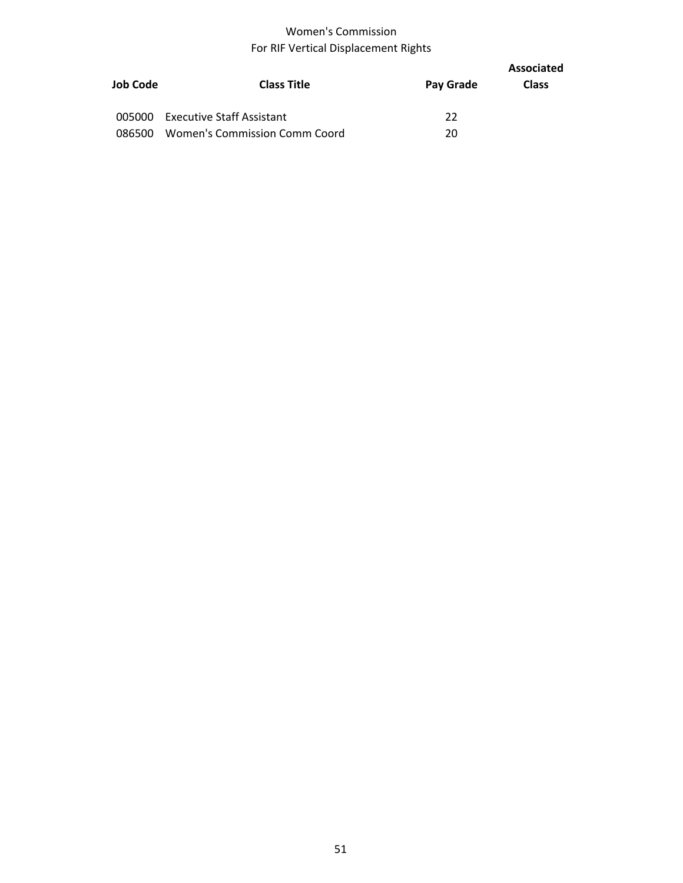# Women's Commission
## For RIF Vertical Displacement Rights

| Job Code | Class Title | Pay Grade | Associated Class |
| --- | --- | --- | --- |
| 005000 | Executive Staff Assistant | 22 | |
| 086500 | Women's Commission Comm Coord | 20 | |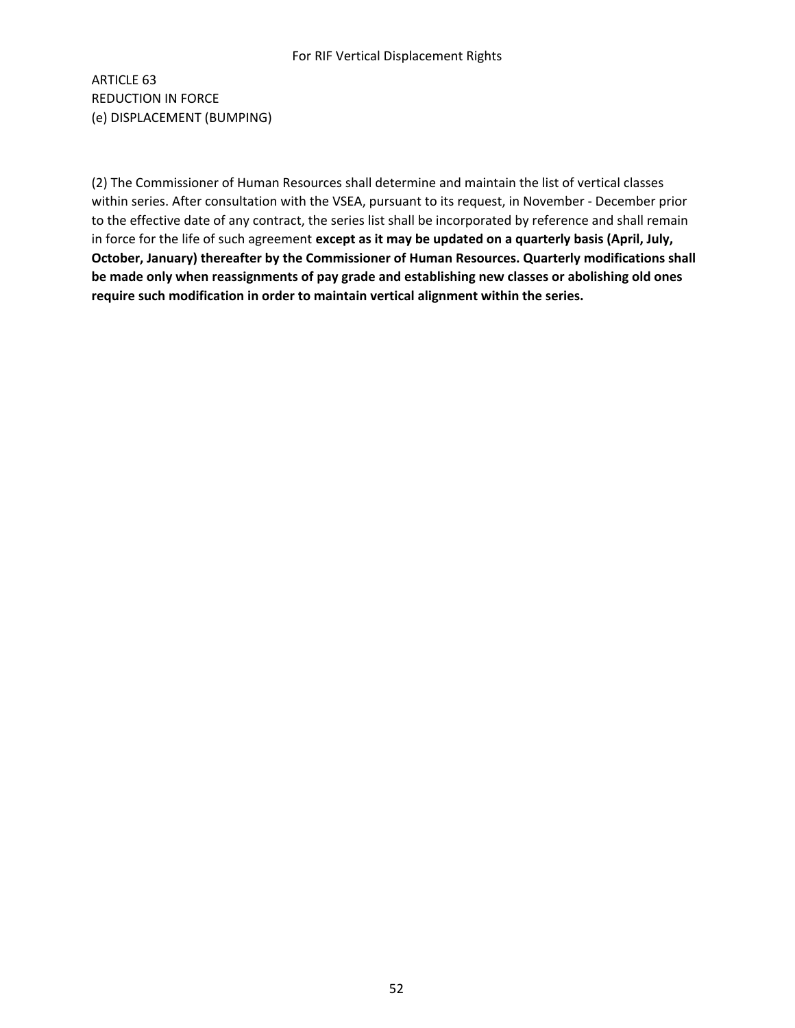For RIF Vertical Displacement Rights

ARTICLE 63
REDUCTION IN FORCE
(e) DISPLACEMENT (BUMPING)

(2) The Commissioner of Human Resources shall determine and maintain the list of vertical classes within series. After consultation with the VSEA, pursuant to its request, in November - December prior to the effective date of any contract, the series list shall be incorporated by reference and shall remain in force for the life of such agreement **except as it may be updated on a quarterly basis (April, July, October, January) thereafter by the Commissioner of Human Resources. Quarterly modifications shall be made only when reassignments of pay grade and establishing new classes or abolishing old ones require such modification in order to maintain vertical alignment within the series.**